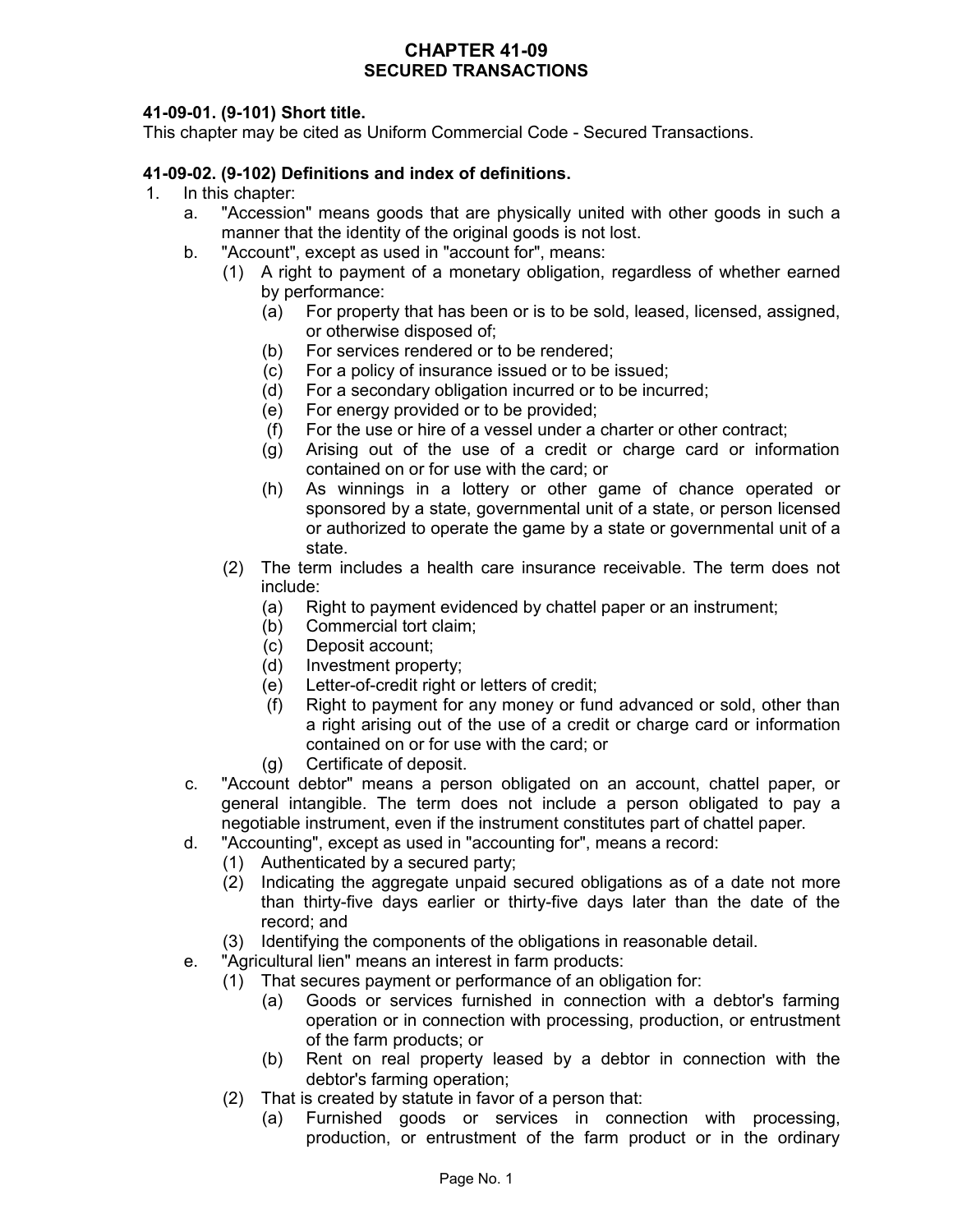# CHAPTER 41-09
## SECURED TRANSACTIONS

**41-09-01. (9-101) Short title.**

This chapter may be cited as Uniform Commercial Code - Secured Transactions.

**41-09-02. (9-102) Definitions and index of definitions.**

1. In this chapter:
   a. "Accession" means goods that are physically united with other goods in such a manner that the identity of the original goods is not lost.
   b. "Account", except as used in "account for", means:
      (1) A right to payment of a monetary obligation, regardless of whether earned by performance:
         (a) For property that has been or is to be sold, leased, licensed, assigned, or otherwise disposed of;
         (b) For services rendered or to be rendered;
         (c) For a policy of insurance issued or to be issued;
         (d) For a secondary obligation incurred or to be incurred;
         (e) For energy provided or to be provided;
         (f) For the use or hire of a vessel under a charter or other contract;
         (g) Arising out of the use of a credit or charge card or information contained on or for use with the card; or
         (h) As winnings in a lottery or other game of chance operated or sponsored by a state, governmental unit of a state, or person licensed or authorized to operate the game by a state or governmental unit of a state.
      (2) The term includes a health care insurance receivable. The term does not include:
         (a) Right to payment evidenced by chattel paper or an instrument;
         (b) Commercial tort claim;
         (c) Deposit account;
         (d) Investment property;
         (e) Letter-of-credit right or letters of credit;
         (f) Right to payment for any money or fund advanced or sold, other than a right arising out of the use of a credit or charge card or information contained on or for use with the card; or
         (g) Certificate of deposit.
   c. "Account debtor" means a person obligated on an account, chattel paper, or general intangible. The term does not include a person obligated to pay a negotiable instrument, even if the instrument constitutes part of chattel paper.
   d. "Accounting", except as used in "accounting for", means a record:
      (1) Authenticated by a secured party;
      (2) Indicating the aggregate unpaid secured obligations as of a date not more than thirty-five days earlier or thirty-five days later than the date of the record; and
      (3) Identifying the components of the obligations in reasonable detail.
   e. "Agricultural lien" means an interest in farm products:
      (1) That secures payment or performance of an obligation for:
         (a) Goods or services furnished in connection with a debtor's farming operation or in connection with processing, production, or entrustment of the farm products; or
         (b) Rent on real property leased by a debtor in connection with the debtor's farming operation;
      (2) That is created by statute in favor of a person that:
         (a) Furnished goods or services in connection with processing, production, or entrustment of the farm product or in the ordinary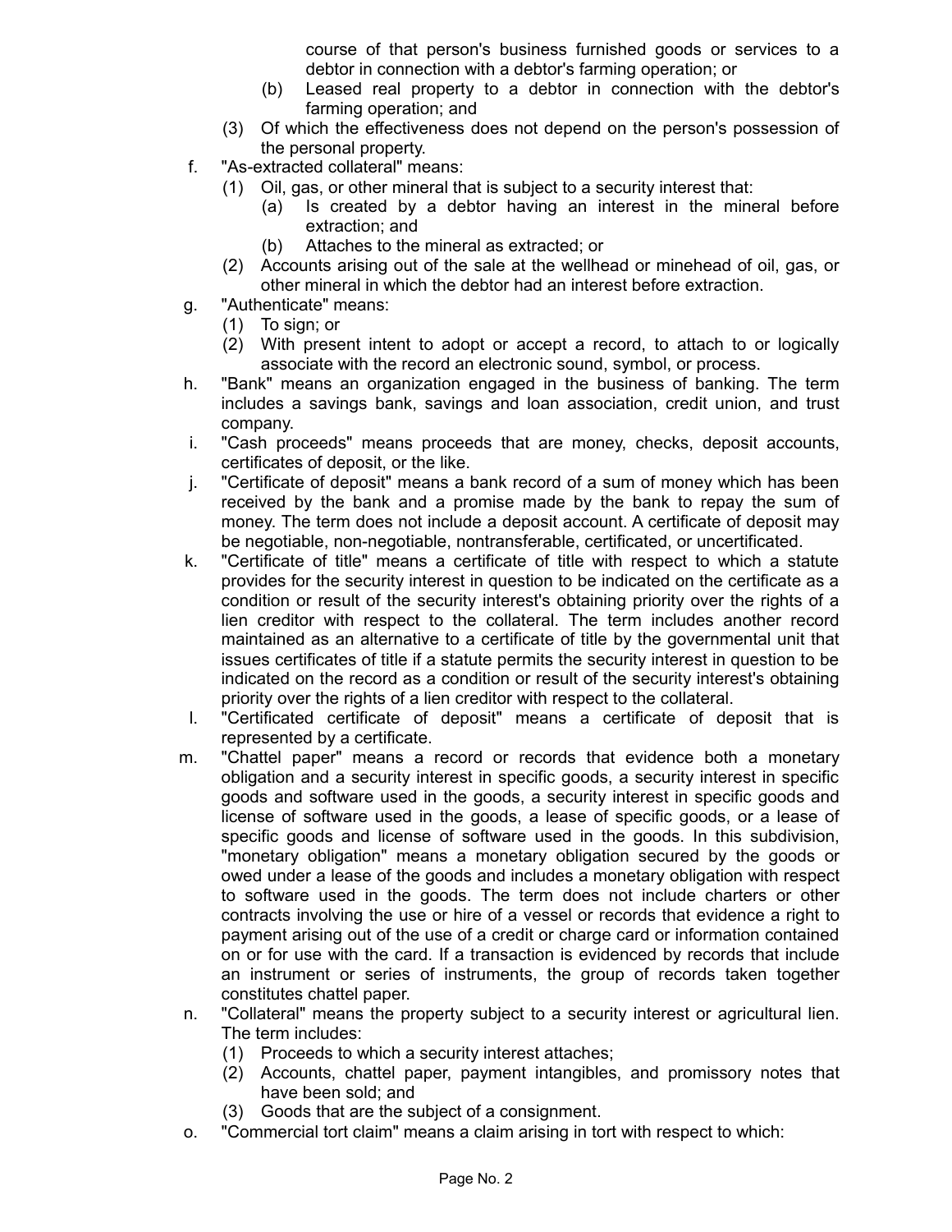course of that person's business furnished goods or services to a debtor in connection with a debtor's farming operation; or

(b) Leased real property to a debtor in connection with the debtor's farming operation; and

(3) Of which the effectiveness does not depend on the person's possession of the personal property.

f. "As-extracted collateral" means:

(1) Oil, gas, or other mineral that is subject to a security interest that:

(a) Is created by a debtor having an interest in the mineral before extraction; and

(b) Attaches to the mineral as extracted; or

(2) Accounts arising out of the sale at the wellhead or minehead of oil, gas, or other mineral in which the debtor had an interest before extraction.

g. "Authenticate" means:

(1) To sign; or

(2) With present intent to adopt or accept a record, to attach to or logically associate with the record an electronic sound, symbol, or process.

h. "Bank" means an organization engaged in the business of banking. The term includes a savings bank, savings and loan association, credit union, and trust company.

i. "Cash proceeds" means proceeds that are money, checks, deposit accounts, certificates of deposit, or the like.

j. "Certificate of deposit" means a bank record of a sum of money which has been received by the bank and a promise made by the bank to repay the sum of money. The term does not include a deposit account. A certificate of deposit may be negotiable, non-negotiable, nontransferable, certificated, or uncertificated.

k. "Certificate of title" means a certificate of title with respect to which a statute provides for the security interest in question to be indicated on the certificate as a condition or result of the security interest's obtaining priority over the rights of a lien creditor with respect to the collateral. The term includes another record maintained as an alternative to a certificate of title by the governmental unit that issues certificates of title if a statute permits the security interest in question to be indicated on the record as a condition or result of the security interest's obtaining priority over the rights of a lien creditor with respect to the collateral.

l. "Certificated certificate of deposit" means a certificate of deposit that is represented by a certificate.

m. "Chattel paper" means a record or records that evidence both a monetary obligation and a security interest in specific goods, a security interest in specific goods and software used in the goods, a security interest in specific goods and license of software used in the goods, a lease of specific goods, or a lease of specific goods and license of software used in the goods. In this subdivision, "monetary obligation" means a monetary obligation secured by the goods or owed under a lease of the goods and includes a monetary obligation with respect to software used in the goods. The term does not include charters or other contracts involving the use or hire of a vessel or records that evidence a right to payment arising out of the use of a credit or charge card or information contained on or for use with the card. If a transaction is evidenced by records that include an instrument or series of instruments, the group of records taken together constitutes chattel paper.

n. "Collateral" means the property subject to a security interest or agricultural lien. The term includes:

(1) Proceeds to which a security interest attaches;

(2) Accounts, chattel paper, payment intangibles, and promissory notes that have been sold; and

(3) Goods that are the subject of a consignment.

o. "Commercial tort claim" means a claim arising in tort with respect to which: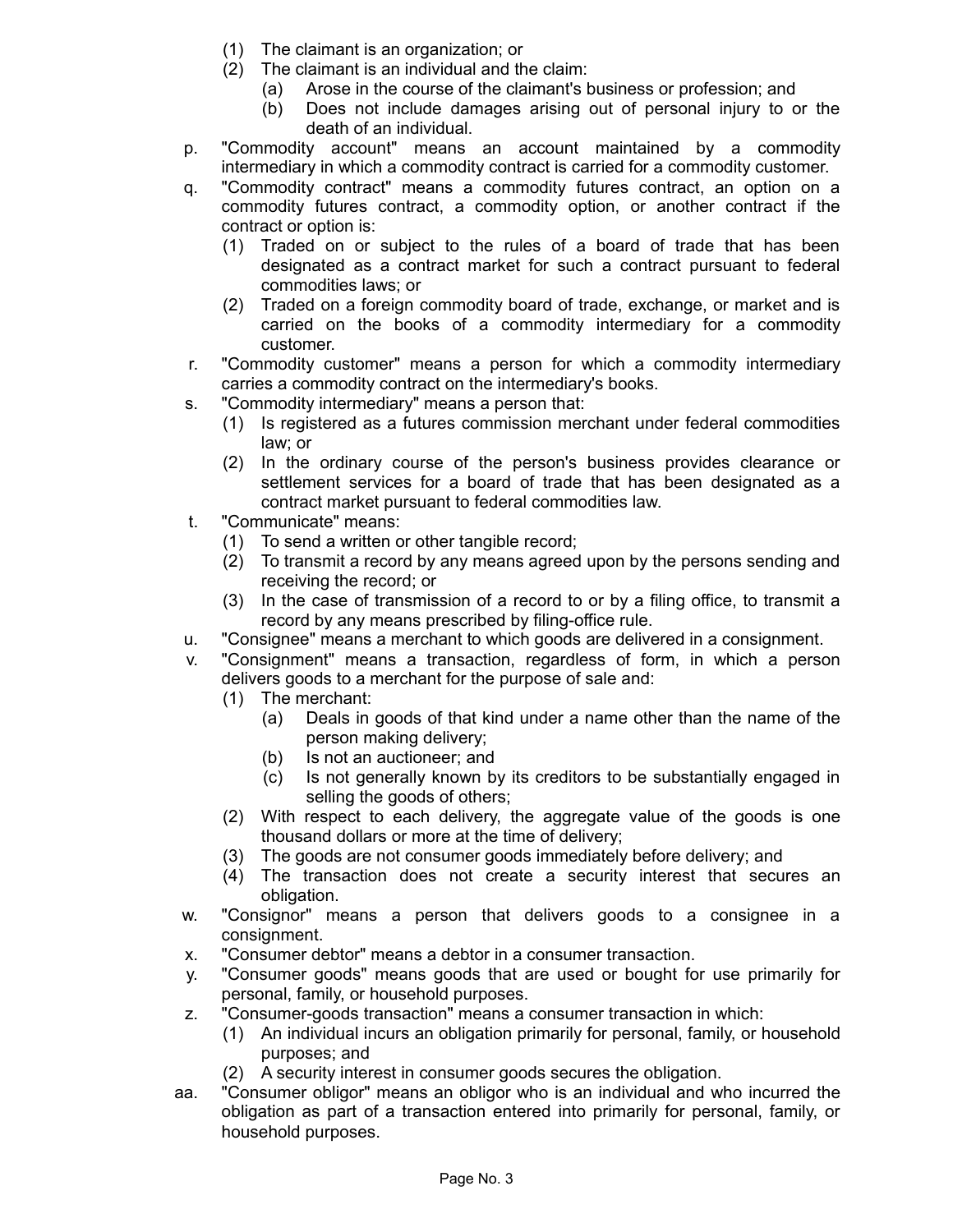(1) The claimant is an organization; or
(2) The claimant is an individual and the claim:
(a) Arose in the course of the claimant's business or profession; and
(b) Does not include damages arising out of personal injury to or the death of an individual.

p. "Commodity account" means an account maintained by a commodity intermediary in which a commodity contract is carried for a commodity customer.

q. "Commodity contract" means a commodity futures contract, an option on a commodity futures contract, a commodity option, or another contract if the contract or option is:
(1) Traded on or subject to the rules of a board of trade that has been designated as a contract market for such a contract pursuant to federal commodities laws; or
(2) Traded on a foreign commodity board of trade, exchange, or market and is carried on the books of a commodity intermediary for a commodity customer.

r. "Commodity customer" means a person for which a commodity intermediary carries a commodity contract on the intermediary's books.

s. "Commodity intermediary" means a person that:
(1) Is registered as a futures commission merchant under federal commodities law; or
(2) In the ordinary course of the person's business provides clearance or settlement services for a board of trade that has been designated as a contract market pursuant to federal commodities law.

t. "Communicate" means:
(1) To send a written or other tangible record;
(2) To transmit a record by any means agreed upon by the persons sending and receiving the record; or
(3) In the case of transmission of a record to or by a filing office, to transmit a record by any means prescribed by filing-office rule.

u. "Consignee" means a merchant to which goods are delivered in a consignment.

v. "Consignment" means a transaction, regardless of form, in which a person delivers goods to a merchant for the purpose of sale and:
(1) The merchant:
(a) Deals in goods of that kind under a name other than the name of the person making delivery;
(b) Is not an auctioneer; and
(c) Is not generally known by its creditors to be substantially engaged in selling the goods of others;
(2) With respect to each delivery, the aggregate value of the goods is one thousand dollars or more at the time of delivery;
(3) The goods are not consumer goods immediately before delivery; and
(4) The transaction does not create a security interest that secures an obligation.

w. "Consignor" means a person that delivers goods to a consignee in a consignment.

x. "Consumer debtor" means a debtor in a consumer transaction.

y. "Consumer goods" means goods that are used or bought for use primarily for personal, family, or household purposes.

z. "Consumer-goods transaction" means a consumer transaction in which:
(1) An individual incurs an obligation primarily for personal, family, or household purposes; and
(2) A security interest in consumer goods secures the obligation.

aa. "Consumer obligor" means an obligor who is an individual and who incurred the obligation as part of a transaction entered into primarily for personal, family, or household purposes.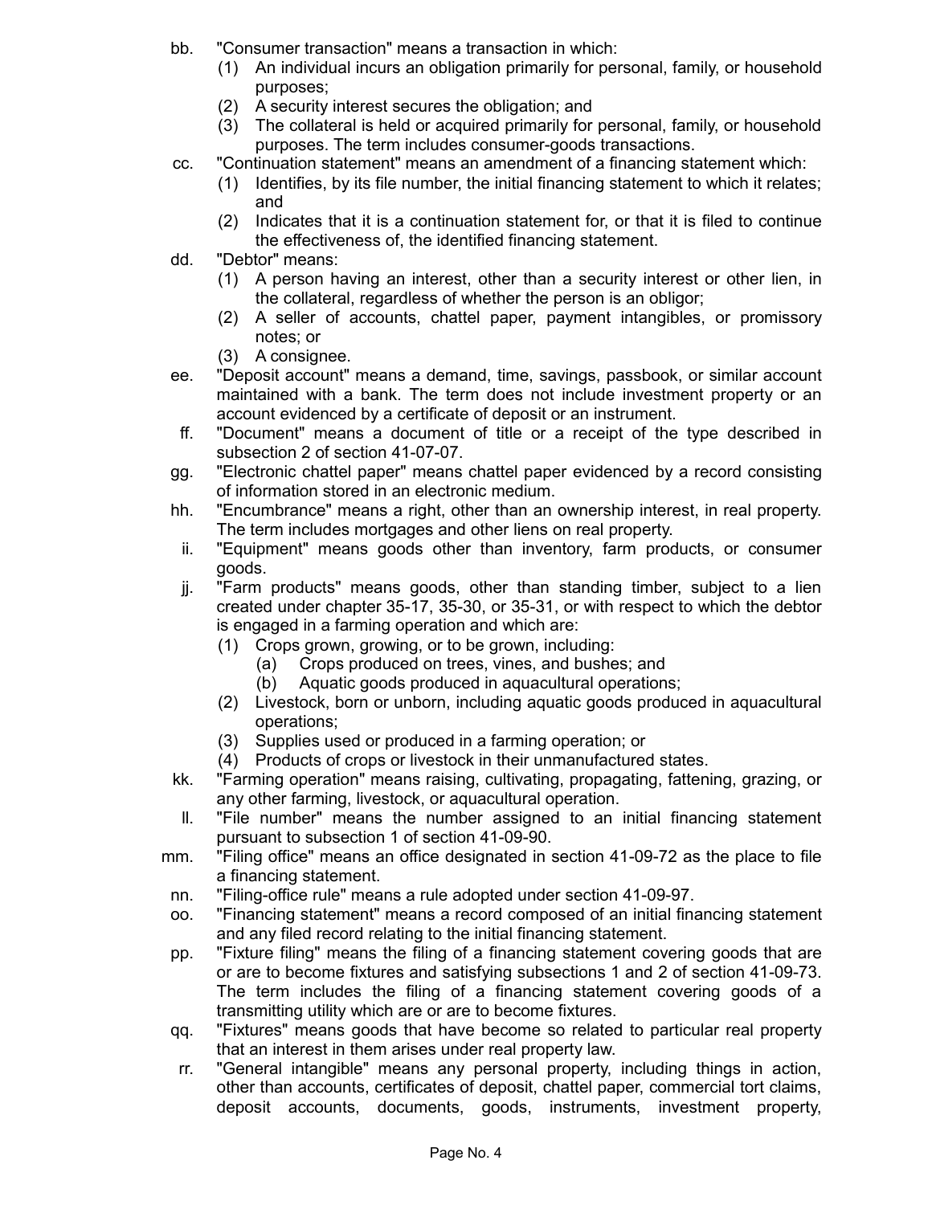bb. "Consumer transaction" means a transaction in which:
   (1) An individual incurs an obligation primarily for personal, family, or household purposes;
   (2) A security interest secures the obligation; and
   (3) The collateral is held or acquired primarily for personal, family, or household purposes. The term includes consumer-goods transactions.

cc. "Continuation statement" means an amendment of a financing statement which:
   (1) Identifies, by its file number, the initial financing statement to which it relates; and
   (2) Indicates that it is a continuation statement for, or that it is filed to continue the effectiveness of, the identified financing statement.

dd. "Debtor" means:
   (1) A person having an interest, other than a security interest or other lien, in the collateral, regardless of whether the person is an obligor;
   (2) A seller of accounts, chattel paper, payment intangibles, or promissory notes; or
   (3) A consignee.

ee. "Deposit account" means a demand, time, savings, passbook, or similar account maintained with a bank. The term does not include investment property or an account evidenced by a certificate of deposit or an instrument.

ff. "Document" means a document of title or a receipt of the type described in subsection 2 of section 41-07-07.

gg. "Electronic chattel paper" means chattel paper evidenced by a record consisting of information stored in an electronic medium.

hh. "Encumbrance" means a right, other than an ownership interest, in real property. The term includes mortgages and other liens on real property.

ii. "Equipment" means goods other than inventory, farm products, or consumer goods.

jj. "Farm products" means goods, other than standing timber, subject to a lien created under chapter 35-17, 35-30, or 35-31, or with respect to which the debtor is engaged in a farming operation and which are:
   (1) Crops grown, growing, or to be grown, including:
      (a) Crops produced on trees, vines, and bushes; and
      (b) Aquatic goods produced in aquacultural operations;
   (2) Livestock, born or unborn, including aquatic goods produced in aquacultural operations;
   (3) Supplies used or produced in a farming operation; or
   (4) Products of crops or livestock in their unmanufactured states.

kk. "Farming operation" means raising, cultivating, propagating, fattening, grazing, or any other farming, livestock, or aquacultural operation.

ll. "File number" means the number assigned to an initial financing statement pursuant to subsection 1 of section 41-09-90.

mm. "Filing office" means an office designated in section 41-09-72 as the place to file a financing statement.

nn. "Filing-office rule" means a rule adopted under section 41-09-97.

oo. "Financing statement" means a record composed of an initial financing statement and any filed record relating to the initial financing statement.

pp. "Fixture filing" means the filing of a financing statement covering goods that are or are to become fixtures and satisfying subsections 1 and 2 of section 41-09-73. The term includes the filing of a financing statement covering goods of a transmitting utility which are or are to become fixtures.

qq. "Fixtures" means goods that have become so related to particular real property that an interest in them arises under real property law.

rr. "General intangible" means any personal property, including things in action, other than accounts, certificates of deposit, chattel paper, commercial tort claims, deposit accounts, documents, goods, instruments, investment property,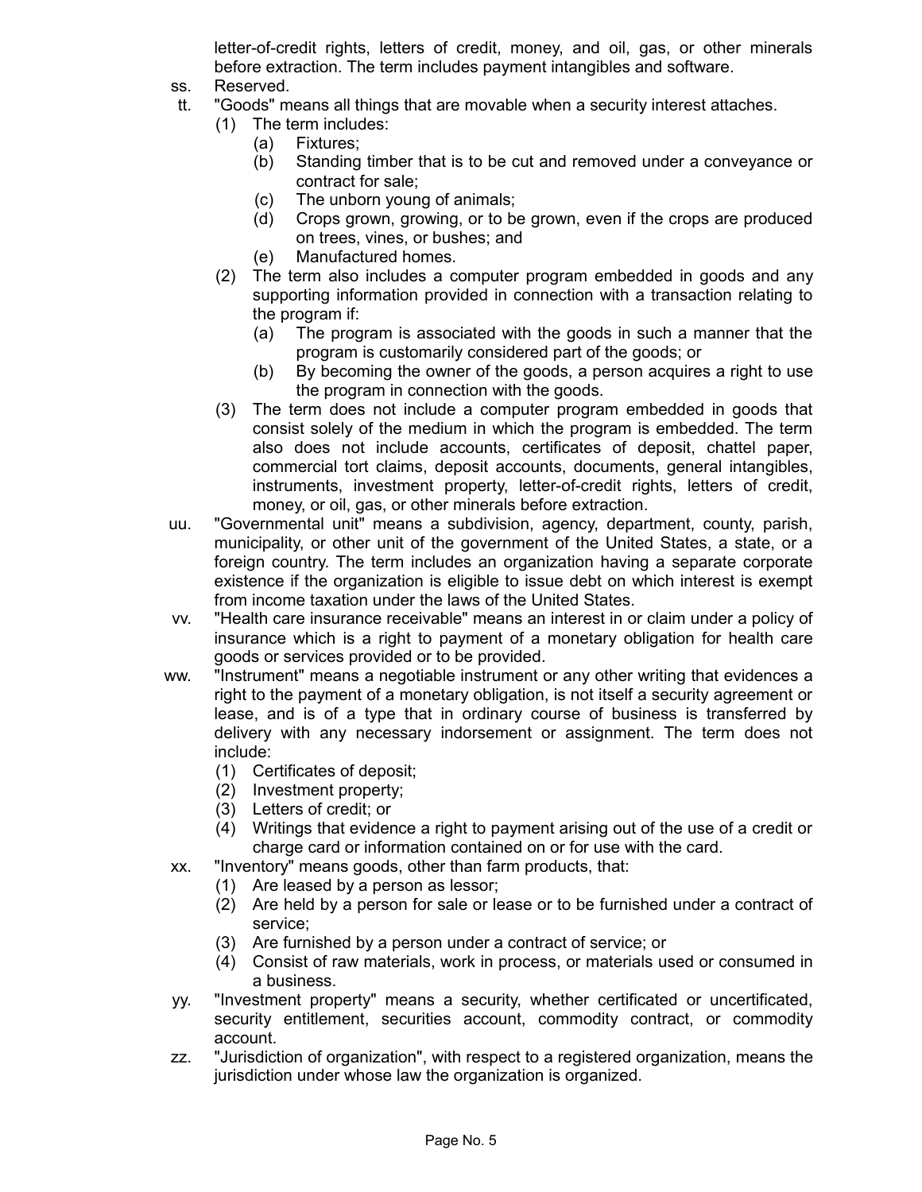letter-of-credit rights, letters of credit, money, and oil, gas, or other minerals before extraction. The term includes payment intangibles and software.

ss. Reserved.

tt. "Goods" means all things that are movable when a security interest attaches.

  (1) The term includes:

    (a) Fixtures;

    (b) Standing timber that is to be cut and removed under a conveyance or contract for sale;

    (c) The unborn young of animals;

    (d) Crops grown, growing, or to be grown, even if the crops are produced on trees, vines, or bushes; and

    (e) Manufactured homes.

  (2) The term also includes a computer program embedded in goods and any supporting information provided in connection with a transaction relating to the program if:

    (a) The program is associated with the goods in such a manner that the program is customarily considered part of the goods; or

    (b) By becoming the owner of the goods, a person acquires a right to use the program in connection with the goods.

  (3) The term does not include a computer program embedded in goods that consist solely of the medium in which the program is embedded. The term also does not include accounts, certificates of deposit, chattel paper, commercial tort claims, deposit accounts, documents, general intangibles, instruments, investment property, letter-of-credit rights, letters of credit, money, or oil, gas, or other minerals before extraction.

uu. "Governmental unit" means a subdivision, agency, department, county, parish, municipality, or other unit of the government of the United States, a state, or a foreign country. The term includes an organization having a separate corporate existence if the organization is eligible to issue debt on which interest is exempt from income taxation under the laws of the United States.

vv. "Health care insurance receivable" means an interest in or claim under a policy of insurance which is a right to payment of a monetary obligation for health care goods or services provided or to be provided.

ww. "Instrument" means a negotiable instrument or any other writing that evidences a right to the payment of a monetary obligation, is not itself a security agreement or lease, and is of a type that in ordinary course of business is transferred by delivery with any necessary indorsement or assignment. The term does not include:

  (1) Certificates of deposit;

  (2) Investment property;

  (3) Letters of credit; or

  (4) Writings that evidence a right to payment arising out of the use of a credit or charge card or information contained on or for use with the card.

xx. "Inventory" means goods, other than farm products, that:

  (1) Are leased by a person as lessor;

  (2) Are held by a person for sale or lease or to be furnished under a contract of service;

  (3) Are furnished by a person under a contract of service; or

  (4) Consist of raw materials, work in process, or materials used or consumed in a business.

yy. "Investment property" means a security, whether certificated or uncertificated, security entitlement, securities account, commodity contract, or commodity account.

zz. "Jurisdiction of organization", with respect to a registered organization, means the jurisdiction under whose law the organization is organized.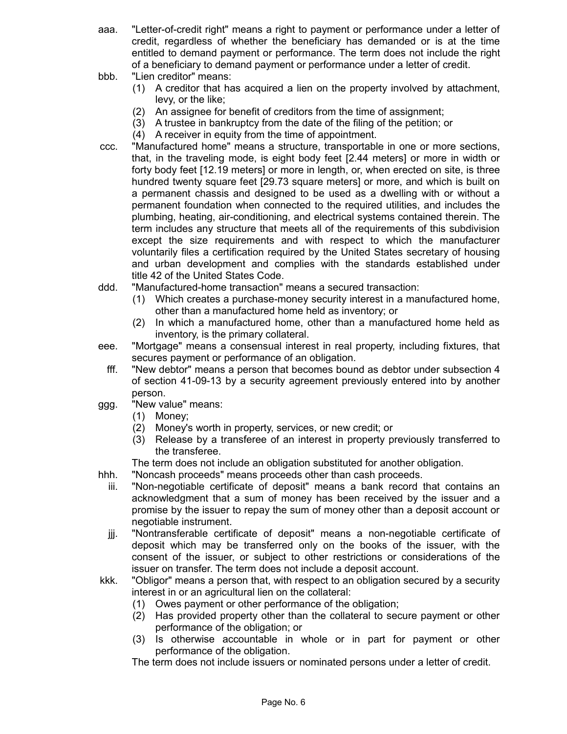aaa. "Letter-of-credit right" means a right to payment or performance under a letter of credit, regardless of whether the beneficiary has demanded or is at the time entitled to demand payment or performance. The term does not include the right of a beneficiary to demand payment or performance under a letter of credit.

bbb. "Lien creditor" means:

(1) A creditor that has acquired a lien on the property involved by attachment, levy, or the like;

(2) An assignee for benefit of creditors from the time of assignment;

(3) A trustee in bankruptcy from the date of the filing of the petition; or

(4) A receiver in equity from the time of appointment.

ccc. "Manufactured home" means a structure, transportable in one or more sections, that, in the traveling mode, is eight body feet [2.44 meters] or more in width or forty body feet [12.19 meters] or more in length, or, when erected on site, is three hundred twenty square feet [29.73 square meters] or more, and which is built on a permanent chassis and designed to be used as a dwelling with or without a permanent foundation when connected to the required utilities, and includes the plumbing, heating, air-conditioning, and electrical systems contained therein. The term includes any structure that meets all of the requirements of this subdivision except the size requirements and with respect to which the manufacturer voluntarily files a certification required by the United States secretary of housing and urban development and complies with the standards established under title 42 of the United States Code.

ddd. "Manufactured-home transaction" means a secured transaction:

(1) Which creates a purchase-money security interest in a manufactured home, other than a manufactured home held as inventory; or

(2) In which a manufactured home, other than a manufactured home held as inventory, is the primary collateral.

eee. "Mortgage" means a consensual interest in real property, including fixtures, that secures payment or performance of an obligation.

fff. "New debtor" means a person that becomes bound as debtor under subsection 4 of section 41-09-13 by a security agreement previously entered into by another person.

ggg. "New value" means:

(1) Money;

(2) Money's worth in property, services, or new credit; or

(3) Release by a transferee of an interest in property previously transferred to the transferee.

The term does not include an obligation substituted for another obligation.

hhh. "Noncash proceeds" means proceeds other than cash proceeds.

iii. "Non-negotiable certificate of deposit" means a bank record that contains an acknowledgment that a sum of money has been received by the issuer and a promise by the issuer to repay the sum of money other than a deposit account or negotiable instrument.

jjj. "Nontransferable certificate of deposit" means a non-negotiable certificate of deposit which may be transferred only on the books of the issuer, with the consent of the issuer, or subject to other restrictions or considerations of the issuer on transfer. The term does not include a deposit account.

kkk. "Obligor" means a person that, with respect to an obligation secured by a security interest in or an agricultural lien on the collateral:

(1) Owes payment or other performance of the obligation;

(2) Has provided property other than the collateral to secure payment or other performance of the obligation; or

(3) Is otherwise accountable in whole or in part for payment or other performance of the obligation.

The term does not include issuers or nominated persons under a letter of credit.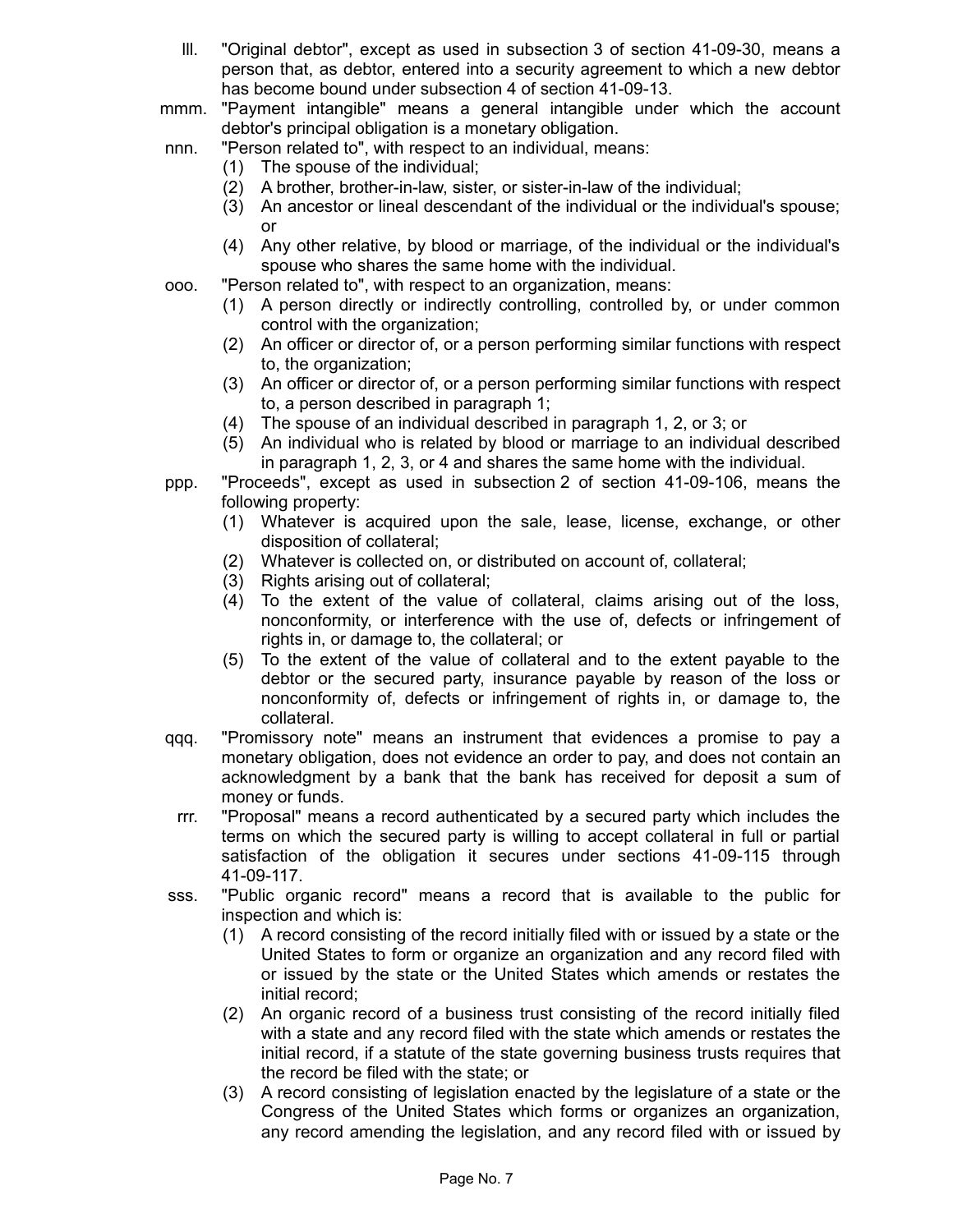lll. "Original debtor", except as used in subsection 3 of section 41-09-30, means a person that, as debtor, entered into a security agreement to which a new debtor has become bound under subsection 4 of section 41-09-13.

mmm. "Payment intangible" means a general intangible under which the account debtor's principal obligation is a monetary obligation.

nnn. "Person related to", with respect to an individual, means:

(1) The spouse of the individual;

(2) A brother, brother-in-law, sister, or sister-in-law of the individual;

(3) An ancestor or lineal descendant of the individual or the individual's spouse; or

(4) Any other relative, by blood or marriage, of the individual or the individual's spouse who shares the same home with the individual.

ooo. "Person related to", with respect to an organization, means:

(1) A person directly or indirectly controlling, controlled by, or under common control with the organization;

(2) An officer or director of, or a person performing similar functions with respect to, the organization;

(3) An officer or director of, or a person performing similar functions with respect to, a person described in paragraph 1;

(4) The spouse of an individual described in paragraph 1, 2, or 3; or

(5) An individual who is related by blood or marriage to an individual described in paragraph 1, 2, 3, or 4 and shares the same home with the individual.

ppp. "Proceeds", except as used in subsection 2 of section 41-09-106, means the following property:

(1) Whatever is acquired upon the sale, lease, license, exchange, or other disposition of collateral;

(2) Whatever is collected on, or distributed on account of, collateral;

(3) Rights arising out of collateral;

(4) To the extent of the value of collateral, claims arising out of the loss, nonconformity, or interference with the use of, defects or infringement of rights in, or damage to, the collateral; or

(5) To the extent of the value of collateral and to the extent payable to the debtor or the secured party, insurance payable by reason of the loss or nonconformity of, defects or infringement of rights in, or damage to, the collateral.

qqq. "Promissory note" means an instrument that evidences a promise to pay a monetary obligation, does not evidence an order to pay, and does not contain an acknowledgment by a bank that the bank has received for deposit a sum of money or funds.

rrr. "Proposal" means a record authenticated by a secured party which includes the terms on which the secured party is willing to accept collateral in full or partial satisfaction of the obligation it secures under sections 41-09-115 through 41-09-117.

sss. "Public organic record" means a record that is available to the public for inspection and which is:

(1) A record consisting of the record initially filed with or issued by a state or the United States to form or organize an organization and any record filed with or issued by the state or the United States which amends or restates the initial record;

(2) An organic record of a business trust consisting of the record initially filed with a state and any record filed with the state which amends or restates the initial record, if a statute of the state governing business trusts requires that the record be filed with the state; or

(3) A record consisting of legislation enacted by the legislature of a state or the Congress of the United States which forms or organizes an organization, any record amending the legislation, and any record filed with or issued by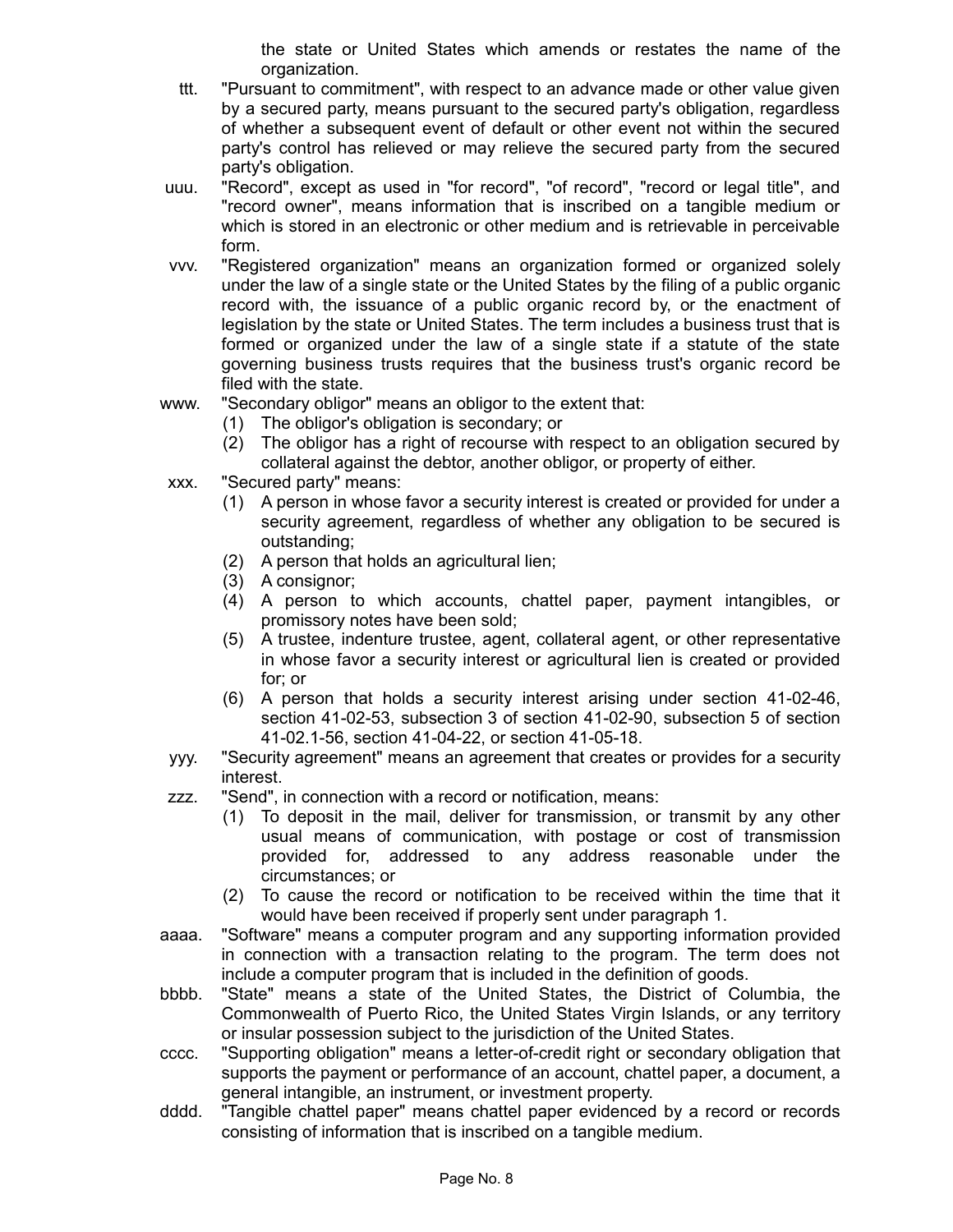the state or United States which amends or restates the name of the organization.

ttt. "Pursuant to commitment", with respect to an advance made or other value given by a secured party, means pursuant to the secured party's obligation, regardless of whether a subsequent event of default or other event not within the secured party's control has relieved or may relieve the secured party from the secured party's obligation.

uuu. "Record", except as used in "for record", "of record", "record or legal title", and "record owner", means information that is inscribed on a tangible medium or which is stored in an electronic or other medium and is retrievable in perceivable form.

vvv. "Registered organization" means an organization formed or organized solely under the law of a single state or the United States by the filing of a public organic record with, the issuance of a public organic record by, or the enactment of legislation by the state or United States. The term includes a business trust that is formed or organized under the law of a single state if a statute of the state governing business trusts requires that the business trust's organic record be filed with the state.

www. "Secondary obligor" means an obligor to the extent that:

(1) The obligor's obligation is secondary; or

(2) The obligor has a right of recourse with respect to an obligation secured by collateral against the debtor, another obligor, or property of either.

xxx. "Secured party" means:

(1) A person in whose favor a security interest is created or provided for under a security agreement, regardless of whether any obligation to be secured is outstanding;

(2) A person that holds an agricultural lien;

(3) A consignor;

(4) A person to which accounts, chattel paper, payment intangibles, or promissory notes have been sold;

(5) A trustee, indenture trustee, agent, collateral agent, or other representative in whose favor a security interest or agricultural lien is created or provided for; or

(6) A person that holds a security interest arising under section 41-02-46, section 41-02-53, subsection 3 of section 41-02-90, subsection 5 of section 41-02.1-56, section 41-04-22, or section 41-05-18.

yyy. "Security agreement" means an agreement that creates or provides for a security interest.

zzz. "Send", in connection with a record or notification, means:

(1) To deposit in the mail, deliver for transmission, or transmit by any other usual means of communication, with postage or cost of transmission provided for, addressed to any address reasonable under the circumstances; or

(2) To cause the record or notification to be received within the time that it would have been received if properly sent under paragraph 1.

aaaa. "Software" means a computer program and any supporting information provided in connection with a transaction relating to the program. The term does not include a computer program that is included in the definition of goods.

bbbb. "State" means a state of the United States, the District of Columbia, the Commonwealth of Puerto Rico, the United States Virgin Islands, or any territory or insular possession subject to the jurisdiction of the United States.

cccc. "Supporting obligation" means a letter-of-credit right or secondary obligation that supports the payment or performance of an account, chattel paper, a document, a general intangible, an instrument, or investment property.

dddd. "Tangible chattel paper" means chattel paper evidenced by a record or records consisting of information that is inscribed on a tangible medium.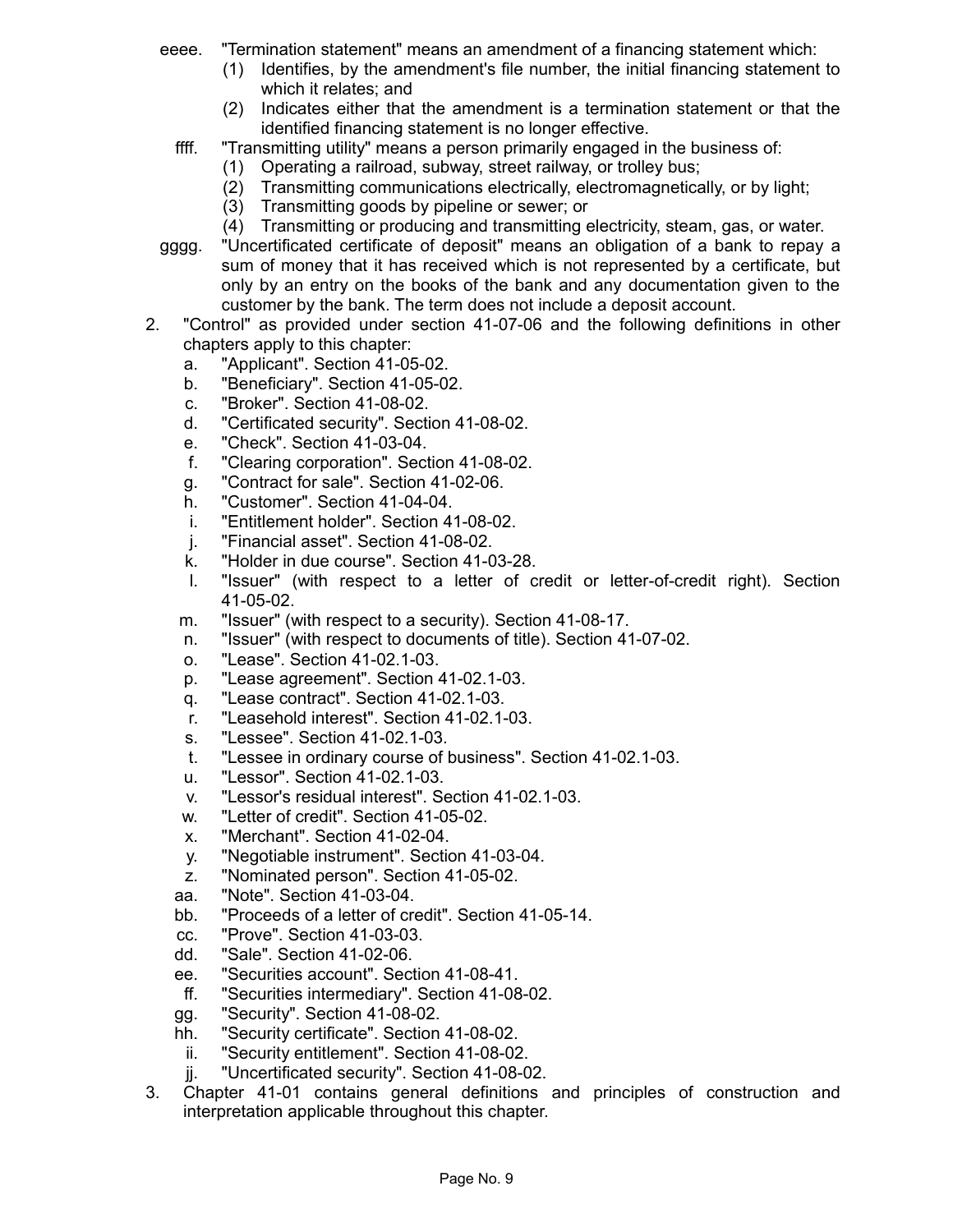eeee. "Termination statement" means an amendment of a financing statement which:
   (1) Identifies, by the amendment's file number, the initial financing statement to which it relates; and
   (2) Indicates either that the amendment is a termination statement or that the identified financing statement is no longer effective.

ffff. "Transmitting utility" means a person primarily engaged in the business of:
   (1) Operating a railroad, subway, street railway, or trolley bus;
   (2) Transmitting communications electrically, electromagnetically, or by light;
   (3) Transmitting goods by pipeline or sewer; or
   (4) Transmitting or producing and transmitting electricity, steam, gas, or water.

gggg. "Uncertificated certificate of deposit" means an obligation of a bank to repay a sum of money that it has received which is not represented by a certificate, but only by an entry on the books of the bank and any documentation given to the customer by the bank. The term does not include a deposit account.

2. "Control" as provided under section 41-07-06 and the following definitions in other chapters apply to this chapter:
   a. "Applicant". Section 41-05-02.
   b. "Beneficiary". Section 41-05-02.
   c. "Broker". Section 41-08-02.
   d. "Certificated security". Section 41-08-02.
   e. "Check". Section 41-03-04.
   f. "Clearing corporation". Section 41-08-02.
   g. "Contract for sale". Section 41-02-06.
   h. "Customer". Section 41-04-04.
   i. "Entitlement holder". Section 41-08-02.
   j. "Financial asset". Section 41-08-02.
   k. "Holder in due course". Section 41-03-28.
   l. "Issuer" (with respect to a letter of credit or letter-of-credit right). Section 41-05-02.
   m. "Issuer" (with respect to a security). Section 41-08-17.
   n. "Issuer" (with respect to documents of title). Section 41-07-02.
   o. "Lease". Section 41-02.1-03.
   p. "Lease agreement". Section 41-02.1-03.
   q. "Lease contract". Section 41-02.1-03.
   r. "Leasehold interest". Section 41-02.1-03.
   s. "Lessee". Section 41-02.1-03.
   t. "Lessee in ordinary course of business". Section 41-02.1-03.
   u. "Lessor". Section 41-02.1-03.
   v. "Lessor's residual interest". Section 41-02.1-03.
   w. "Letter of credit". Section 41-05-02.
   x. "Merchant". Section 41-02-04.
   y. "Negotiable instrument". Section 41-03-04.
   z. "Nominated person". Section 41-05-02.
   aa. "Note". Section 41-03-04.
   bb. "Proceeds of a letter of credit". Section 41-05-14.
   cc. "Prove". Section 41-03-03.
   dd. "Sale". Section 41-02-06.
   ee. "Securities account". Section 41-08-41.
   ff. "Securities intermediary". Section 41-08-02.
   gg. "Security". Section 41-08-02.
   hh. "Security certificate". Section 41-08-02.
   ii. "Security entitlement". Section 41-08-02.
   jj. "Uncertificated security". Section 41-08-02.

3. Chapter 41-01 contains general definitions and principles of construction and interpretation applicable throughout this chapter.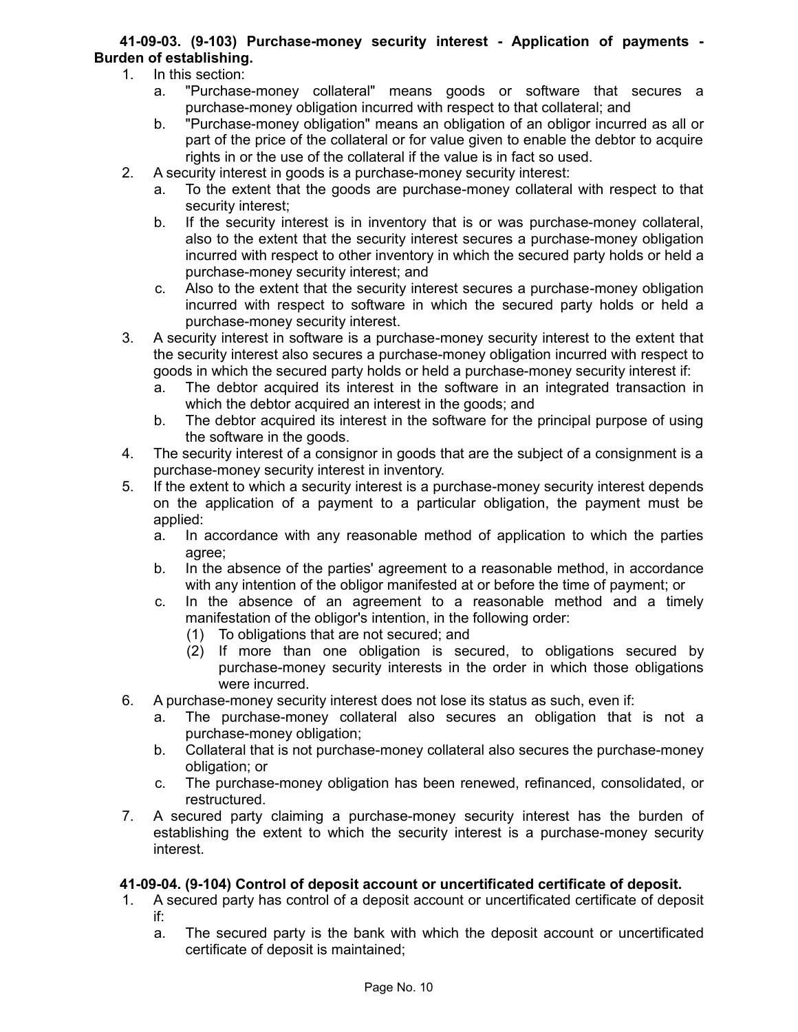**41-09-03. (9-103) Purchase-money security interest - Application of payments - Burden of establishing.**

1. In this section:
   a. "Purchase-money collateral" means goods or software that secures a purchase-money obligation incurred with respect to that collateral; and
   b. "Purchase-money obligation" means an obligation of an obligor incurred as all or part of the price of the collateral or for value given to enable the debtor to acquire rights in or the use of the collateral if the value is in fact so used.
2. A security interest in goods is a purchase-money security interest:
   a. To the extent that the goods are purchase-money collateral with respect to that security interest;
   b. If the security interest is in inventory that is or was purchase-money collateral, also to the extent that the security interest secures a purchase-money obligation incurred with respect to other inventory in which the secured party holds or held a purchase-money security interest; and
   c. Also to the extent that the security interest secures a purchase-money obligation incurred with respect to software in which the secured party holds or held a purchase-money security interest.
3. A security interest in software is a purchase-money security interest to the extent that the security interest also secures a purchase-money obligation incurred with respect to goods in which the secured party holds or held a purchase-money security interest if:
   a. The debtor acquired its interest in the software in an integrated transaction in which the debtor acquired an interest in the goods; and
   b. The debtor acquired its interest in the software for the principal purpose of using the software in the goods.
4. The security interest of a consignor in goods that are the subject of a consignment is a purchase-money security interest in inventory.
5. If the extent to which a security interest is a purchase-money security interest depends on the application of a payment to a particular obligation, the payment must be applied:
   a. In accordance with any reasonable method of application to which the parties agree;
   b. In the absence of the parties' agreement to a reasonable method, in accordance with any intention of the obligor manifested at or before the time of payment; or
   c. In the absence of an agreement to a reasonable method and a timely manifestation of the obligor's intention, in the following order:
      (1) To obligations that are not secured; and
      (2) If more than one obligation is secured, to obligations secured by purchase-money security interests in the order in which those obligations were incurred.
6. A purchase-money security interest does not lose its status as such, even if:
   a. The purchase-money collateral also secures an obligation that is not a purchase-money obligation;
   b. Collateral that is not purchase-money collateral also secures the purchase-money obligation; or
   c. The purchase-money obligation has been renewed, refinanced, consolidated, or restructured.
7. A secured party claiming a purchase-money security interest has the burden of establishing the extent to which the security interest is a purchase-money security interest.

**41-09-04. (9-104) Control of deposit account or uncertificated certificate of deposit.**

1. A secured party has control of a deposit account or uncertificated certificate of deposit if:
   a. The secured party is the bank with which the deposit account or uncertificated certificate of deposit is maintained;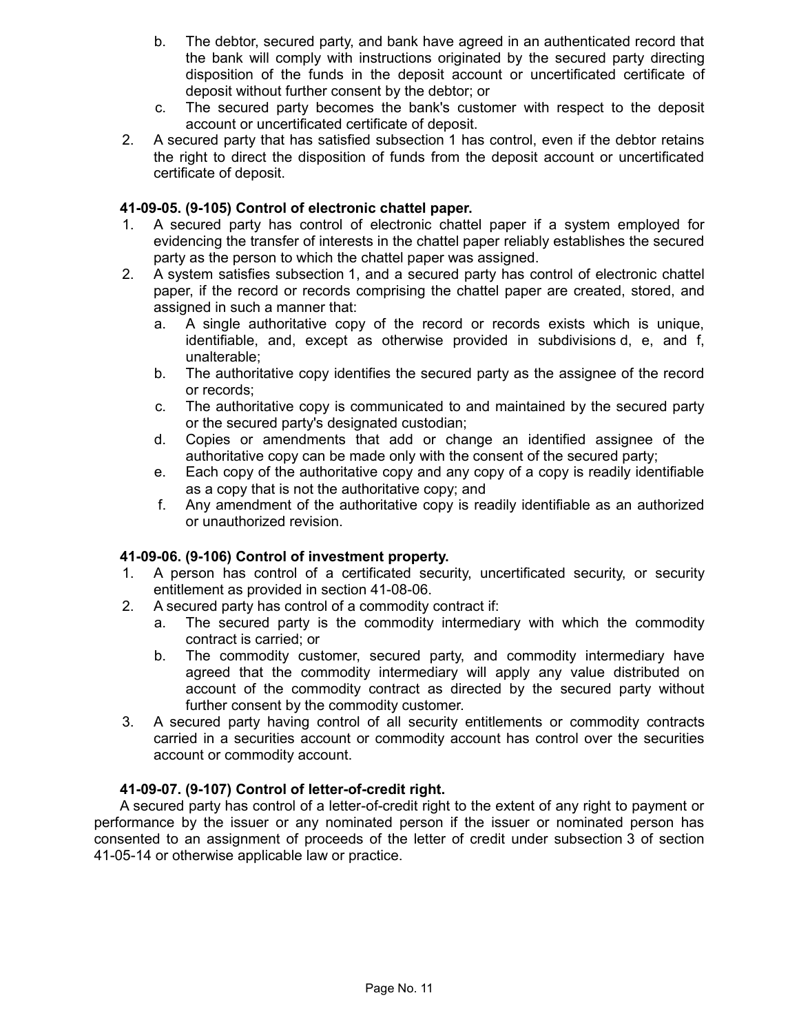b. The debtor, secured party, and bank have agreed in an authenticated record that the bank will comply with instructions originated by the secured party directing disposition of the funds in the deposit account or uncertificated certificate of deposit without further consent by the debtor; or
c. The secured party becomes the bank's customer with respect to the deposit account or uncertificated certificate of deposit.

2. A secured party that has satisfied subsection 1 has control, even if the debtor retains the right to direct the disposition of funds from the deposit account or uncertificated certificate of deposit.

**41-09-05. (9-105) Control of electronic chattel paper.**

1. A secured party has control of electronic chattel paper if a system employed for evidencing the transfer of interests in the chattel paper reliably establishes the secured party as the person to which the chattel paper was assigned.
2. A system satisfies subsection 1, and a secured party has control of electronic chattel paper, if the record or records comprising the chattel paper are created, stored, and assigned in such a manner that:
   a. A single authoritative copy of the record or records exists which is unique, identifiable, and, except as otherwise provided in subdivisions d, e, and f, unalterable;
   b. The authoritative copy identifies the secured party as the assignee of the record or records;
   c. The authoritative copy is communicated to and maintained by the secured party or the secured party's designated custodian;
   d. Copies or amendments that add or change an identified assignee of the authoritative copy can be made only with the consent of the secured party;
   e. Each copy of the authoritative copy and any copy of a copy is readily identifiable as a copy that is not the authoritative copy; and
   f. Any amendment of the authoritative copy is readily identifiable as an authorized or unauthorized revision.

**41-09-06. (9-106) Control of investment property.**

1. A person has control of a certificated security, uncertificated security, or security entitlement as provided in section 41-08-06.
2. A secured party has control of a commodity contract if:
   a. The secured party is the commodity intermediary with which the commodity contract is carried; or
   b. The commodity customer, secured party, and commodity intermediary have agreed that the commodity intermediary will apply any value distributed on account of the commodity contract as directed by the secured party without further consent by the commodity customer.
3. A secured party having control of all security entitlements or commodity contracts carried in a securities account or commodity account has control over the securities account or commodity account.

**41-09-07. (9-107) Control of letter-of-credit right.**

A secured party has control of a letter-of-credit right to the extent of any right to payment or performance by the issuer or any nominated person if the issuer or nominated person has consented to an assignment of proceeds of the letter of credit under subsection 3 of section 41-05-14 or otherwise applicable law or practice.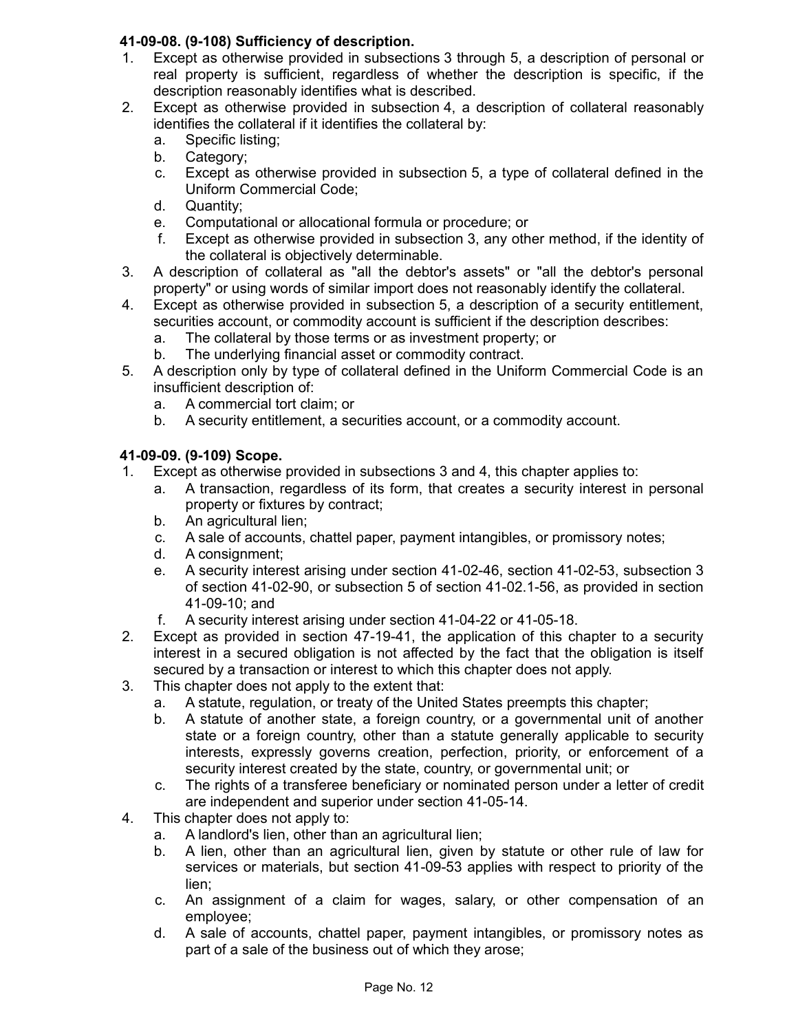**41-09-08. (9-108) Sufficiency of description.**

1. Except as otherwise provided in subsections 3 through 5, a description of personal or real property is sufficient, regardless of whether the description is specific, if the description reasonably identifies what is described.
2. Except as otherwise provided in subsection 4, a description of collateral reasonably identifies the collateral if it identifies the collateral by:
   a. Specific listing;
   b. Category;
   c. Except as otherwise provided in subsection 5, a type of collateral defined in the Uniform Commercial Code;
   d. Quantity;
   e. Computational or allocational formula or procedure; or
   f. Except as otherwise provided in subsection 3, any other method, if the identity of the collateral is objectively determinable.
3. A description of collateral as "all the debtor's assets" or "all the debtor's personal property" or using words of similar import does not reasonably identify the collateral.
4. Except as otherwise provided in subsection 5, a description of a security entitlement, securities account, or commodity account is sufficient if the description describes:
   a. The collateral by those terms or as investment property; or
   b. The underlying financial asset or commodity contract.
5. A description only by type of collateral defined in the Uniform Commercial Code is an insufficient description of:
   a. A commercial tort claim; or
   b. A security entitlement, a securities account, or a commodity account.

**41-09-09. (9-109) Scope.**

1. Except as otherwise provided in subsections 3 and 4, this chapter applies to:
   a. A transaction, regardless of its form, that creates a security interest in personal property or fixtures by contract;
   b. An agricultural lien;
   c. A sale of accounts, chattel paper, payment intangibles, or promissory notes;
   d. A consignment;
   e. A security interest arising under section 41-02-46, section 41-02-53, subsection 3 of section 41-02-90, or subsection 5 of section 41-02.1-56, as provided in section 41-09-10; and
   f. A security interest arising under section 41-04-22 or 41-05-18.
2. Except as provided in section 47-19-41, the application of this chapter to a security interest in a secured obligation is not affected by the fact that the obligation is itself secured by a transaction or interest to which this chapter does not apply.
3. This chapter does not apply to the extent that:
   a. A statute, regulation, or treaty of the United States preempts this chapter;
   b. A statute of another state, a foreign country, or a governmental unit of another state or a foreign country, other than a statute generally applicable to security interests, expressly governs creation, perfection, priority, or enforcement of a security interest created by the state, country, or governmental unit; or
   c. The rights of a transferee beneficiary or nominated person under a letter of credit are independent and superior under section 41-05-14.
4. This chapter does not apply to:
   a. A landlord's lien, other than an agricultural lien;
   b. A lien, other than an agricultural lien, given by statute or other rule of law for services or materials, but section 41-09-53 applies with respect to priority of the lien;
   c. An assignment of a claim for wages, salary, or other compensation of an employee;
   d. A sale of accounts, chattel paper, payment intangibles, or promissory notes as part of a sale of the business out of which they arose;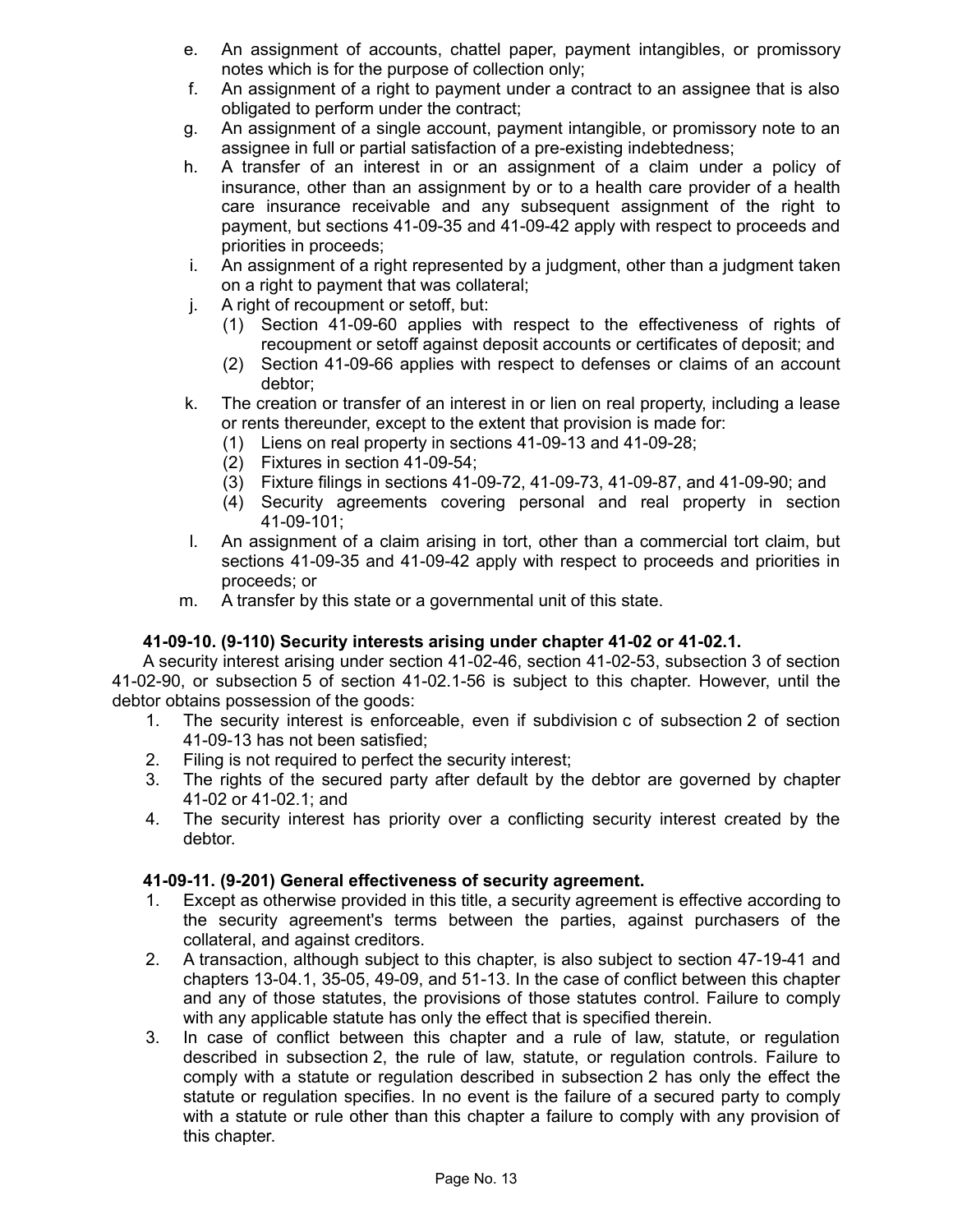e. An assignment of accounts, chattel paper, payment intangibles, or promissory notes which is for the purpose of collection only;
f. An assignment of a right to payment under a contract to an assignee that is also obligated to perform under the contract;
g. An assignment of a single account, payment intangible, or promissory note to an assignee in full or partial satisfaction of a pre-existing indebtedness;
h. A transfer of an interest in or an assignment of a claim under a policy of insurance, other than an assignment by or to a health care provider of a health care insurance receivable and any subsequent assignment of the right to payment, but sections 41-09-35 and 41-09-42 apply with respect to proceeds and priorities in proceeds;
i. An assignment of a right represented by a judgment, other than a judgment taken on a right to payment that was collateral;
j. A right of recoupment or setoff, but:
   (1) Section 41-09-60 applies with respect to the effectiveness of rights of recoupment or setoff against deposit accounts or certificates of deposit; and
   (2) Section 41-09-66 applies with respect to defenses or claims of an account debtor;
k. The creation or transfer of an interest in or lien on real property, including a lease or rents thereunder, except to the extent that provision is made for:
   (1) Liens on real property in sections 41-09-13 and 41-09-28;
   (2) Fixtures in section 41-09-54;
   (3) Fixture filings in sections 41-09-72, 41-09-73, 41-09-87, and 41-09-90; and
   (4) Security agreements covering personal and real property in section 41-09-101;
l. An assignment of a claim arising in tort, other than a commercial tort claim, but sections 41-09-35 and 41-09-42 apply with respect to proceeds and priorities in proceeds; or
m. A transfer by this state or a governmental unit of this state.

**41-09-10. (9-110) Security interests arising under chapter 41-02 or 41-02.1.**

A security interest arising under section 41-02-46, section 41-02-53, subsection 3 of section 41-02-90, or subsection 5 of section 41-02.1-56 is subject to this chapter. However, until the debtor obtains possession of the goods:

1. The security interest is enforceable, even if subdivision c of subsection 2 of section 41-09-13 has not been satisfied;
2. Filing is not required to perfect the security interest;
3. The rights of the secured party after default by the debtor are governed by chapter 41-02 or 41-02.1; and
4. The security interest has priority over a conflicting security interest created by the debtor.

**41-09-11. (9-201) General effectiveness of security agreement.**

1. Except as otherwise provided in this title, a security agreement is effective according to the security agreement's terms between the parties, against purchasers of the collateral, and against creditors.
2. A transaction, although subject to this chapter, is also subject to section 47-19-41 and chapters 13-04.1, 35-05, 49-09, and 51-13. In the case of conflict between this chapter and any of those statutes, the provisions of those statutes control. Failure to comply with any applicable statute has only the effect that is specified therein.
3. In case of conflict between this chapter and a rule of law, statute, or regulation described in subsection 2, the rule of law, statute, or regulation controls. Failure to comply with a statute or regulation described in subsection 2 has only the effect the statute or regulation specifies. In no event is the failure of a secured party to comply with a statute or rule other than this chapter a failure to comply with any provision of this chapter.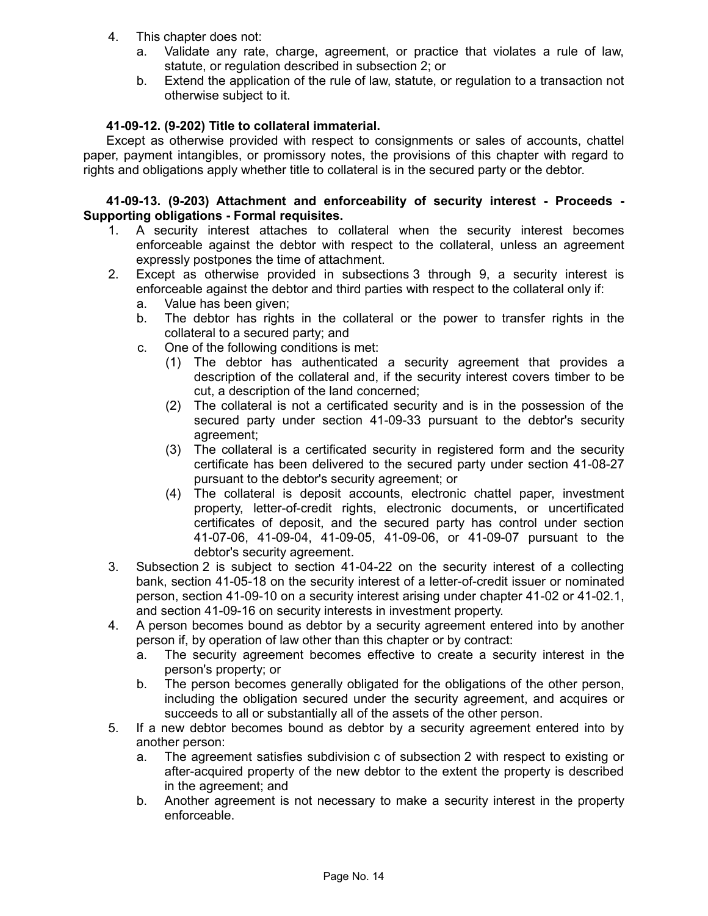4. This chapter does not:
   a. Validate any rate, charge, agreement, or practice that violates a rule of law, statute, or regulation described in subsection 2; or
   b. Extend the application of the rule of law, statute, or regulation to a transaction not otherwise subject to it.

**41-09-12. (9-202) Title to collateral immaterial.**

Except as otherwise provided with respect to consignments or sales of accounts, chattel paper, payment intangibles, or promissory notes, the provisions of this chapter with regard to rights and obligations apply whether title to collateral is in the secured party or the debtor.

**41-09-13. (9-203) Attachment and enforceability of security interest - Proceeds - Supporting obligations - Formal requisites.**

1. A security interest attaches to collateral when the security interest becomes enforceable against the debtor with respect to the collateral, unless an agreement expressly postpones the time of attachment.
2. Except as otherwise provided in subsections 3 through 9, a security interest is enforceable against the debtor and third parties with respect to the collateral only if:
   a. Value has been given;
   b. The debtor has rights in the collateral or the power to transfer rights in the collateral to a secured party; and
   c. One of the following conditions is met:
      (1) The debtor has authenticated a security agreement that provides a description of the collateral and, if the security interest covers timber to be cut, a description of the land concerned;
      (2) The collateral is not a certificated security and is in the possession of the secured party under section 41-09-33 pursuant to the debtor's security agreement;
      (3) The collateral is a certificated security in registered form and the security certificate has been delivered to the secured party under section 41-08-27 pursuant to the debtor's security agreement; or
      (4) The collateral is deposit accounts, electronic chattel paper, investment property, letter-of-credit rights, electronic documents, or uncertificated certificates of deposit, and the secured party has control under section 41-07-06, 41-09-04, 41-09-05, 41-09-06, or 41-09-07 pursuant to the debtor's security agreement.
3. Subsection 2 is subject to section 41-04-22 on the security interest of a collecting bank, section 41-05-18 on the security interest of a letter-of-credit issuer or nominated person, section 41-09-10 on a security interest arising under chapter 41-02 or 41-02.1, and section 41-09-16 on security interests in investment property.
4. A person becomes bound as debtor by a security agreement entered into by another person if, by operation of law other than this chapter or by contract:
   a. The security agreement becomes effective to create a security interest in the person's property; or
   b. The person becomes generally obligated for the obligations of the other person, including the obligation secured under the security agreement, and acquires or succeeds to all or substantially all of the assets of the other person.
5. If a new debtor becomes bound as debtor by a security agreement entered into by another person:
   a. The agreement satisfies subdivision c of subsection 2 with respect to existing or after-acquired property of the new debtor to the extent the property is described in the agreement; and
   b. Another agreement is not necessary to make a security interest in the property enforceable.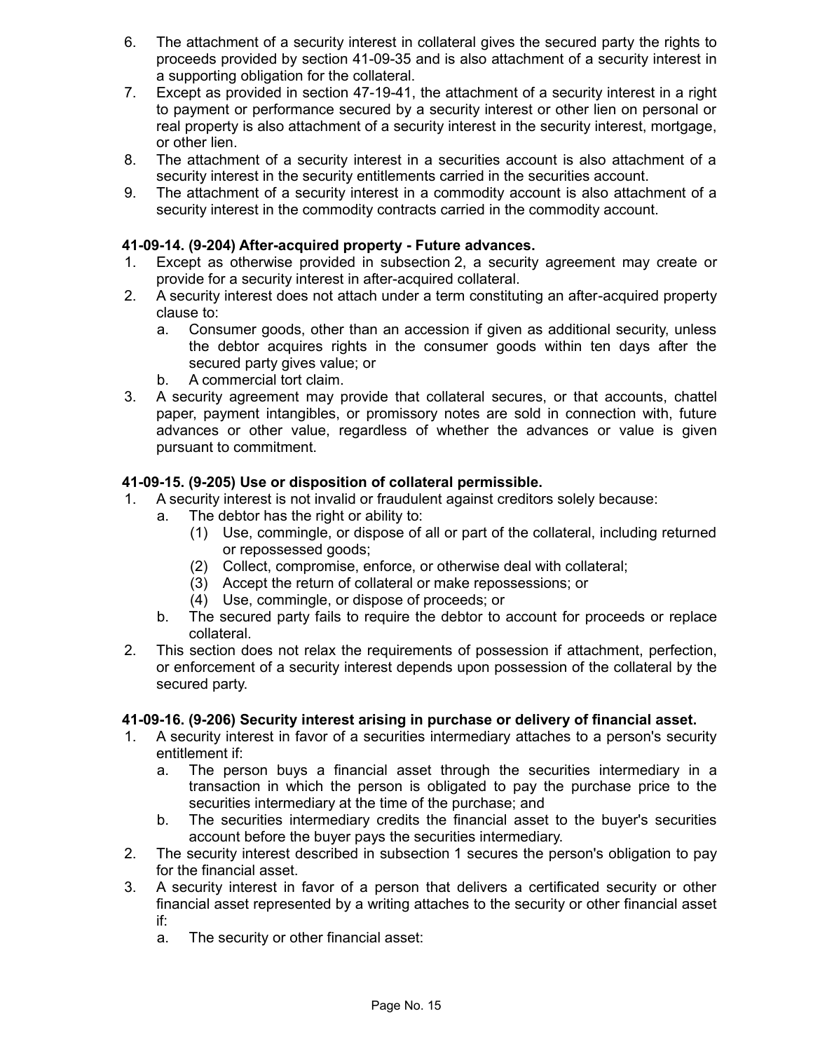6. The attachment of a security interest in collateral gives the secured party the rights to proceeds provided by section 41-09-35 and is also attachment of a security interest in a supporting obligation for the collateral.
7. Except as provided in section 47-19-41, the attachment of a security interest in a right to payment or performance secured by a security interest or other lien on personal or real property is also attachment of a security interest in the security interest, mortgage, or other lien.
8. The attachment of a security interest in a securities account is also attachment of a security interest in the security entitlements carried in the securities account.
9. The attachment of a security interest in a commodity account is also attachment of a security interest in the commodity contracts carried in the commodity account.

**41-09-14. (9-204) After-acquired property - Future advances.**

1. Except as otherwise provided in subsection 2, a security agreement may create or provide for a security interest in after-acquired collateral.
2. A security interest does not attach under a term constituting an after-acquired property clause to:
   a. Consumer goods, other than an accession if given as additional security, unless the debtor acquires rights in the consumer goods within ten days after the secured party gives value; or
   b. A commercial tort claim.
3. A security agreement may provide that collateral secures, or that accounts, chattel paper, payment intangibles, or promissory notes are sold in connection with, future advances or other value, regardless of whether the advances or value is given pursuant to commitment.

**41-09-15. (9-205) Use or disposition of collateral permissible.**

1. A security interest is not invalid or fraudulent against creditors solely because:
   a. The debtor has the right or ability to:
      (1) Use, commingle, or dispose of all or part of the collateral, including returned or repossessed goods;
      (2) Collect, compromise, enforce, or otherwise deal with collateral;
      (3) Accept the return of collateral or make repossessions; or
      (4) Use, commingle, or dispose of proceeds; or
   b. The secured party fails to require the debtor to account for proceeds or replace collateral.
2. This section does not relax the requirements of possession if attachment, perfection, or enforcement of a security interest depends upon possession of the collateral by the secured party.

**41-09-16. (9-206) Security interest arising in purchase or delivery of financial asset.**

1. A security interest in favor of a securities intermediary attaches to a person's security entitlement if:
   a. The person buys a financial asset through the securities intermediary in a transaction in which the person is obligated to pay the purchase price to the securities intermediary at the time of the purchase; and
   b. The securities intermediary credits the financial asset to the buyer's securities account before the buyer pays the securities intermediary.
2. The security interest described in subsection 1 secures the person's obligation to pay for the financial asset.
3. A security interest in favor of a person that delivers a certificated security or other financial asset represented by a writing attaches to the security or other financial asset if:
   a. The security or other financial asset: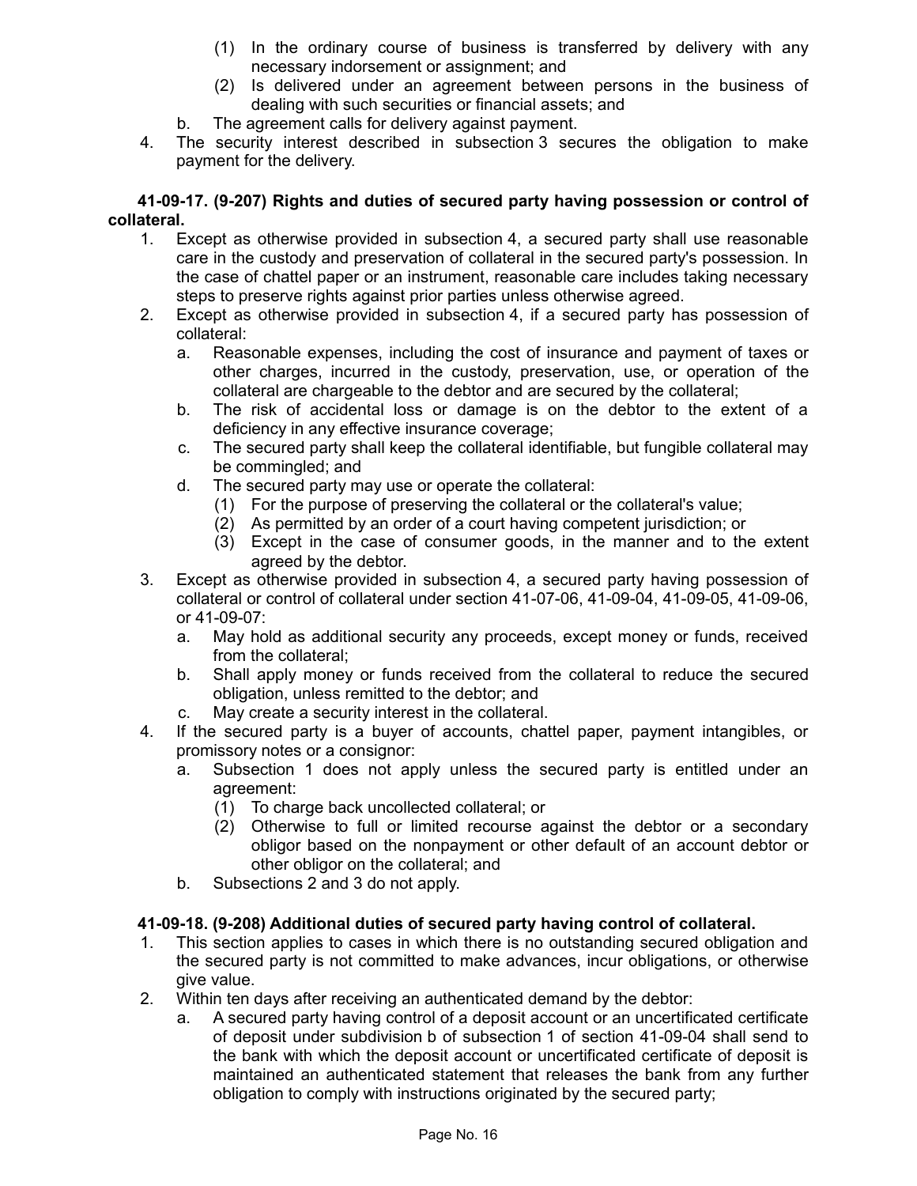(1) In the ordinary course of business is transferred by delivery with any necessary indorsement or assignment; and

(2) Is delivered under an agreement between persons in the business of dealing with such securities or financial assets; and

b. The agreement calls for delivery against payment.

4. The security interest described in subsection 3 secures the obligation to make payment for the delivery.

**41-09-17. (9-207) Rights and duties of secured party having possession or control of collateral.**

1. Except as otherwise provided in subsection 4, a secured party shall use reasonable care in the custody and preservation of collateral in the secured party's possession. In the case of chattel paper or an instrument, reasonable care includes taking necessary steps to preserve rights against prior parties unless otherwise agreed.
2. Except as otherwise provided in subsection 4, if a secured party has possession of collateral:
   a. Reasonable expenses, including the cost of insurance and payment of taxes or other charges, incurred in the custody, preservation, use, or operation of the collateral are chargeable to the debtor and are secured by the collateral;
   b. The risk of accidental loss or damage is on the debtor to the extent of a deficiency in any effective insurance coverage;
   c. The secured party shall keep the collateral identifiable, but fungible collateral may be commingled; and
   d. The secured party may use or operate the collateral:
      (1) For the purpose of preserving the collateral or the collateral's value;
      (2) As permitted by an order of a court having competent jurisdiction; or
      (3) Except in the case of consumer goods, in the manner and to the extent agreed by the debtor.
3. Except as otherwise provided in subsection 4, a secured party having possession of collateral or control of collateral under section 41-07-06, 41-09-04, 41-09-05, 41-09-06, or 41-09-07:
   a. May hold as additional security any proceeds, except money or funds, received from the collateral;
   b. Shall apply money or funds received from the collateral to reduce the secured obligation, unless remitted to the debtor; and
   c. May create a security interest in the collateral.
4. If the secured party is a buyer of accounts, chattel paper, payment intangibles, or promissory notes or a consignor:
   a. Subsection 1 does not apply unless the secured party is entitled under an agreement:
      (1) To charge back uncollected collateral; or
      (2) Otherwise to full or limited recourse against the debtor or a secondary obligor based on the nonpayment or other default of an account debtor or other obligor on the collateral; and
   b. Subsections 2 and 3 do not apply.

**41-09-18. (9-208) Additional duties of secured party having control of collateral.**

1. This section applies to cases in which there is no outstanding secured obligation and the secured party is not committed to make advances, incur obligations, or otherwise give value.
2. Within ten days after receiving an authenticated demand by the debtor:
   a. A secured party having control of a deposit account or an uncertificated certificate of deposit under subdivision b of subsection 1 of section 41-09-04 shall send to the bank with which the deposit account or uncertificated certificate of deposit is maintained an authenticated statement that releases the bank from any further obligation to comply with instructions originated by the secured party;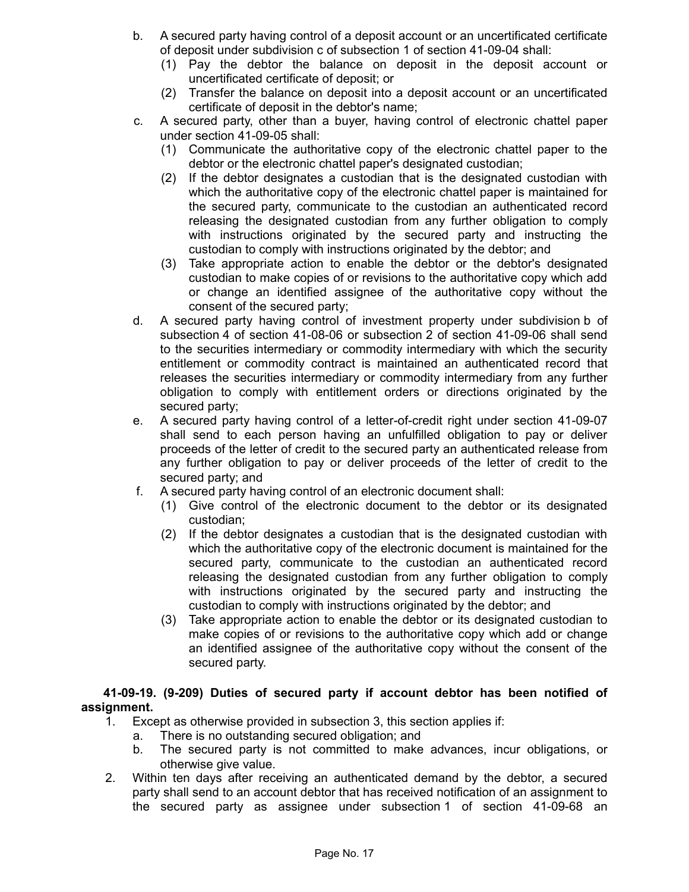b. A secured party having control of a deposit account or an uncertificated certificate of deposit under subdivision c of subsection 1 of section 41-09-04 shall:
   (1) Pay the debtor the balance on deposit in the deposit account or uncertificated certificate of deposit; or
   (2) Transfer the balance on deposit into a deposit account or an uncertificated certificate of deposit in the debtor's name;

c. A secured party, other than a buyer, having control of electronic chattel paper under section 41-09-05 shall:
   (1) Communicate the authoritative copy of the electronic chattel paper to the debtor or the electronic chattel paper's designated custodian;
   (2) If the debtor designates a custodian that is the designated custodian with which the authoritative copy of the electronic chattel paper is maintained for the secured party, communicate to the custodian an authenticated record releasing the designated custodian from any further obligation to comply with instructions originated by the secured party and instructing the custodian to comply with instructions originated by the debtor; and
   (3) Take appropriate action to enable the debtor or the debtor's designated custodian to make copies of or revisions to the authoritative copy which add or change an identified assignee of the authoritative copy without the consent of the secured party;

d. A secured party having control of investment property under subdivision b of subsection 4 of section 41-08-06 or subsection 2 of section 41-09-06 shall send to the securities intermediary or commodity intermediary with which the security entitlement or commodity contract is maintained an authenticated record that releases the securities intermediary or commodity intermediary from any further obligation to comply with entitlement orders or directions originated by the secured party;

e. A secured party having control of a letter-of-credit right under section 41-09-07 shall send to each person having an unfulfilled obligation to pay or deliver proceeds of the letter of credit to the secured party an authenticated release from any further obligation to pay or deliver proceeds of the letter of credit to the secured party; and

f. A secured party having control of an electronic document shall:
   (1) Give control of the electronic document to the debtor or its designated custodian;
   (2) If the debtor designates a custodian that is the designated custodian with which the authoritative copy of the electronic document is maintained for the secured party, communicate to the custodian an authenticated record releasing the designated custodian from any further obligation to comply with instructions originated by the secured party and instructing the custodian to comply with instructions originated by the debtor; and
   (3) Take appropriate action to enable the debtor or its designated custodian to make copies of or revisions to the authoritative copy which add or change an identified assignee of the authoritative copy without the consent of the secured party.

**41-09-19. (9-209) Duties of secured party if account debtor has been notified of assignment.**

1. Except as otherwise provided in subsection 3, this section applies if:
   a. There is no outstanding secured obligation; and
   b. The secured party is not committed to make advances, incur obligations, or otherwise give value.
2. Within ten days after receiving an authenticated demand by the debtor, a secured party shall send to an account debtor that has received notification of an assignment to the secured party as assignee under subsection 1 of section 41-09-68 an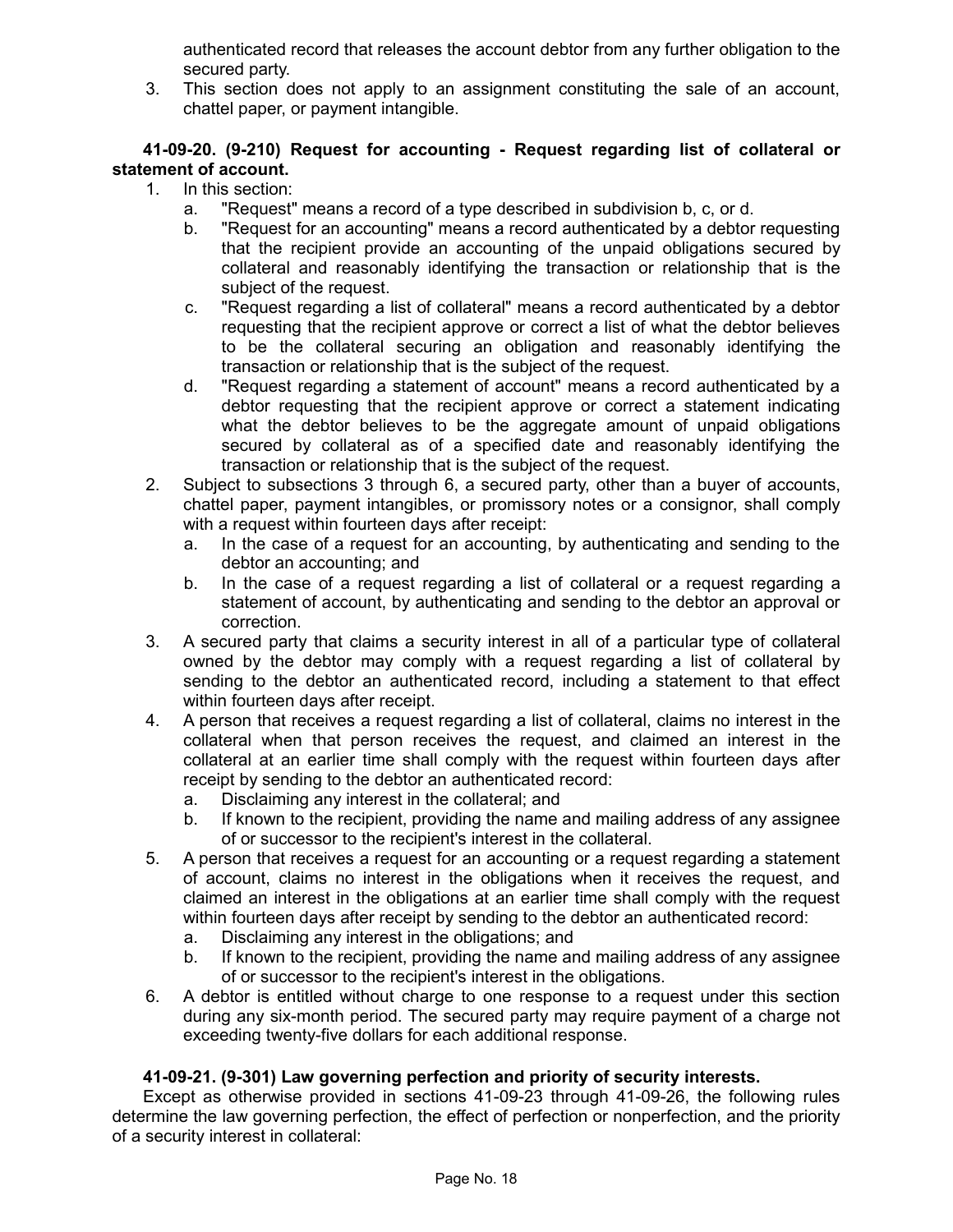authenticated record that releases the account debtor from any further obligation to the secured party.

3. This section does not apply to an assignment constituting the sale of an account, chattel paper, or payment intangible.

**41-09-20. (9-210) Request for accounting - Request regarding list of collateral or statement of account.**

1. In this section:
   a. "Request" means a record of a type described in subdivision b, c, or d.
   b. "Request for an accounting" means a record authenticated by a debtor requesting that the recipient provide an accounting of the unpaid obligations secured by collateral and reasonably identifying the transaction or relationship that is the subject of the request.
   c. "Request regarding a list of collateral" means a record authenticated by a debtor requesting that the recipient approve or correct a list of what the debtor believes to be the collateral securing an obligation and reasonably identifying the transaction or relationship that is the subject of the request.
   d. "Request regarding a statement of account" means a record authenticated by a debtor requesting that the recipient approve or correct a statement indicating what the debtor believes to be the aggregate amount of unpaid obligations secured by collateral as of a specified date and reasonably identifying the transaction or relationship that is the subject of the request.
2. Subject to subsections 3 through 6, a secured party, other than a buyer of accounts, chattel paper, payment intangibles, or promissory notes or a consignor, shall comply with a request within fourteen days after receipt:
   a. In the case of a request for an accounting, by authenticating and sending to the debtor an accounting; and
   b. In the case of a request regarding a list of collateral or a request regarding a statement of account, by authenticating and sending to the debtor an approval or correction.
3. A secured party that claims a security interest in all of a particular type of collateral owned by the debtor may comply with a request regarding a list of collateral by sending to the debtor an authenticated record, including a statement to that effect within fourteen days after receipt.
4. A person that receives a request regarding a list of collateral, claims no interest in the collateral when that person receives the request, and claimed an interest in the collateral at an earlier time shall comply with the request within fourteen days after receipt by sending to the debtor an authenticated record:
   a. Disclaiming any interest in the collateral; and
   b. If known to the recipient, providing the name and mailing address of any assignee of or successor to the recipient's interest in the collateral.
5. A person that receives a request for an accounting or a request regarding a statement of account, claims no interest in the obligations when it receives the request, and claimed an interest in the obligations at an earlier time shall comply with the request within fourteen days after receipt by sending to the debtor an authenticated record:
   a. Disclaiming any interest in the obligations; and
   b. If known to the recipient, providing the name and mailing address of any assignee of or successor to the recipient's interest in the obligations.
6. A debtor is entitled without charge to one response to a request under this section during any six-month period. The secured party may require payment of a charge not exceeding twenty-five dollars for each additional response.

**41-09-21. (9-301) Law governing perfection and priority of security interests.**

Except as otherwise provided in sections 41-09-23 through 41-09-26, the following rules determine the law governing perfection, the effect of perfection or nonperfection, and the priority of a security interest in collateral: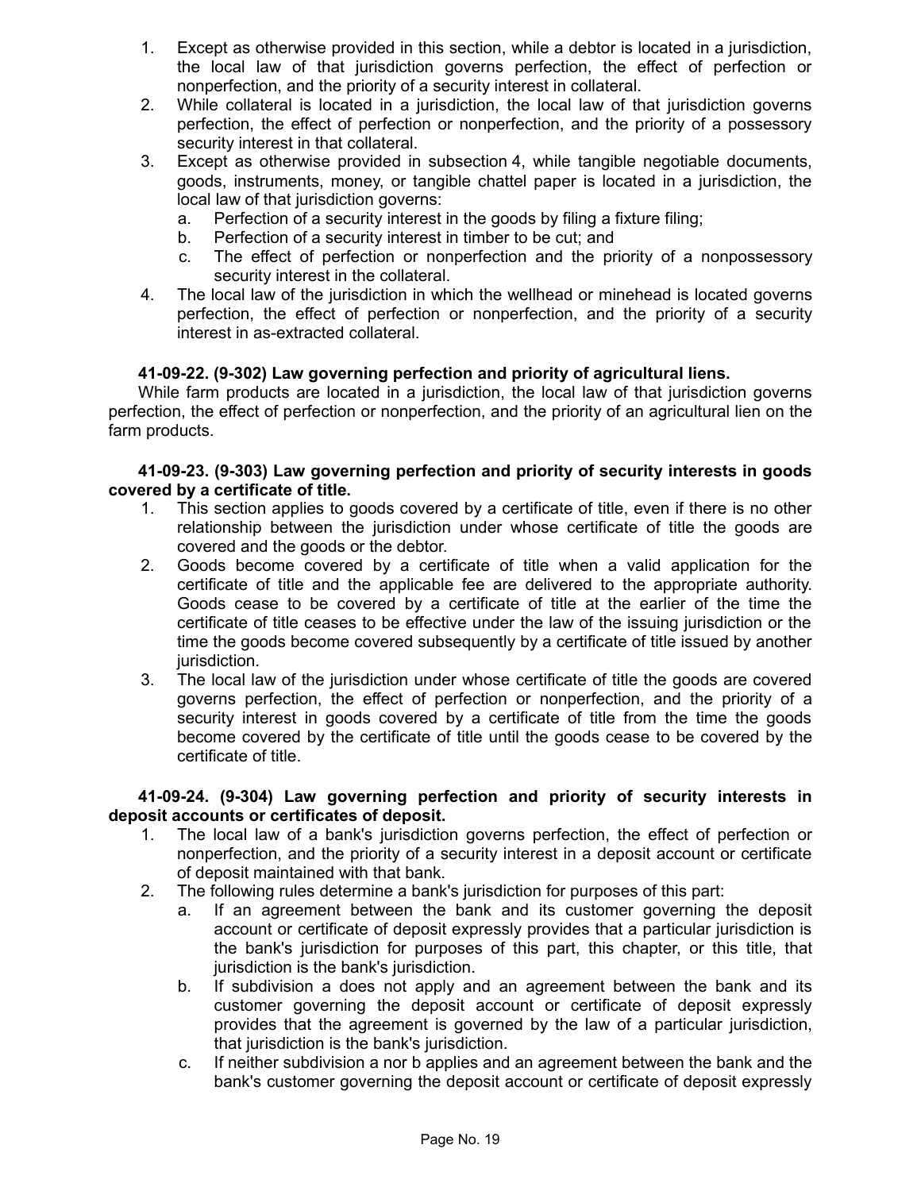1. Except as otherwise provided in this section, while a debtor is located in a jurisdiction, the local law of that jurisdiction governs perfection, the effect of perfection or nonperfection, and the priority of a security interest in collateral.
2. While collateral is located in a jurisdiction, the local law of that jurisdiction governs perfection, the effect of perfection or nonperfection, and the priority of a possessory security interest in that collateral.
3. Except as otherwise provided in subsection 4, while tangible negotiable documents, goods, instruments, money, or tangible chattel paper is located in a jurisdiction, the local law of that jurisdiction governs:
   a. Perfection of a security interest in the goods by filing a fixture filing;
   b. Perfection of a security interest in timber to be cut; and
   c. The effect of perfection or nonperfection and the priority of a nonpossessory security interest in the collateral.
4. The local law of the jurisdiction in which the wellhead or minehead is located governs perfection, the effect of perfection or nonperfection, and the priority of a security interest in as-extracted collateral.

**41-09-22. (9-302) Law governing perfection and priority of agricultural liens.**

While farm products are located in a jurisdiction, the local law of that jurisdiction governs perfection, the effect of perfection or nonperfection, and the priority of an agricultural lien on the farm products.

**41-09-23. (9-303) Law governing perfection and priority of security interests in goods covered by a certificate of title.**

1. This section applies to goods covered by a certificate of title, even if there is no other relationship between the jurisdiction under whose certificate of title the goods are covered and the goods or the debtor.
2. Goods become covered by a certificate of title when a valid application for the certificate of title and the applicable fee are delivered to the appropriate authority. Goods cease to be covered by a certificate of title at the earlier of the time the certificate of title ceases to be effective under the law of the issuing jurisdiction or the time the goods become covered subsequently by a certificate of title issued by another jurisdiction.
3. The local law of the jurisdiction under whose certificate of title the goods are covered governs perfection, the effect of perfection or nonperfection, and the priority of a security interest in goods covered by a certificate of title from the time the goods become covered by the certificate of title until the goods cease to be covered by the certificate of title.

**41-09-24. (9-304) Law governing perfection and priority of security interests in deposit accounts or certificates of deposit.**

1. The local law of a bank's jurisdiction governs perfection, the effect of perfection or nonperfection, and the priority of a security interest in a deposit account or certificate of deposit maintained with that bank.
2. The following rules determine a bank's jurisdiction for purposes of this part:
   a. If an agreement between the bank and its customer governing the deposit account or certificate of deposit expressly provides that a particular jurisdiction is the bank's jurisdiction for purposes of this part, this chapter, or this title, that jurisdiction is the bank's jurisdiction.
   b. If subdivision a does not apply and an agreement between the bank and its customer governing the deposit account or certificate of deposit expressly provides that the agreement is governed by the law of a particular jurisdiction, that jurisdiction is the bank's jurisdiction.
   c. If neither subdivision a nor b applies and an agreement between the bank and the bank's customer governing the deposit account or certificate of deposit expressly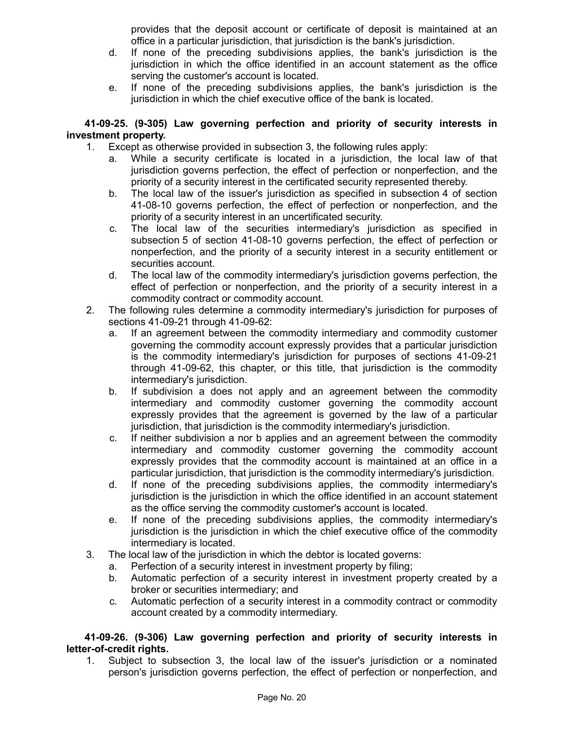provides that the deposit account or certificate of deposit is maintained at an office in a particular jurisdiction, that jurisdiction is the bank's jurisdiction.

d. If none of the preceding subdivisions applies, the bank's jurisdiction is the jurisdiction in which the office identified in an account statement as the office serving the customer's account is located.

e. If none of the preceding subdivisions applies, the bank's jurisdiction is the jurisdiction in which the chief executive office of the bank is located.

**41-09-25. (9-305) Law governing perfection and priority of security interests in investment property.**

1. Except as otherwise provided in subsection 3, the following rules apply:
   a. While a security certificate is located in a jurisdiction, the local law of that jurisdiction governs perfection, the effect of perfection or nonperfection, and the priority of a security interest in the certificated security represented thereby.
   b. The local law of the issuer's jurisdiction as specified in subsection 4 of section 41-08-10 governs perfection, the effect of perfection or nonperfection, and the priority of a security interest in an uncertificated security.
   c. The local law of the securities intermediary's jurisdiction as specified in subsection 5 of section 41-08-10 governs perfection, the effect of perfection or nonperfection, and the priority of a security interest in a security entitlement or securities account.
   d. The local law of the commodity intermediary's jurisdiction governs perfection, the effect of perfection or nonperfection, and the priority of a security interest in a commodity contract or commodity account.
2. The following rules determine a commodity intermediary's jurisdiction for purposes of sections 41-09-21 through 41-09-62:
   a. If an agreement between the commodity intermediary and commodity customer governing the commodity account expressly provides that a particular jurisdiction is the commodity intermediary's jurisdiction for purposes of sections 41-09-21 through 41-09-62, this chapter, or this title, that jurisdiction is the commodity intermediary's jurisdiction.
   b. If subdivision a does not apply and an agreement between the commodity intermediary and commodity customer governing the commodity account expressly provides that the agreement is governed by the law of a particular jurisdiction, that jurisdiction is the commodity intermediary's jurisdiction.
   c. If neither subdivision a nor b applies and an agreement between the commodity intermediary and commodity customer governing the commodity account expressly provides that the commodity account is maintained at an office in a particular jurisdiction, that jurisdiction is the commodity intermediary's jurisdiction.
   d. If none of the preceding subdivisions applies, the commodity intermediary's jurisdiction is the jurisdiction in which the office identified in an account statement as the office serving the commodity customer's account is located.
   e. If none of the preceding subdivisions applies, the commodity intermediary's jurisdiction is the jurisdiction in which the chief executive office of the commodity intermediary is located.
3. The local law of the jurisdiction in which the debtor is located governs:
   a. Perfection of a security interest in investment property by filing;
   b. Automatic perfection of a security interest in investment property created by a broker or securities intermediary; and
   c. Automatic perfection of a security interest in a commodity contract or commodity account created by a commodity intermediary.

**41-09-26. (9-306) Law governing perfection and priority of security interests in letter-of-credit rights.**

1. Subject to subsection 3, the local law of the issuer's jurisdiction or a nominated person's jurisdiction governs perfection, the effect of perfection or nonperfection, and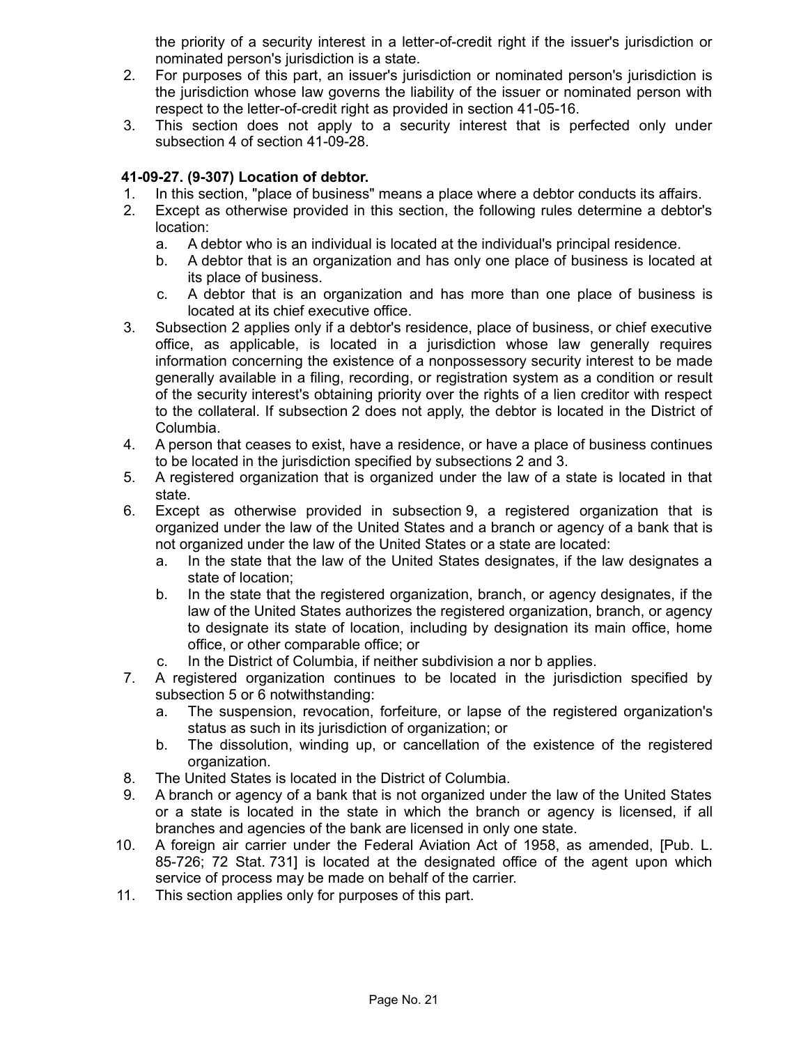the priority of a security interest in a letter-of-credit right if the issuer's jurisdiction or nominated person's jurisdiction is a state.

2. For purposes of this part, an issuer's jurisdiction or nominated person's jurisdiction is the jurisdiction whose law governs the liability of the issuer or nominated person with respect to the letter-of-credit right as provided in section 41-05-16.
3. This section does not apply to a security interest that is perfected only under subsection 4 of section 41-09-28.

**41-09-27. (9-307) Location of debtor.**

1. In this section, "place of business" means a place where a debtor conducts its affairs.
2. Except as otherwise provided in this section, the following rules determine a debtor's location:
   a. A debtor who is an individual is located at the individual's principal residence.
   b. A debtor that is an organization and has only one place of business is located at its place of business.
   c. A debtor that is an organization and has more than one place of business is located at its chief executive office.
3. Subsection 2 applies only if a debtor's residence, place of business, or chief executive office, as applicable, is located in a jurisdiction whose law generally requires information concerning the existence of a nonpossessory security interest to be made generally available in a filing, recording, or registration system as a condition or result of the security interest's obtaining priority over the rights of a lien creditor with respect to the collateral. If subsection 2 does not apply, the debtor is located in the District of Columbia.
4. A person that ceases to exist, have a residence, or have a place of business continues to be located in the jurisdiction specified by subsections 2 and 3.
5. A registered organization that is organized under the law of a state is located in that state.
6. Except as otherwise provided in subsection 9, a registered organization that is organized under the law of the United States and a branch or agency of a bank that is not organized under the law of the United States or a state are located:
   a. In the state that the law of the United States designates, if the law designates a state of location;
   b. In the state that the registered organization, branch, or agency designates, if the law of the United States authorizes the registered organization, branch, or agency to designate its state of location, including by designation its main office, home office, or other comparable office; or
   c. In the District of Columbia, if neither subdivision a nor b applies.
7. A registered organization continues to be located in the jurisdiction specified by subsection 5 or 6 notwithstanding:
   a. The suspension, revocation, forfeiture, or lapse of the registered organization's status as such in its jurisdiction of organization; or
   b. The dissolution, winding up, or cancellation of the existence of the registered organization.
8. The United States is located in the District of Columbia.
9. A branch or agency of a bank that is not organized under the law of the United States or a state is located in the state in which the branch or agency is licensed, if all branches and agencies of the bank are licensed in only one state.
10. A foreign air carrier under the Federal Aviation Act of 1958, as amended, [Pub. L. 85-726; 72 Stat. 731] is located at the designated office of the agent upon which service of process may be made on behalf of the carrier.
11. This section applies only for purposes of this part.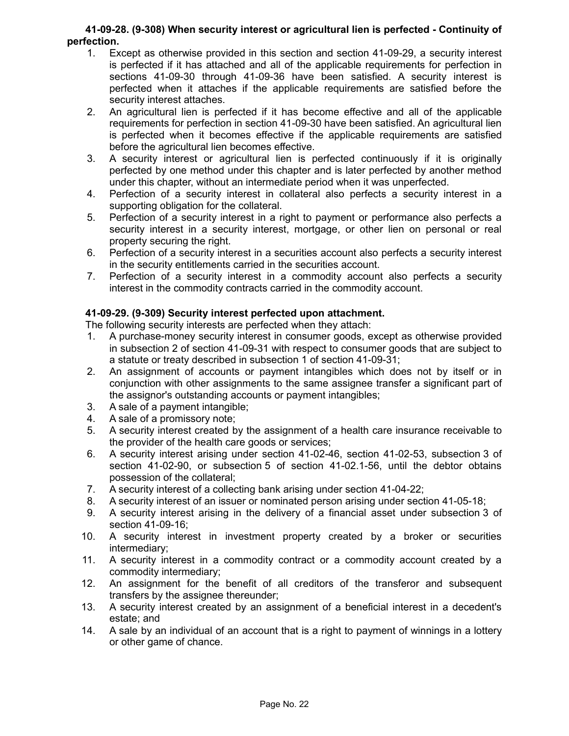**41-09-28. (9-308) When security interest or agricultural lien is perfected - Continuity of perfection.**

1. Except as otherwise provided in this section and section 41-09-29, a security interest is perfected if it has attached and all of the applicable requirements for perfection in sections 41-09-30 through 41-09-36 have been satisfied. A security interest is perfected when it attaches if the applicable requirements are satisfied before the security interest attaches.
2. An agricultural lien is perfected if it has become effective and all of the applicable requirements for perfection in section 41-09-30 have been satisfied. An agricultural lien is perfected when it becomes effective if the applicable requirements are satisfied before the agricultural lien becomes effective.
3. A security interest or agricultural lien is perfected continuously if it is originally perfected by one method under this chapter and is later perfected by another method under this chapter, without an intermediate period when it was unperfected.
4. Perfection of a security interest in collateral also perfects a security interest in a supporting obligation for the collateral.
5. Perfection of a security interest in a right to payment or performance also perfects a security interest in a security interest, mortgage, or other lien on personal or real property securing the right.
6. Perfection of a security interest in a securities account also perfects a security interest in the security entitlements carried in the securities account.
7. Perfection of a security interest in a commodity account also perfects a security interest in the commodity contracts carried in the commodity account.

**41-09-29. (9-309) Security interest perfected upon attachment.**

The following security interests are perfected when they attach:

1. A purchase-money security interest in consumer goods, except as otherwise provided in subsection 2 of section 41-09-31 with respect to consumer goods that are subject to a statute or treaty described in subsection 1 of section 41-09-31;
2. An assignment of accounts or payment intangibles which does not by itself or in conjunction with other assignments to the same assignee transfer a significant part of the assignor's outstanding accounts or payment intangibles;
3. A sale of a payment intangible;
4. A sale of a promissory note;
5. A security interest created by the assignment of a health care insurance receivable to the provider of the health care goods or services;
6. A security interest arising under section 41-02-46, section 41-02-53, subsection 3 of section 41-02-90, or subsection 5 of section 41-02.1-56, until the debtor obtains possession of the collateral;
7. A security interest of a collecting bank arising under section 41-04-22;
8. A security interest of an issuer or nominated person arising under section 41-05-18;
9. A security interest arising in the delivery of a financial asset under subsection 3 of section 41-09-16;
10. A security interest in investment property created by a broker or securities intermediary;
11. A security interest in a commodity contract or a commodity account created by a commodity intermediary;
12. An assignment for the benefit of all creditors of the transferor and subsequent transfers by the assignee thereunder;
13. A security interest created by an assignment of a beneficial interest in a decedent's estate; and
14. A sale by an individual of an account that is a right to payment of winnings in a lottery or other game of chance.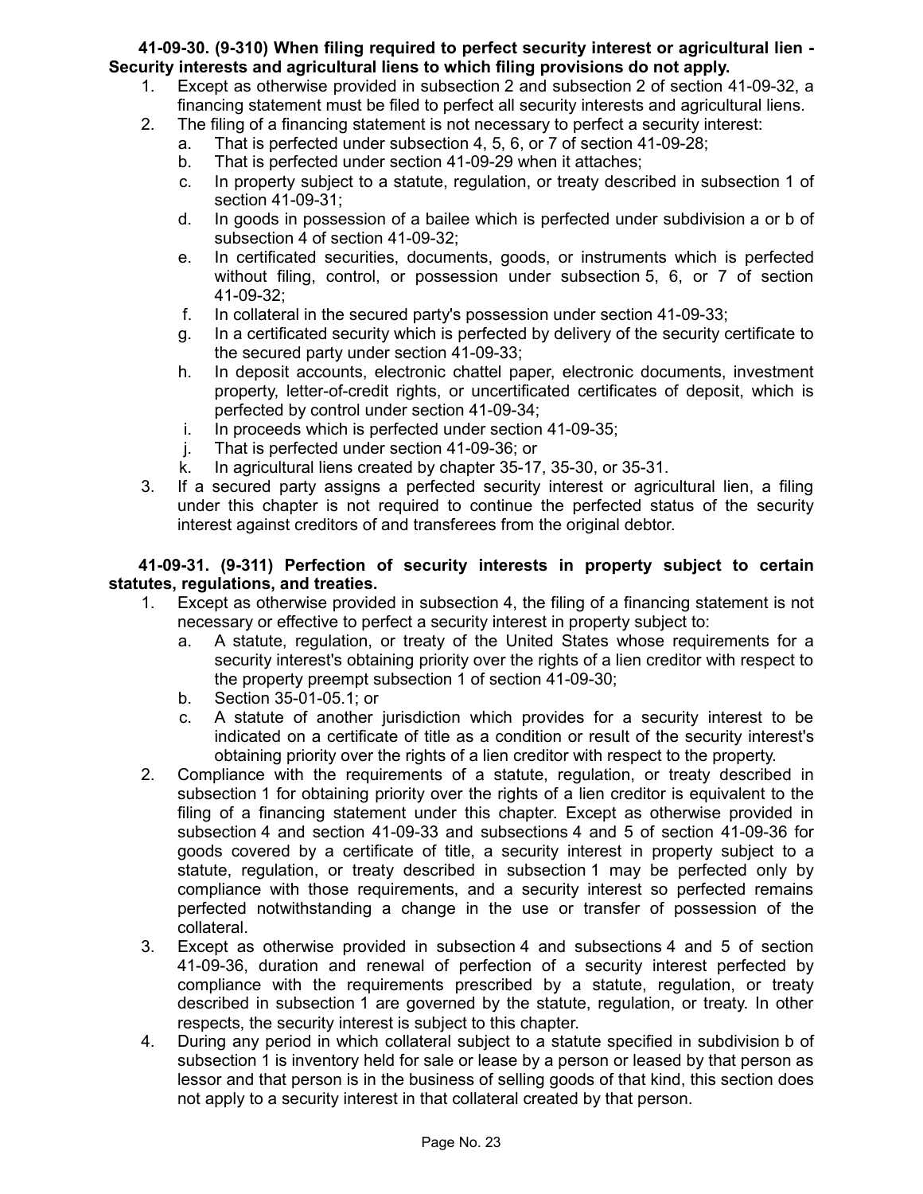**41-09-30. (9-310) When filing required to perfect security interest or agricultural lien - Security interests and agricultural liens to which filing provisions do not apply.**

1. Except as otherwise provided in subsection 2 and subsection 2 of section 41-09-32, a financing statement must be filed to perfect all security interests and agricultural liens.
2. The filing of a financing statement is not necessary to perfect a security interest:
   a. That is perfected under subsection 4, 5, 6, or 7 of section 41-09-28;
   b. That is perfected under section 41-09-29 when it attaches;
   c. In property subject to a statute, regulation, or treaty described in subsection 1 of section 41-09-31;
   d. In goods in possession of a bailee which is perfected under subdivision a or b of subsection 4 of section 41-09-32;
   e. In certificated securities, documents, goods, or instruments which is perfected without filing, control, or possession under subsection 5, 6, or 7 of section 41-09-32;
   f. In collateral in the secured party's possession under section 41-09-33;
   g. In a certificated security which is perfected by delivery of the security certificate to the secured party under section 41-09-33;
   h. In deposit accounts, electronic chattel paper, electronic documents, investment property, letter-of-credit rights, or uncertificated certificates of deposit, which is perfected by control under section 41-09-34;
   i. In proceeds which is perfected under section 41-09-35;
   j. That is perfected under section 41-09-36; or
   k. In agricultural liens created by chapter 35-17, 35-30, or 35-31.
3. If a secured party assigns a perfected security interest or agricultural lien, a filing under this chapter is not required to continue the perfected status of the security interest against creditors of and transferees from the original debtor.

**41-09-31. (9-311) Perfection of security interests in property subject to certain statutes, regulations, and treaties.**

1. Except as otherwise provided in subsection 4, the filing of a financing statement is not necessary or effective to perfect a security interest in property subject to:
   a. A statute, regulation, or treaty of the United States whose requirements for a security interest's obtaining priority over the rights of a lien creditor with respect to the property preempt subsection 1 of section 41-09-30;
   b. Section 35-01-05.1; or
   c. A statute of another jurisdiction which provides for a security interest to be indicated on a certificate of title as a condition or result of the security interest's obtaining priority over the rights of a lien creditor with respect to the property.
2. Compliance with the requirements of a statute, regulation, or treaty described in subsection 1 for obtaining priority over the rights of a lien creditor is equivalent to the filing of a financing statement under this chapter. Except as otherwise provided in subsection 4 and section 41-09-33 and subsections 4 and 5 of section 41-09-36 for goods covered by a certificate of title, a security interest in property subject to a statute, regulation, or treaty described in subsection 1 may be perfected only by compliance with those requirements, and a security interest so perfected remains perfected notwithstanding a change in the use or transfer of possession of the collateral.
3. Except as otherwise provided in subsection 4 and subsections 4 and 5 of section 41-09-36, duration and renewal of perfection of a security interest perfected by compliance with the requirements prescribed by a statute, regulation, or treaty described in subsection 1 are governed by the statute, regulation, or treaty. In other respects, the security interest is subject to this chapter.
4. During any period in which collateral subject to a statute specified in subdivision b of subsection 1 is inventory held for sale or lease by a person or leased by that person as lessor and that person is in the business of selling goods of that kind, this section does not apply to a security interest in that collateral created by that person.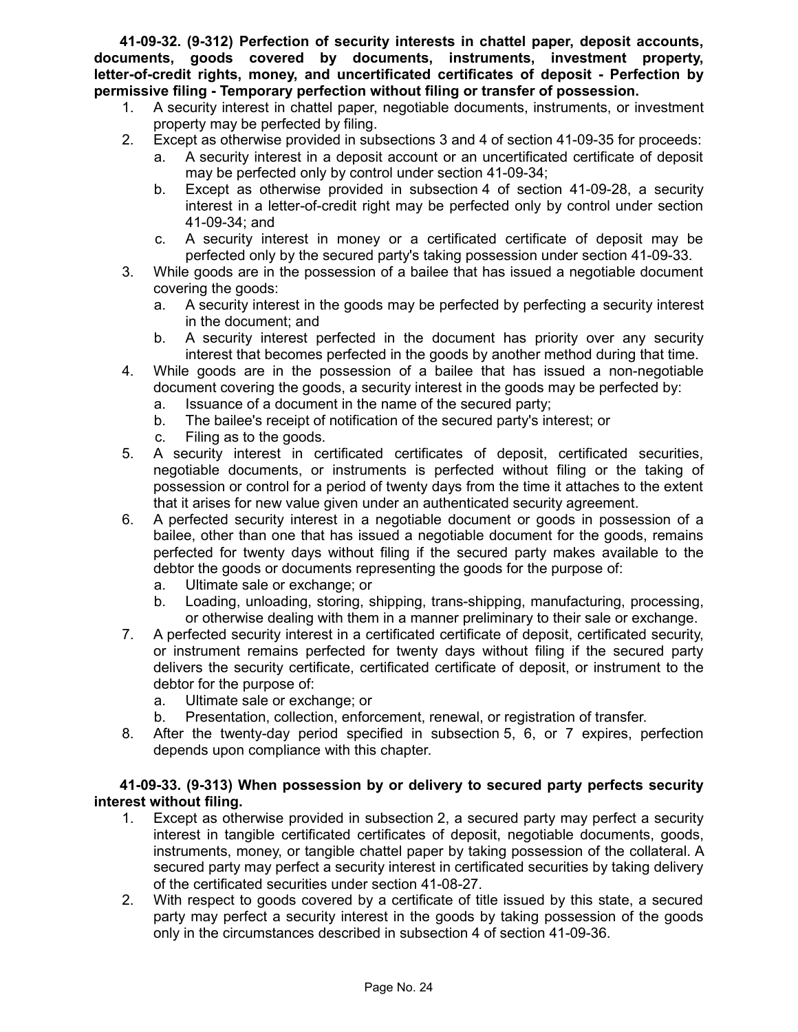**41-09-32. (9-312) Perfection of security interests in chattel paper, deposit accounts, documents, goods covered by documents, instruments, investment property, letter-of-credit rights, money, and uncertificated certificates of deposit - Perfection by permissive filing - Temporary perfection without filing or transfer of possession.**

1. A security interest in chattel paper, negotiable documents, instruments, or investment property may be perfected by filing.
2. Except as otherwise provided in subsections 3 and 4 of section 41-09-35 for proceeds:
   a. A security interest in a deposit account or an uncertificated certificate of deposit may be perfected only by control under section 41-09-34;
   b. Except as otherwise provided in subsection 4 of section 41-09-28, a security interest in a letter-of-credit right may be perfected only by control under section 41-09-34; and
   c. A security interest in money or a certificated certificate of deposit may be perfected only by the secured party's taking possession under section 41-09-33.
3. While goods are in the possession of a bailee that has issued a negotiable document covering the goods:
   a. A security interest in the goods may be perfected by perfecting a security interest in the document; and
   b. A security interest perfected in the document has priority over any security interest that becomes perfected in the goods by another method during that time.
4. While goods are in the possession of a bailee that has issued a non-negotiable document covering the goods, a security interest in the goods may be perfected by:
   a. Issuance of a document in the name of the secured party;
   b. The bailee's receipt of notification of the secured party's interest; or
   c. Filing as to the goods.
5. A security interest in certificated certificates of deposit, certificated securities, negotiable documents, or instruments is perfected without filing or the taking of possession or control for a period of twenty days from the time it attaches to the extent that it arises for new value given under an authenticated security agreement.
6. A perfected security interest in a negotiable document or goods in possession of a bailee, other than one that has issued a negotiable document for the goods, remains perfected for twenty days without filing if the secured party makes available to the debtor the goods or documents representing the goods for the purpose of:
   a. Ultimate sale or exchange; or
   b. Loading, unloading, storing, shipping, trans-shipping, manufacturing, processing, or otherwise dealing with them in a manner preliminary to their sale or exchange.
7. A perfected security interest in a certificated certificate of deposit, certificated security, or instrument remains perfected for twenty days without filing if the secured party delivers the security certificate, certificated certificate of deposit, or instrument to the debtor for the purpose of:
   a. Ultimate sale or exchange; or
   b. Presentation, collection, enforcement, renewal, or registration of transfer.
8. After the twenty-day period specified in subsection 5, 6, or 7 expires, perfection depends upon compliance with this chapter.

**41-09-33. (9-313) When possession by or delivery to secured party perfects security interest without filing.**

1. Except as otherwise provided in subsection 2, a secured party may perfect a security interest in tangible certificated certificates of deposit, negotiable documents, goods, instruments, money, or tangible chattel paper by taking possession of the collateral. A secured party may perfect a security interest in certificated securities by taking delivery of the certificated securities under section 41-08-27.
2. With respect to goods covered by a certificate of title issued by this state, a secured party may perfect a security interest in the goods by taking possession of the goods only in the circumstances described in subsection 4 of section 41-09-36.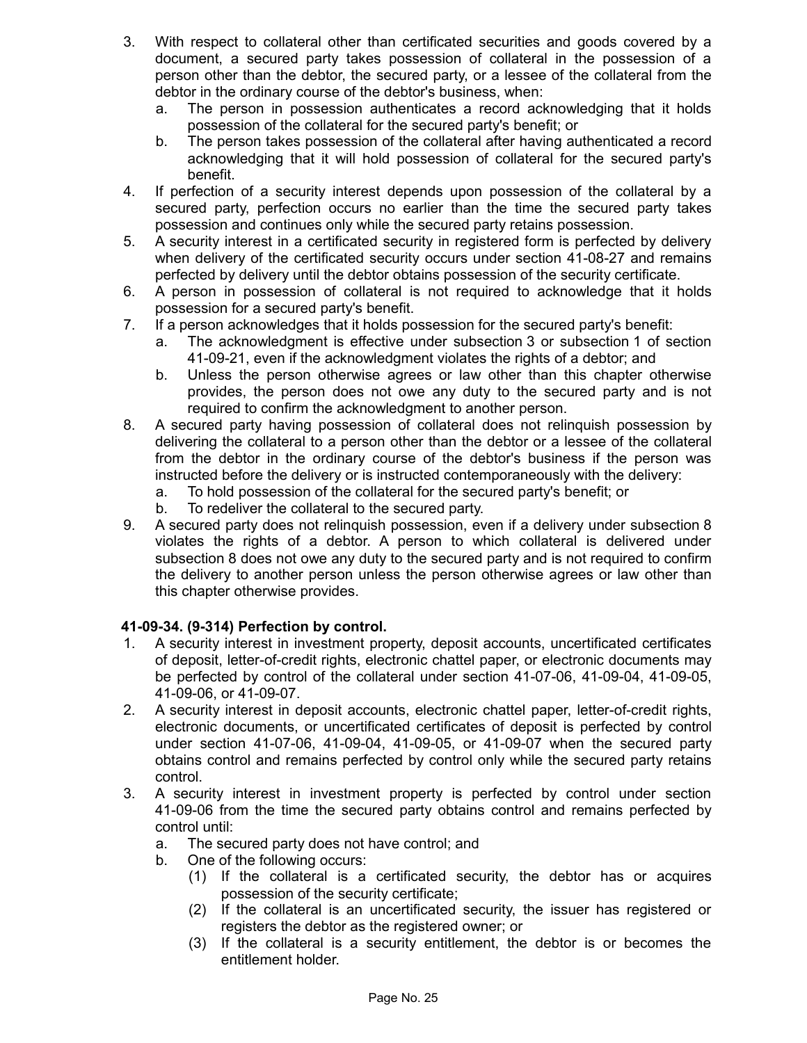3. With respect to collateral other than certificated securities and goods covered by a document, a secured party takes possession of collateral in the possession of a person other than the debtor, the secured party, or a lessee of the collateral from the debtor in the ordinary course of the debtor's business, when:
   a. The person in possession authenticates a record acknowledging that it holds possession of the collateral for the secured party's benefit; or
   b. The person takes possession of the collateral after having authenticated a record acknowledging that it will hold possession of collateral for the secured party's benefit.
4. If perfection of a security interest depends upon possession of the collateral by a secured party, perfection occurs no earlier than the time the secured party takes possession and continues only while the secured party retains possession.
5. A security interest in a certificated security in registered form is perfected by delivery when delivery of the certificated security occurs under section 41-08-27 and remains perfected by delivery until the debtor obtains possession of the security certificate.
6. A person in possession of collateral is not required to acknowledge that it holds possession for a secured party's benefit.
7. If a person acknowledges that it holds possession for the secured party's benefit:
   a. The acknowledgment is effective under subsection 3 or subsection 1 of section 41-09-21, even if the acknowledgment violates the rights of a debtor; and
   b. Unless the person otherwise agrees or law other than this chapter otherwise provides, the person does not owe any duty to the secured party and is not required to confirm the acknowledgment to another person.
8. A secured party having possession of collateral does not relinquish possession by delivering the collateral to a person other than the debtor or a lessee of the collateral from the debtor in the ordinary course of the debtor's business if the person was instructed before the delivery or is instructed contemporaneously with the delivery:
   a. To hold possession of the collateral for the secured party's benefit; or
   b. To redeliver the collateral to the secured party.
9. A secured party does not relinquish possession, even if a delivery under subsection 8 violates the rights of a debtor. A person to which collateral is delivered under subsection 8 does not owe any duty to the secured party and is not required to confirm the delivery to another person unless the person otherwise agrees or law other than this chapter otherwise provides.

**41-09-34. (9-314) Perfection by control.**

1. A security interest in investment property, deposit accounts, uncertificated certificates of deposit, letter-of-credit rights, electronic chattel paper, or electronic documents may be perfected by control of the collateral under section 41-07-06, 41-09-04, 41-09-05, 41-09-06, or 41-09-07.
2. A security interest in deposit accounts, electronic chattel paper, letter-of-credit rights, electronic documents, or uncertificated certificates of deposit is perfected by control under section 41-07-06, 41-09-04, 41-09-05, or 41-09-07 when the secured party obtains control and remains perfected by control only while the secured party retains control.
3. A security interest in investment property is perfected by control under section 41-09-06 from the time the secured party obtains control and remains perfected by control until:
   a. The secured party does not have control; and
   b. One of the following occurs:
      (1) If the collateral is a certificated security, the debtor has or acquires possession of the security certificate;
      (2) If the collateral is an uncertificated security, the issuer has registered or registers the debtor as the registered owner; or
      (3) If the collateral is a security entitlement, the debtor is or becomes the entitlement holder.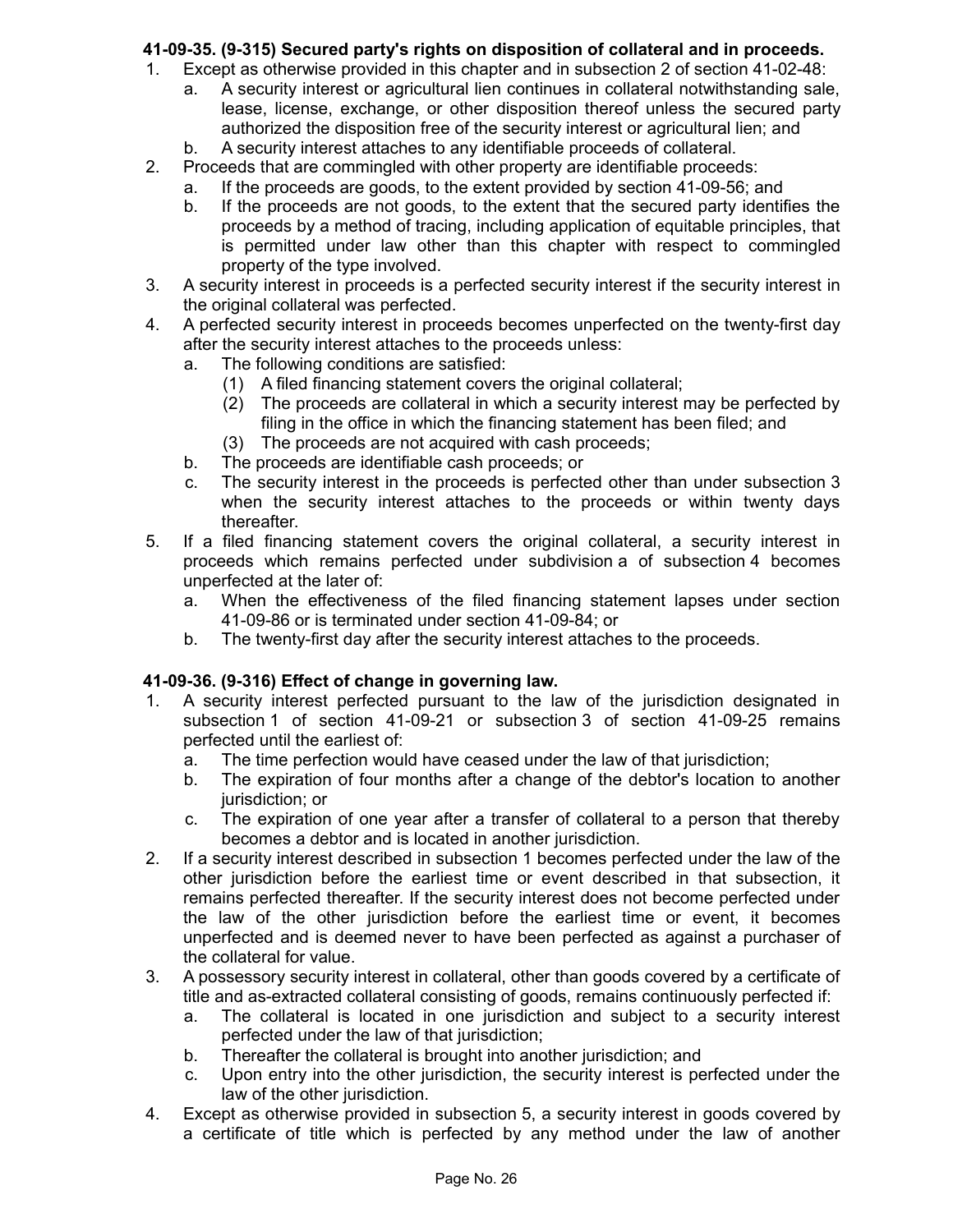**41-09-35. (9-315) Secured party's rights on disposition of collateral and in proceeds.**

1. Except as otherwise provided in this chapter and in subsection 2 of section 41-02-48:
   a. A security interest or agricultural lien continues in collateral notwithstanding sale, lease, license, exchange, or other disposition thereof unless the secured party authorized the disposition free of the security interest or agricultural lien; and
   b. A security interest attaches to any identifiable proceeds of collateral.
2. Proceeds that are commingled with other property are identifiable proceeds:
   a. If the proceeds are goods, to the extent provided by section 41-09-56; and
   b. If the proceeds are not goods, to the extent that the secured party identifies the proceeds by a method of tracing, including application of equitable principles, that is permitted under law other than this chapter with respect to commingled property of the type involved.
3. A security interest in proceeds is a perfected security interest if the security interest in the original collateral was perfected.
4. A perfected security interest in proceeds becomes unperfected on the twenty-first day after the security interest attaches to the proceeds unless:
   a. The following conditions are satisfied:
      (1) A filed financing statement covers the original collateral;
      (2) The proceeds are collateral in which a security interest may be perfected by filing in the office in which the financing statement has been filed; and
      (3) The proceeds are not acquired with cash proceeds;
   b. The proceeds are identifiable cash proceeds; or
   c. The security interest in the proceeds is perfected other than under subsection 3 when the security interest attaches to the proceeds or within twenty days thereafter.
5. If a filed financing statement covers the original collateral, a security interest in proceeds which remains perfected under subdivision a of subsection 4 becomes unperfected at the later of:
   a. When the effectiveness of the filed financing statement lapses under section 41-09-86 or is terminated under section 41-09-84; or
   b. The twenty-first day after the security interest attaches to the proceeds.

**41-09-36. (9-316) Effect of change in governing law.**

1. A security interest perfected pursuant to the law of the jurisdiction designated in subsection 1 of section 41-09-21 or subsection 3 of section 41-09-25 remains perfected until the earliest of:
   a. The time perfection would have ceased under the law of that jurisdiction;
   b. The expiration of four months after a change of the debtor's location to another jurisdiction; or
   c. The expiration of one year after a transfer of collateral to a person that thereby becomes a debtor and is located in another jurisdiction.
2. If a security interest described in subsection 1 becomes perfected under the law of the other jurisdiction before the earliest time or event described in that subsection, it remains perfected thereafter. If the security interest does not become perfected under the law of the other jurisdiction before the earliest time or event, it becomes unperfected and is deemed never to have been perfected as against a purchaser of the collateral for value.
3. A possessory security interest in collateral, other than goods covered by a certificate of title and as-extracted collateral consisting of goods, remains continuously perfected if:
   a. The collateral is located in one jurisdiction and subject to a security interest perfected under the law of that jurisdiction;
   b. Thereafter the collateral is brought into another jurisdiction; and
   c. Upon entry into the other jurisdiction, the security interest is perfected under the law of the other jurisdiction.
4. Except as otherwise provided in subsection 5, a security interest in goods covered by a certificate of title which is perfected by any method under the law of another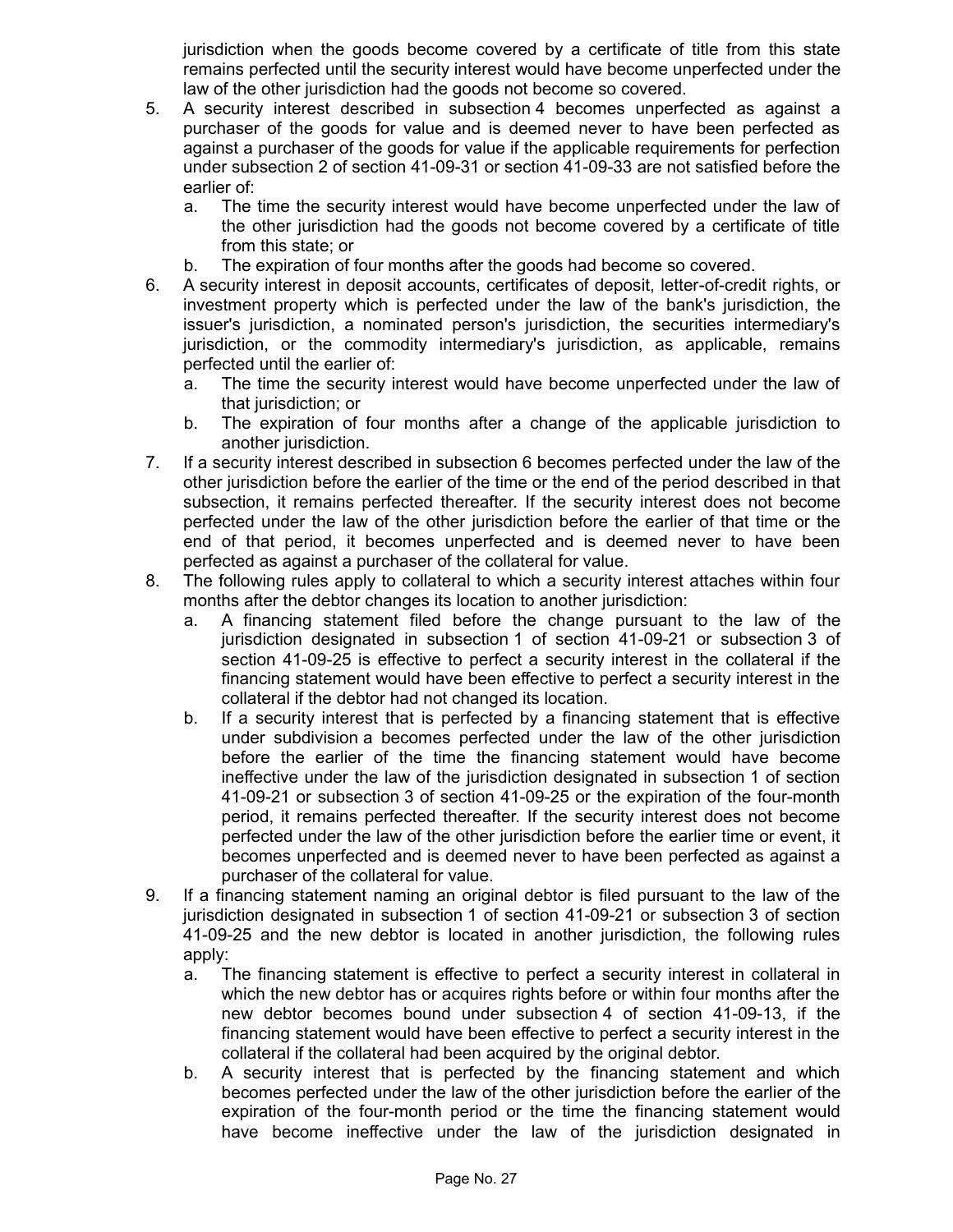jurisdiction when the goods become covered by a certificate of title from this state remains perfected until the security interest would have become unperfected under the law of the other jurisdiction had the goods not become so covered.

5. A security interest described in subsection 4 becomes unperfected as against a purchaser of the goods for value and is deemed never to have been perfected as against a purchaser of the goods for value if the applicable requirements for perfection under subsection 2 of section 41-09-31 or section 41-09-33 are not satisfied before the earlier of:
   a. The time the security interest would have become unperfected under the law of the other jurisdiction had the goods not become covered by a certificate of title from this state; or
   b. The expiration of four months after the goods had become so covered.
6. A security interest in deposit accounts, certificates of deposit, letter-of-credit rights, or investment property which is perfected under the law of the bank's jurisdiction, the issuer's jurisdiction, a nominated person's jurisdiction, the securities intermediary's jurisdiction, or the commodity intermediary's jurisdiction, as applicable, remains perfected until the earlier of:
   a. The time the security interest would have become unperfected under the law of that jurisdiction; or
   b. The expiration of four months after a change of the applicable jurisdiction to another jurisdiction.
7. If a security interest described in subsection 6 becomes perfected under the law of the other jurisdiction before the earlier of the time or the end of the period described in that subsection, it remains perfected thereafter. If the security interest does not become perfected under the law of the other jurisdiction before the earlier of that time or the end of that period, it becomes unperfected and is deemed never to have been perfected as against a purchaser of the collateral for value.
8. The following rules apply to collateral to which a security interest attaches within four months after the debtor changes its location to another jurisdiction:
   a. A financing statement filed before the change pursuant to the law of the jurisdiction designated in subsection 1 of section 41-09-21 or subsection 3 of section 41-09-25 is effective to perfect a security interest in the collateral if the financing statement would have been effective to perfect a security interest in the collateral if the debtor had not changed its location.
   b. If a security interest that is perfected by a financing statement that is effective under subdivision a becomes perfected under the law of the other jurisdiction before the earlier of the time the financing statement would have become ineffective under the law of the jurisdiction designated in subsection 1 of section 41-09-21 or subsection 3 of section 41-09-25 or the expiration of the four-month period, it remains perfected thereafter. If the security interest does not become perfected under the law of the other jurisdiction before the earlier time or event, it becomes unperfected and is deemed never to have been perfected as against a purchaser of the collateral for value.
9. If a financing statement naming an original debtor is filed pursuant to the law of the jurisdiction designated in subsection 1 of section 41-09-21 or subsection 3 of section 41-09-25 and the new debtor is located in another jurisdiction, the following rules apply:
   a. The financing statement is effective to perfect a security interest in collateral in which the new debtor has or acquires rights before or within four months after the new debtor becomes bound under subsection 4 of section 41-09-13, if the financing statement would have been effective to perfect a security interest in the collateral if the collateral had been acquired by the original debtor.
   b. A security interest that is perfected by the financing statement and which becomes perfected under the law of the other jurisdiction before the earlier of the expiration of the four-month period or the time the financing statement would have become ineffective under the law of the jurisdiction designated in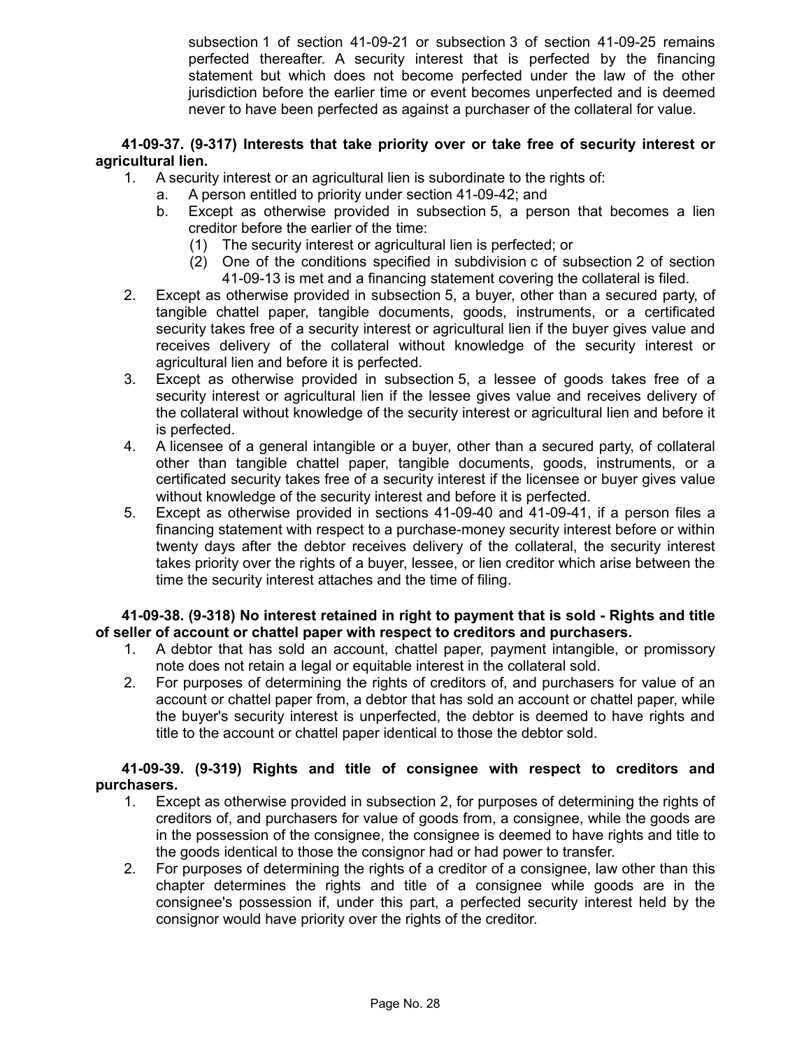subsection 1 of section 41-09-21 or subsection 3 of section 41-09-25 remains perfected thereafter. A security interest that is perfected by the financing statement but which does not become perfected under the law of the other jurisdiction before the earlier time or event becomes unperfected and is deemed never to have been perfected as against a purchaser of the collateral for value.

**41-09-37. (9-317) Interests that take priority over or take free of security interest or agricultural lien.**

1. A security interest or an agricultural lien is subordinate to the rights of:
   a. A person entitled to priority under section 41-09-42; and
   b. Except as otherwise provided in subsection 5, a person that becomes a lien creditor before the earlier of the time:
      (1) The security interest or agricultural lien is perfected; or
      (2) One of the conditions specified in subdivision c of subsection 2 of section 41-09-13 is met and a financing statement covering the collateral is filed.
2. Except as otherwise provided in subsection 5, a buyer, other than a secured party, of tangible chattel paper, tangible documents, goods, instruments, or a certificated security takes free of a security interest or agricultural lien if the buyer gives value and receives delivery of the collateral without knowledge of the security interest or agricultural lien and before it is perfected.
3. Except as otherwise provided in subsection 5, a lessee of goods takes free of a security interest or agricultural lien if the lessee gives value and receives delivery of the collateral without knowledge of the security interest or agricultural lien and before it is perfected.
4. A licensee of a general intangible or a buyer, other than a secured party, of collateral other than tangible chattel paper, tangible documents, goods, instruments, or a certificated security takes free of a security interest if the licensee or buyer gives value without knowledge of the security interest and before it is perfected.
5. Except as otherwise provided in sections 41-09-40 and 41-09-41, if a person files a financing statement with respect to a purchase-money security interest before or within twenty days after the debtor receives delivery of the collateral, the security interest takes priority over the rights of a buyer, lessee, or lien creditor which arise between the time the security interest attaches and the time of filing.

**41-09-38. (9-318) No interest retained in right to payment that is sold - Rights and title of seller of account or chattel paper with respect to creditors and purchasers.**

1. A debtor that has sold an account, chattel paper, payment intangible, or promissory note does not retain a legal or equitable interest in the collateral sold.
2. For purposes of determining the rights of creditors of, and purchasers for value of an account or chattel paper from, a debtor that has sold an account or chattel paper, while the buyer's security interest is unperfected, the debtor is deemed to have rights and title to the account or chattel paper identical to those the debtor sold.

**41-09-39. (9-319) Rights and title of consignee with respect to creditors and purchasers.**

1. Except as otherwise provided in subsection 2, for purposes of determining the rights of creditors of, and purchasers for value of goods from, a consignee, while the goods are in the possession of the consignee, the consignee is deemed to have rights and title to the goods identical to those the consignor had or had power to transfer.
2. For purposes of determining the rights of a creditor of a consignee, law other than this chapter determines the rights and title of a consignee while goods are in the consignee's possession if, under this part, a perfected security interest held by the consignor would have priority over the rights of the creditor.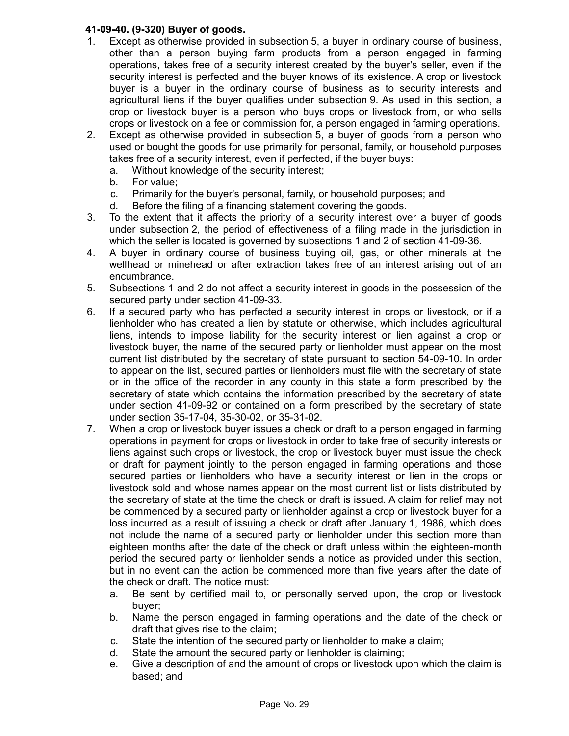**41-09-40. (9-320) Buyer of goods.**

1. Except as otherwise provided in subsection 5, a buyer in ordinary course of business, other than a person buying farm products from a person engaged in farming operations, takes free of a security interest created by the buyer's seller, even if the security interest is perfected and the buyer knows of its existence. A crop or livestock buyer is a buyer in the ordinary course of business as to security interests and agricultural liens if the buyer qualifies under subsection 9. As used in this section, a crop or livestock buyer is a person who buys crops or livestock from, or who sells crops or livestock on a fee or commission for, a person engaged in farming operations.
2. Except as otherwise provided in subsection 5, a buyer of goods from a person who used or bought the goods for use primarily for personal, family, or household purposes takes free of a security interest, even if perfected, if the buyer buys:
   a. Without knowledge of the security interest;
   b. For value;
   c. Primarily for the buyer's personal, family, or household purposes; and
   d. Before the filing of a financing statement covering the goods.
3. To the extent that it affects the priority of a security interest over a buyer of goods under subsection 2, the period of effectiveness of a filing made in the jurisdiction in which the seller is located is governed by subsections 1 and 2 of section 41-09-36.
4. A buyer in ordinary course of business buying oil, gas, or other minerals at the wellhead or minehead or after extraction takes free of an interest arising out of an encumbrance.
5. Subsections 1 and 2 do not affect a security interest in goods in the possession of the secured party under section 41-09-33.
6. If a secured party who has perfected a security interest in crops or livestock, or if a lienholder who has created a lien by statute or otherwise, which includes agricultural liens, intends to impose liability for the security interest or lien against a crop or livestock buyer, the name of the secured party or lienholder must appear on the most current list distributed by the secretary of state pursuant to section 54-09-10. In order to appear on the list, secured parties or lienholders must file with the secretary of state or in the office of the recorder in any county in this state a form prescribed by the secretary of state which contains the information prescribed by the secretary of state under section 41-09-92 or contained on a form prescribed by the secretary of state under section 35-17-04, 35-30-02, or 35-31-02.
7. When a crop or livestock buyer issues a check or draft to a person engaged in farming operations in payment for crops or livestock in order to take free of security interests or liens against such crops or livestock, the crop or livestock buyer must issue the check or draft for payment jointly to the person engaged in farming operations and those secured parties or lienholders who have a security interest or lien in the crops or livestock sold and whose names appear on the most current list or lists distributed by the secretary of state at the time the check or draft is issued. A claim for relief may not be commenced by a secured party or lienholder against a crop or livestock buyer for a loss incurred as a result of issuing a check or draft after January 1, 1986, which does not include the name of a secured party or lienholder under this section more than eighteen months after the date of the check or draft unless within the eighteen-month period the secured party or lienholder sends a notice as provided under this section, but in no event can the action be commenced more than five years after the date of the check or draft. The notice must:
   a. Be sent by certified mail to, or personally served upon, the crop or livestock buyer;
   b. Name the person engaged in farming operations and the date of the check or draft that gives rise to the claim;
   c. State the intention of the secured party or lienholder to make a claim;
   d. State the amount the secured party or lienholder is claiming;
   e. Give a description of and the amount of crops or livestock upon which the claim is based; and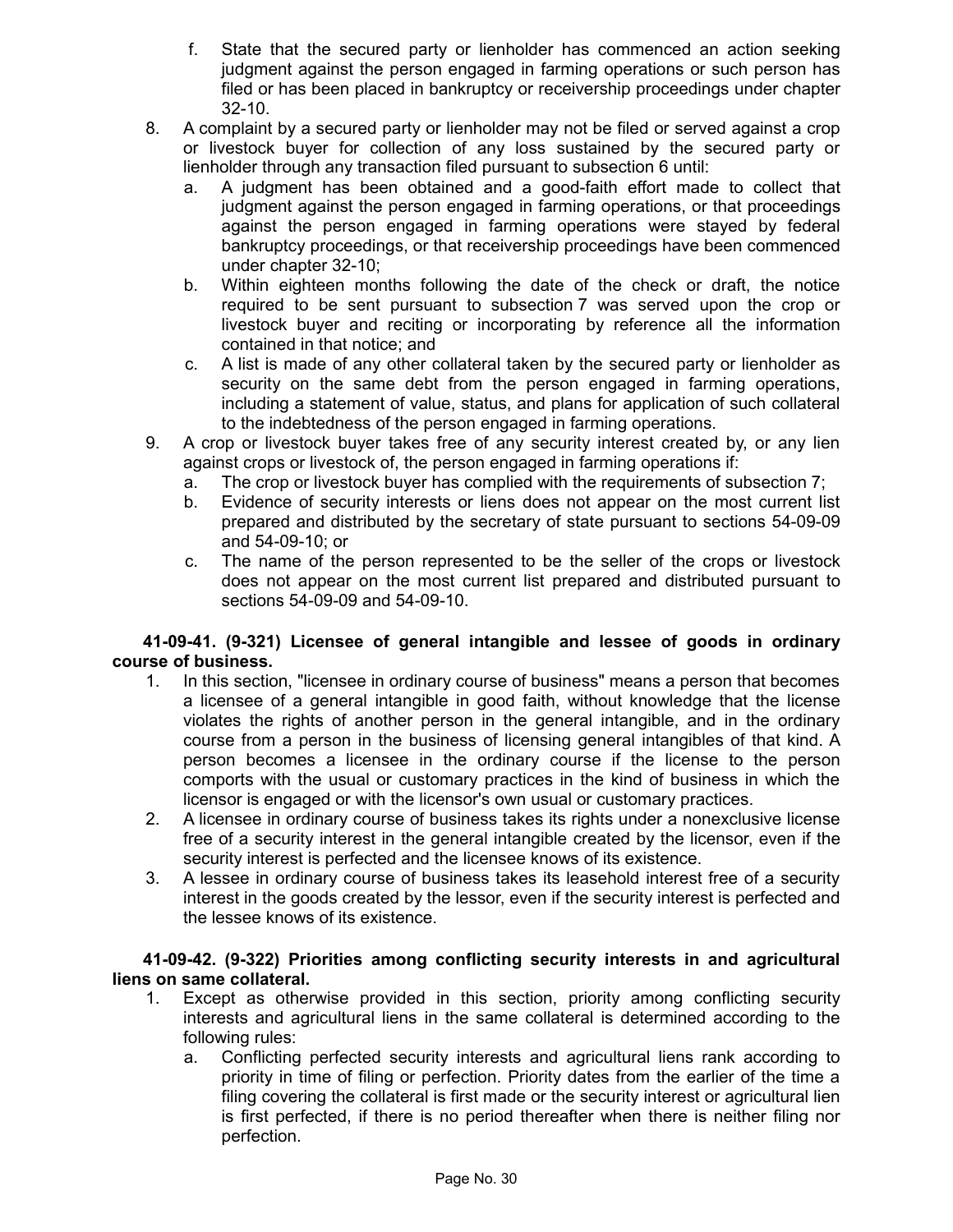f. State that the secured party or lienholder has commenced an action seeking judgment against the person engaged in farming operations or such person has filed or has been placed in bankruptcy or receivership proceedings under chapter 32-10.

8. A complaint by a secured party or lienholder may not be filed or served against a crop or livestock buyer for collection of any loss sustained by the secured party or lienholder through any transaction filed pursuant to subsection 6 until:
   a. A judgment has been obtained and a good-faith effort made to collect that judgment against the person engaged in farming operations, or that proceedings against the person engaged in farming operations were stayed by federal bankruptcy proceedings, or that receivership proceedings have been commenced under chapter 32-10;
   b. Within eighteen months following the date of the check or draft, the notice required to be sent pursuant to subsection 7 was served upon the crop or livestock buyer and reciting or incorporating by reference all the information contained in that notice; and
   c. A list is made of any other collateral taken by the secured party or lienholder as security on the same debt from the person engaged in farming operations, including a statement of value, status, and plans for application of such collateral to the indebtedness of the person engaged in farming operations.

9. A crop or livestock buyer takes free of any security interest created by, or any lien against crops or livestock of, the person engaged in farming operations if:
   a. The crop or livestock buyer has complied with the requirements of subsection 7;
   b. Evidence of security interests or liens does not appear on the most current list prepared and distributed by the secretary of state pursuant to sections 54-09-09 and 54-09-10; or
   c. The name of the person represented to be the seller of the crops or livestock does not appear on the most current list prepared and distributed pursuant to sections 54-09-09 and 54-09-10.

**41-09-41. (9-321) Licensee of general intangible and lessee of goods in ordinary course of business.**

1. In this section, "licensee in ordinary course of business" means a person that becomes a licensee of a general intangible in good faith, without knowledge that the license violates the rights of another person in the general intangible, and in the ordinary course from a person in the business of licensing general intangibles of that kind. A person becomes a licensee in the ordinary course if the license to the person comports with the usual or customary practices in the kind of business in which the licensor is engaged or with the licensor's own usual or customary practices.
2. A licensee in ordinary course of business takes its rights under a nonexclusive license free of a security interest in the general intangible created by the licensor, even if the security interest is perfected and the licensee knows of its existence.
3. A lessee in ordinary course of business takes its leasehold interest free of a security interest in the goods created by the lessor, even if the security interest is perfected and the lessee knows of its existence.

**41-09-42. (9-322) Priorities among conflicting security interests in and agricultural liens on same collateral.**

1. Except as otherwise provided in this section, priority among conflicting security interests and agricultural liens in the same collateral is determined according to the following rules:
   a. Conflicting perfected security interests and agricultural liens rank according to priority in time of filing or perfection. Priority dates from the earlier of the time a filing covering the collateral is first made or the security interest or agricultural lien is first perfected, if there is no period thereafter when there is neither filing nor perfection.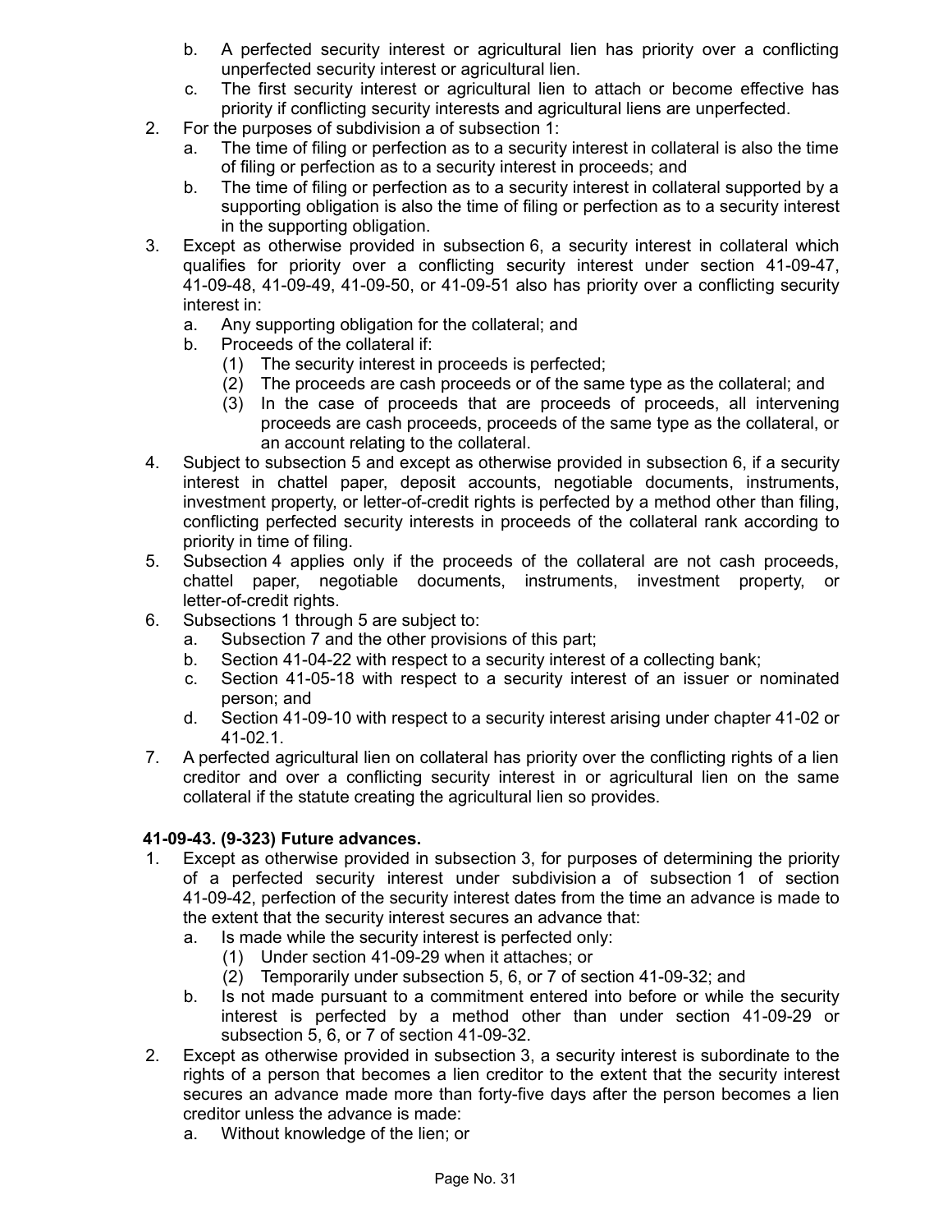b. A perfected security interest or agricultural lien has priority over a conflicting unperfected security interest or agricultural lien.
c. The first security interest or agricultural lien to attach or become effective has priority if conflicting security interests and agricultural liens are unperfected.

2. For the purposes of subdivision a of subsection 1:
   a. The time of filing or perfection as to a security interest in collateral is also the time of filing or perfection as to a security interest in proceeds; and
   b. The time of filing or perfection as to a security interest in collateral supported by a supporting obligation is also the time of filing or perfection as to a security interest in the supporting obligation.
3. Except as otherwise provided in subsection 6, a security interest in collateral which qualifies for priority over a conflicting security interest under section 41-09-47, 41-09-48, 41-09-49, 41-09-50, or 41-09-51 also has priority over a conflicting security interest in:
   a. Any supporting obligation for the collateral; and
   b. Proceeds of the collateral if:
      (1) The security interest in proceeds is perfected;
      (2) The proceeds are cash proceeds or of the same type as the collateral; and
      (3) In the case of proceeds that are proceeds of proceeds, all intervening proceeds are cash proceeds, proceeds of the same type as the collateral, or an account relating to the collateral.
4. Subject to subsection 5 and except as otherwise provided in subsection 6, if a security interest in chattel paper, deposit accounts, negotiable documents, instruments, investment property, or letter-of-credit rights is perfected by a method other than filing, conflicting perfected security interests in proceeds of the collateral rank according to priority in time of filing.
5. Subsection 4 applies only if the proceeds of the collateral are not cash proceeds, chattel paper, negotiable documents, instruments, investment property, or letter-of-credit rights.
6. Subsections 1 through 5 are subject to:
   a. Subsection 7 and the other provisions of this part;
   b. Section 41-04-22 with respect to a security interest of a collecting bank;
   c. Section 41-05-18 with respect to a security interest of an issuer or nominated person; and
   d. Section 41-09-10 with respect to a security interest arising under chapter 41-02 or 41-02.1.
7. A perfected agricultural lien on collateral has priority over the conflicting rights of a lien creditor and over a conflicting security interest in or agricultural lien on the same collateral if the statute creating the agricultural lien so provides.

**41-09-43. (9-323) Future advances.**

1. Except as otherwise provided in subsection 3, for purposes of determining the priority of a perfected security interest under subdivision a of subsection 1 of section 41-09-42, perfection of the security interest dates from the time an advance is made to the extent that the security interest secures an advance that:
   a. Is made while the security interest is perfected only:
      (1) Under section 41-09-29 when it attaches; or
      (2) Temporarily under subsection 5, 6, or 7 of section 41-09-32; and
   b. Is not made pursuant to a commitment entered into before or while the security interest is perfected by a method other than under section 41-09-29 or subsection 5, 6, or 7 of section 41-09-32.
2. Except as otherwise provided in subsection 3, a security interest is subordinate to the rights of a person that becomes a lien creditor to the extent that the security interest secures an advance made more than forty-five days after the person becomes a lien creditor unless the advance is made:
   a. Without knowledge of the lien; or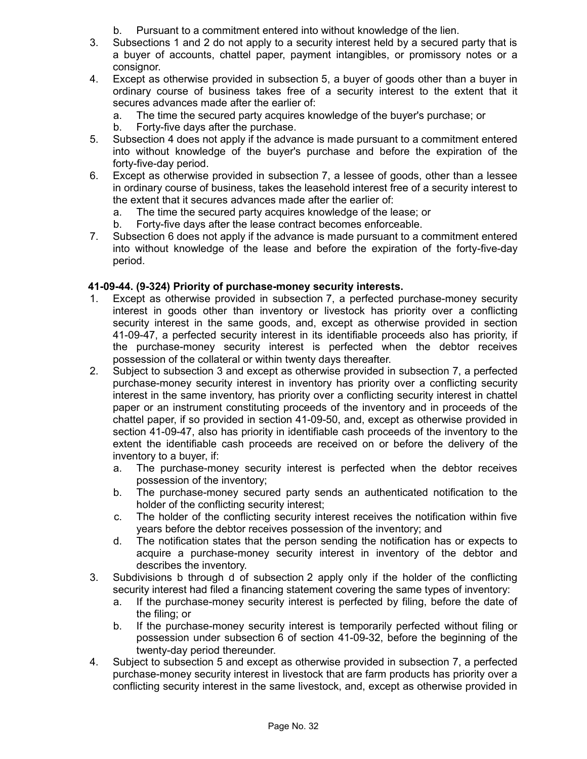b. Pursuant to a commitment entered into without knowledge of the lien.

3. Subsections 1 and 2 do not apply to a security interest held by a secured party that is a buyer of accounts, chattel paper, payment intangibles, or promissory notes or a consignor.
4. Except as otherwise provided in subsection 5, a buyer of goods other than a buyer in ordinary course of business takes free of a security interest to the extent that it secures advances made after the earlier of:
   a. The time the secured party acquires knowledge of the buyer's purchase; or
   b. Forty-five days after the purchase.
5. Subsection 4 does not apply if the advance is made pursuant to a commitment entered into without knowledge of the buyer's purchase and before the expiration of the forty-five-day period.
6. Except as otherwise provided in subsection 7, a lessee of goods, other than a lessee in ordinary course of business, takes the leasehold interest free of a security interest to the extent that it secures advances made after the earlier of:
   a. The time the secured party acquires knowledge of the lease; or
   b. Forty-five days after the lease contract becomes enforceable.
7. Subsection 6 does not apply if the advance is made pursuant to a commitment entered into without knowledge of the lease and before the expiration of the forty-five-day period.

**41-09-44. (9-324) Priority of purchase-money security interests.**

1. Except as otherwise provided in subsection 7, a perfected purchase-money security interest in goods other than inventory or livestock has priority over a conflicting security interest in the same goods, and, except as otherwise provided in section 41-09-47, a perfected security interest in its identifiable proceeds also has priority, if the purchase-money security interest is perfected when the debtor receives possession of the collateral or within twenty days thereafter.
2. Subject to subsection 3 and except as otherwise provided in subsection 7, a perfected purchase-money security interest in inventory has priority over a conflicting security interest in the same inventory, has priority over a conflicting security interest in chattel paper or an instrument constituting proceeds of the inventory and in proceeds of the chattel paper, if so provided in section 41-09-50, and, except as otherwise provided in section 41-09-47, also has priority in identifiable cash proceeds of the inventory to the extent the identifiable cash proceeds are received on or before the delivery of the inventory to a buyer, if:
   a. The purchase-money security interest is perfected when the debtor receives possession of the inventory;
   b. The purchase-money secured party sends an authenticated notification to the holder of the conflicting security interest;
   c. The holder of the conflicting security interest receives the notification within five years before the debtor receives possession of the inventory; and
   d. The notification states that the person sending the notification has or expects to acquire a purchase-money security interest in inventory of the debtor and describes the inventory.
3. Subdivisions b through d of subsection 2 apply only if the holder of the conflicting security interest had filed a financing statement covering the same types of inventory:
   a. If the purchase-money security interest is perfected by filing, before the date of the filing; or
   b. If the purchase-money security interest is temporarily perfected without filing or possession under subsection 6 of section 41-09-32, before the beginning of the twenty-day period thereunder.
4. Subject to subsection 5 and except as otherwise provided in subsection 7, a perfected purchase-money security interest in livestock that are farm products has priority over a conflicting security interest in the same livestock, and, except as otherwise provided in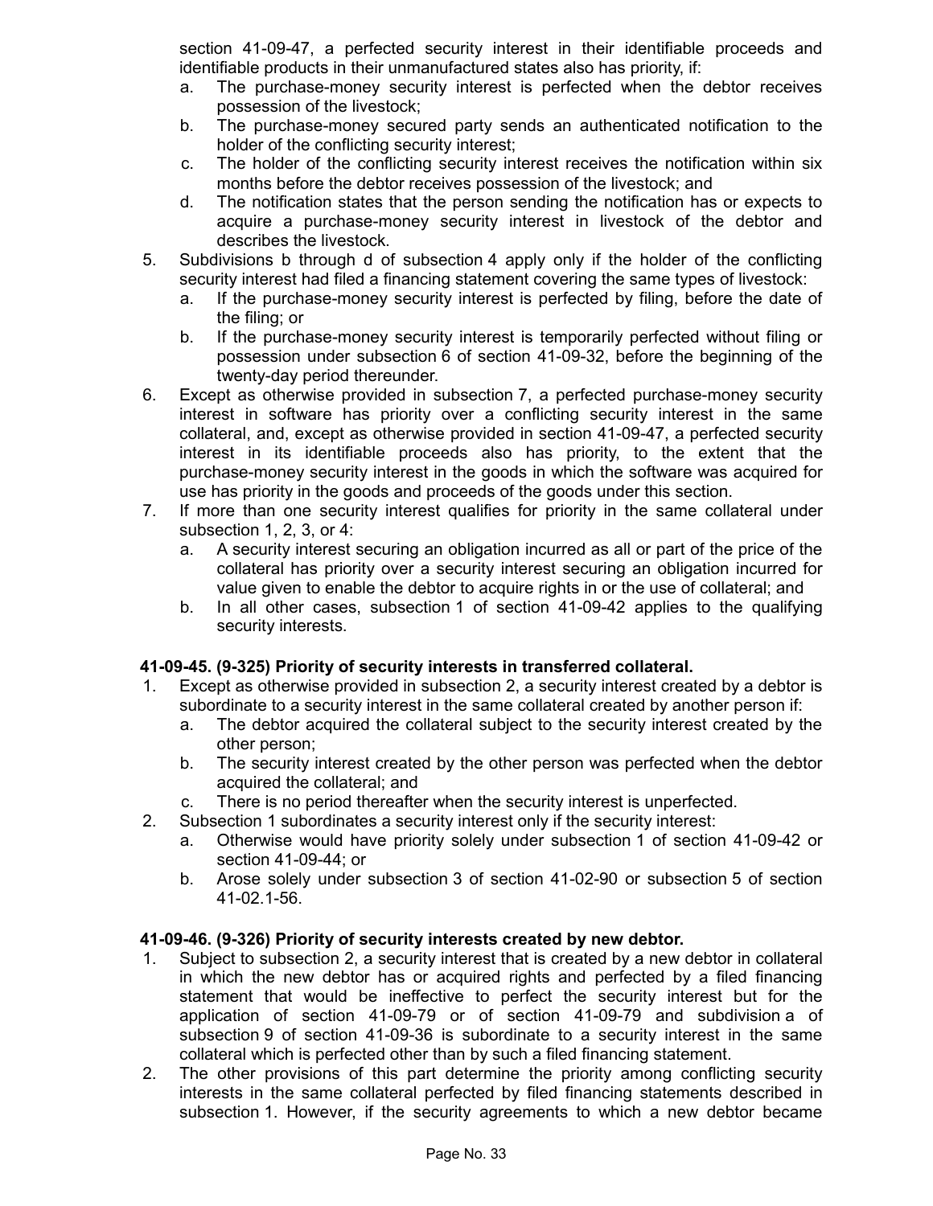section 41-09-47, a perfected security interest in their identifiable proceeds and identifiable products in their unmanufactured states also has priority, if:

a. The purchase-money security interest is perfected when the debtor receives possession of the livestock;
b. The purchase-money secured party sends an authenticated notification to the holder of the conflicting security interest;
c. The holder of the conflicting security interest receives the notification within six months before the debtor receives possession of the livestock; and
d. The notification states that the person sending the notification has or expects to acquire a purchase-money security interest in livestock of the debtor and describes the livestock.

5. Subdivisions b through d of subsection 4 apply only if the holder of the conflicting security interest had filed a financing statement covering the same types of livestock:
   a. If the purchase-money security interest is perfected by filing, before the date of the filing; or
   b. If the purchase-money security interest is temporarily perfected without filing or possession under subsection 6 of section 41-09-32, before the beginning of the twenty-day period thereunder.
6. Except as otherwise provided in subsection 7, a perfected purchase-money security interest in software has priority over a conflicting security interest in the same collateral, and, except as otherwise provided in section 41-09-47, a perfected security interest in its identifiable proceeds also has priority, to the extent that the purchase-money security interest in the goods in which the software was acquired for use has priority in the goods and proceeds of the goods under this section.
7. If more than one security interest qualifies for priority in the same collateral under subsection 1, 2, 3, or 4:
   a. A security interest securing an obligation incurred as all or part of the price of the collateral has priority over a security interest securing an obligation incurred for value given to enable the debtor to acquire rights in or the use of collateral; and
   b. In all other cases, subsection 1 of section 41-09-42 applies to the qualifying security interests.

**41-09-45. (9-325) Priority of security interests in transferred collateral.**

1. Except as otherwise provided in subsection 2, a security interest created by a debtor is subordinate to a security interest in the same collateral created by another person if:
   a. The debtor acquired the collateral subject to the security interest created by the other person;
   b. The security interest created by the other person was perfected when the debtor acquired the collateral; and
   c. There is no period thereafter when the security interest is unperfected.
2. Subsection 1 subordinates a security interest only if the security interest:
   a. Otherwise would have priority solely under subsection 1 of section 41-09-42 or section 41-09-44; or
   b. Arose solely under subsection 3 of section 41-02-90 or subsection 5 of section 41-02.1-56.

**41-09-46. (9-326) Priority of security interests created by new debtor.**

1. Subject to subsection 2, a security interest that is created by a new debtor in collateral in which the new debtor has or acquired rights and perfected by a filed financing statement that would be ineffective to perfect the security interest but for the application of section 41-09-79 or of section 41-09-79 and subdivision a of subsection 9 of section 41-09-36 is subordinate to a security interest in the same collateral which is perfected other than by such a filed financing statement.
2. The other provisions of this part determine the priority among conflicting security interests in the same collateral perfected by filed financing statements described in subsection 1. However, if the security agreements to which a new debtor became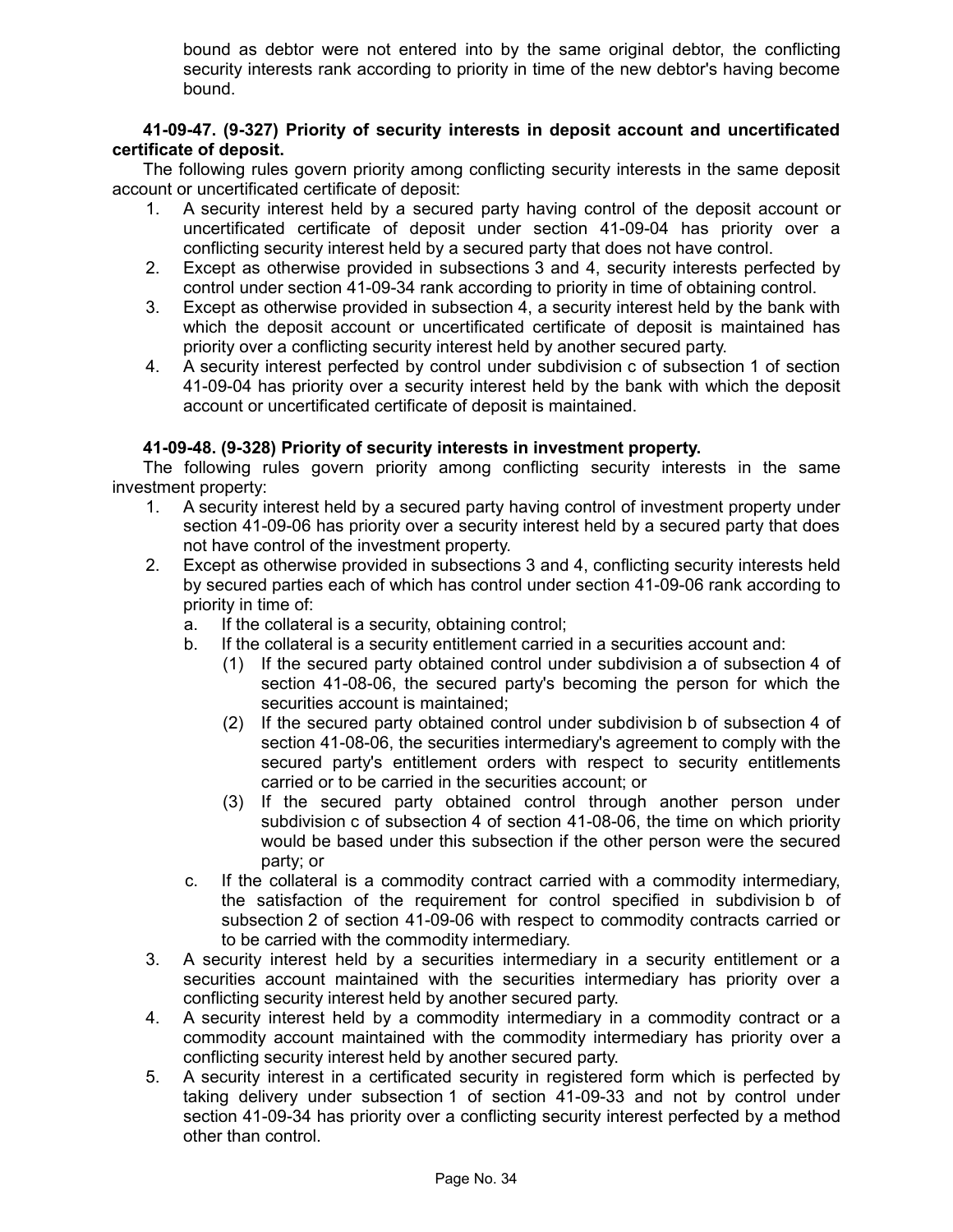bound as debtor were not entered into by the same original debtor, the conflicting security interests rank according to priority in time of the new debtor's having become bound.

**41-09-47. (9-327) Priority of security interests in deposit account and uncertificated certificate of deposit.**

The following rules govern priority among conflicting security interests in the same deposit account or uncertificated certificate of deposit:

1. A security interest held by a secured party having control of the deposit account or uncertificated certificate of deposit under section 41-09-04 has priority over a conflicting security interest held by a secured party that does not have control.
2. Except as otherwise provided in subsections 3 and 4, security interests perfected by control under section 41-09-34 rank according to priority in time of obtaining control.
3. Except as otherwise provided in subsection 4, a security interest held by the bank with which the deposit account or uncertificated certificate of deposit is maintained has priority over a conflicting security interest held by another secured party.
4. A security interest perfected by control under subdivision c of subsection 1 of section 41-09-04 has priority over a security interest held by the bank with which the deposit account or uncertificated certificate of deposit is maintained.

**41-09-48. (9-328) Priority of security interests in investment property.**

The following rules govern priority among conflicting security interests in the same investment property:

1. A security interest held by a secured party having control of investment property under section 41-09-06 has priority over a security interest held by a secured party that does not have control of the investment property.
2. Except as otherwise provided in subsections 3 and 4, conflicting security interests held by secured parties each of which has control under section 41-09-06 rank according to priority in time of:
   a. If the collateral is a security, obtaining control;
   b. If the collateral is a security entitlement carried in a securities account and:
      (1) If the secured party obtained control under subdivision a of subsection 4 of section 41-08-06, the secured party's becoming the person for which the securities account is maintained;
      (2) If the secured party obtained control under subdivision b of subsection 4 of section 41-08-06, the securities intermediary's agreement to comply with the secured party's entitlement orders with respect to security entitlements carried or to be carried in the securities account; or
      (3) If the secured party obtained control through another person under subdivision c of subsection 4 of section 41-08-06, the time on which priority would be based under this subsection if the other person were the secured party; or
   c. If the collateral is a commodity contract carried with a commodity intermediary, the satisfaction of the requirement for control specified in subdivision b of subsection 2 of section 41-09-06 with respect to commodity contracts carried or to be carried with the commodity intermediary.
3. A security interest held by a securities intermediary in a security entitlement or a securities account maintained with the securities intermediary has priority over a conflicting security interest held by another secured party.
4. A security interest held by a commodity intermediary in a commodity contract or a commodity account maintained with the commodity intermediary has priority over a conflicting security interest held by another secured party.
5. A security interest in a certificated security in registered form which is perfected by taking delivery under subsection 1 of section 41-09-33 and not by control under section 41-09-34 has priority over a conflicting security interest perfected by a method other than control.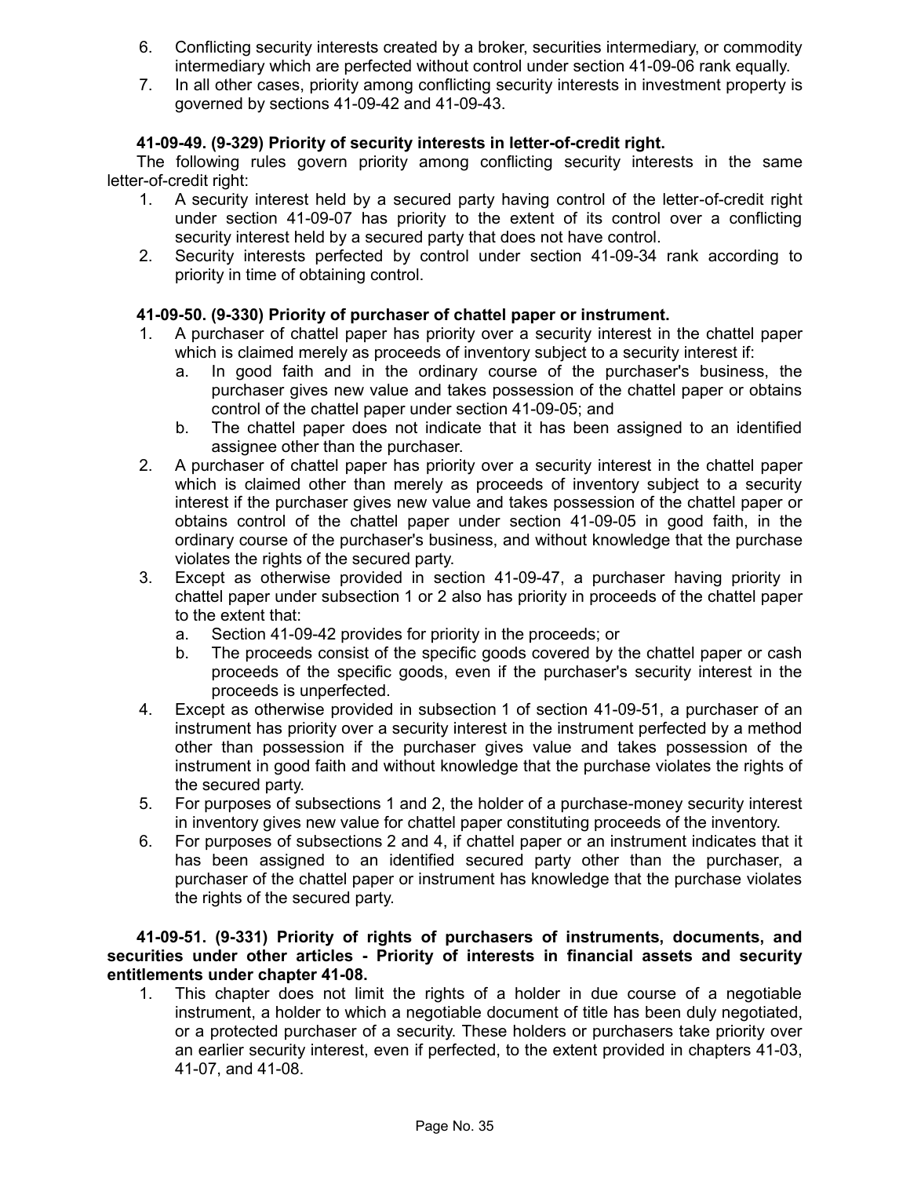6. Conflicting security interests created by a broker, securities intermediary, or commodity intermediary which are perfected without control under section 41-09-06 rank equally.
7. In all other cases, priority among conflicting security interests in investment property is governed by sections 41-09-42 and 41-09-43.

**41-09-49. (9-329) Priority of security interests in letter-of-credit right.**

The following rules govern priority among conflicting security interests in the same letter-of-credit right:

1. A security interest held by a secured party having control of the letter-of-credit right under section 41-09-07 has priority to the extent of its control over a conflicting security interest held by a secured party that does not have control.
2. Security interests perfected by control under section 41-09-34 rank according to priority in time of obtaining control.

**41-09-50. (9-330) Priority of purchaser of chattel paper or instrument.**

1. A purchaser of chattel paper has priority over a security interest in the chattel paper which is claimed merely as proceeds of inventory subject to a security interest if:
   a. In good faith and in the ordinary course of the purchaser's business, the purchaser gives new value and takes possession of the chattel paper or obtains control of the chattel paper under section 41-09-05; and
   b. The chattel paper does not indicate that it has been assigned to an identified assignee other than the purchaser.
2. A purchaser of chattel paper has priority over a security interest in the chattel paper which is claimed other than merely as proceeds of inventory subject to a security interest if the purchaser gives new value and takes possession of the chattel paper or obtains control of the chattel paper under section 41-09-05 in good faith, in the ordinary course of the purchaser's business, and without knowledge that the purchase violates the rights of the secured party.
3. Except as otherwise provided in section 41-09-47, a purchaser having priority in chattel paper under subsection 1 or 2 also has priority in proceeds of the chattel paper to the extent that:
   a. Section 41-09-42 provides for priority in the proceeds; or
   b. The proceeds consist of the specific goods covered by the chattel paper or cash proceeds of the specific goods, even if the purchaser's security interest in the proceeds is unperfected.
4. Except as otherwise provided in subsection 1 of section 41-09-51, a purchaser of an instrument has priority over a security interest in the instrument perfected by a method other than possession if the purchaser gives value and takes possession of the instrument in good faith and without knowledge that the purchase violates the rights of the secured party.
5. For purposes of subsections 1 and 2, the holder of a purchase-money security interest in inventory gives new value for chattel paper constituting proceeds of the inventory.
6. For purposes of subsections 2 and 4, if chattel paper or an instrument indicates that it has been assigned to an identified secured party other than the purchaser, a purchaser of the chattel paper or instrument has knowledge that the purchase violates the rights of the secured party.

**41-09-51. (9-331) Priority of rights of purchasers of instruments, documents, and securities under other articles - Priority of interests in financial assets and security entitlements under chapter 41-08.**

1. This chapter does not limit the rights of a holder in due course of a negotiable instrument, a holder to which a negotiable document of title has been duly negotiated, or a protected purchaser of a security. These holders or purchasers take priority over an earlier security interest, even if perfected, to the extent provided in chapters 41-03, 41-07, and 41-08.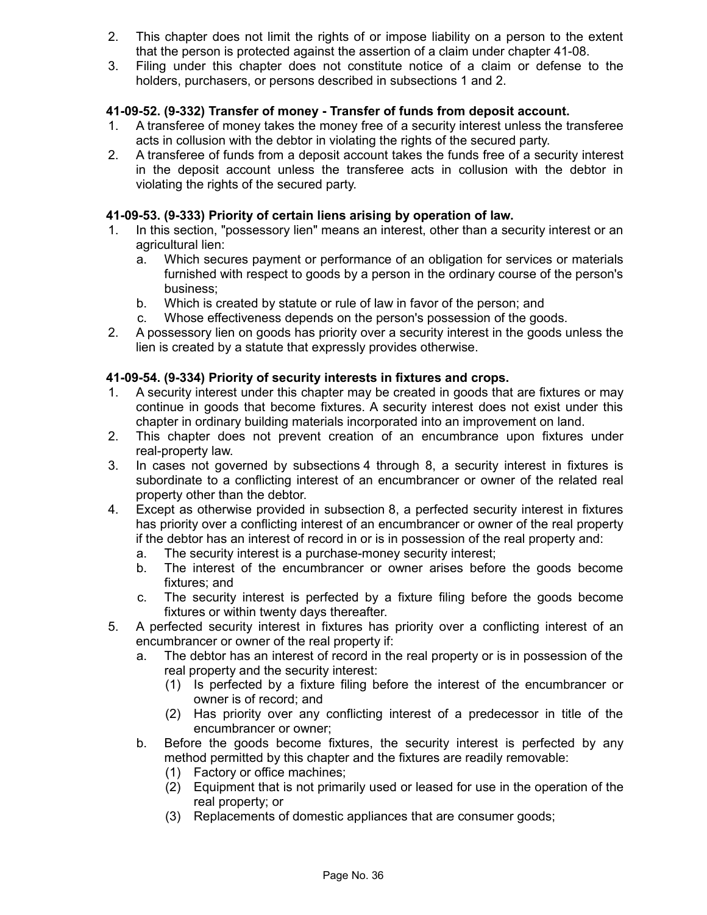2. This chapter does not limit the rights of or impose liability on a person to the extent that the person is protected against the assertion of a claim under chapter 41-08.
3. Filing under this chapter does not constitute notice of a claim or defense to the holders, purchasers, or persons described in subsections 1 and 2.

**41-09-52. (9-332) Transfer of money - Transfer of funds from deposit account.**

1. A transferee of money takes the money free of a security interest unless the transferee acts in collusion with the debtor in violating the rights of the secured party.
2. A transferee of funds from a deposit account takes the funds free of a security interest in the deposit account unless the transferee acts in collusion with the debtor in violating the rights of the secured party.

**41-09-53. (9-333) Priority of certain liens arising by operation of law.**

1. In this section, "possessory lien" means an interest, other than a security interest or an agricultural lien:
   a. Which secures payment or performance of an obligation for services or materials furnished with respect to goods by a person in the ordinary course of the person's business;
   b. Which is created by statute or rule of law in favor of the person; and
   c. Whose effectiveness depends on the person's possession of the goods.
2. A possessory lien on goods has priority over a security interest in the goods unless the lien is created by a statute that expressly provides otherwise.

**41-09-54. (9-334) Priority of security interests in fixtures and crops.**

1. A security interest under this chapter may be created in goods that are fixtures or may continue in goods that become fixtures. A security interest does not exist under this chapter in ordinary building materials incorporated into an improvement on land.
2. This chapter does not prevent creation of an encumbrance upon fixtures under real-property law.
3. In cases not governed by subsections 4 through 8, a security interest in fixtures is subordinate to a conflicting interest of an encumbrancer or owner of the related real property other than the debtor.
4. Except as otherwise provided in subsection 8, a perfected security interest in fixtures has priority over a conflicting interest of an encumbrancer or owner of the real property if the debtor has an interest of record in or is in possession of the real property and:
   a. The security interest is a purchase-money security interest;
   b. The interest of the encumbrancer or owner arises before the goods become fixtures; and
   c. The security interest is perfected by a fixture filing before the goods become fixtures or within twenty days thereafter.
5. A perfected security interest in fixtures has priority over a conflicting interest of an encumbrancer or owner of the real property if:
   a. The debtor has an interest of record in the real property or is in possession of the real property and the security interest:
      (1) Is perfected by a fixture filing before the interest of the encumbrancer or owner is of record; and
      (2) Has priority over any conflicting interest of a predecessor in title of the encumbrancer or owner;
   b. Before the goods become fixtures, the security interest is perfected by any method permitted by this chapter and the fixtures are readily removable:
      (1) Factory or office machines;
      (2) Equipment that is not primarily used or leased for use in the operation of the real property; or
      (3) Replacements of domestic appliances that are consumer goods;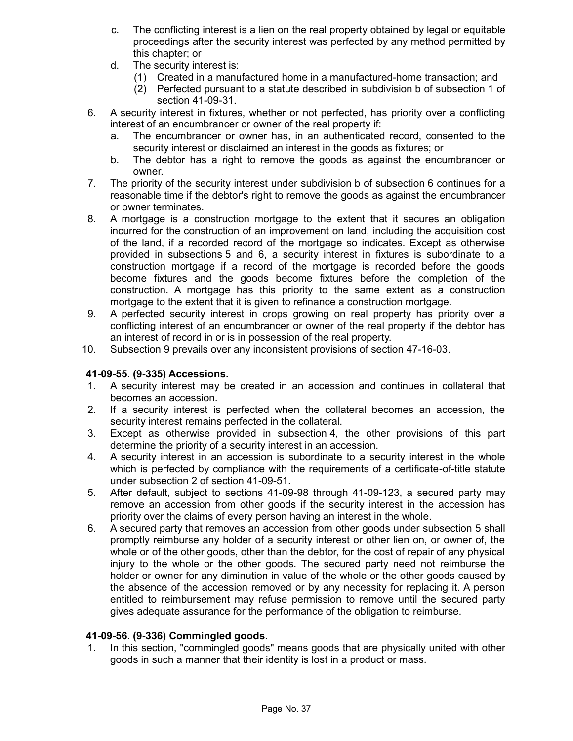c. The conflicting interest is a lien on the real property obtained by legal or equitable proceedings after the security interest was perfected by any method permitted by this chapter; or
d. The security interest is:
   (1) Created in a manufactured home in a manufactured-home transaction; and
   (2) Perfected pursuant to a statute described in subdivision b of subsection 1 of section 41-09-31.

6. A security interest in fixtures, whether or not perfected, has priority over a conflicting interest of an encumbrancer or owner of the real property if:
   a. The encumbrancer or owner has, in an authenticated record, consented to the security interest or disclaimed an interest in the goods as fixtures; or
   b. The debtor has a right to remove the goods as against the encumbrancer or owner.
7. The priority of the security interest under subdivision b of subsection 6 continues for a reasonable time if the debtor's right to remove the goods as against the encumbrancer or owner terminates.
8. A mortgage is a construction mortgage to the extent that it secures an obligation incurred for the construction of an improvement on land, including the acquisition cost of the land, if a recorded record of the mortgage so indicates. Except as otherwise provided in subsections 5 and 6, a security interest in fixtures is subordinate to a construction mortgage if a record of the mortgage is recorded before the goods become fixtures and the goods become fixtures before the completion of the construction. A mortgage has this priority to the same extent as a construction mortgage to the extent that it is given to refinance a construction mortgage.
9. A perfected security interest in crops growing on real property has priority over a conflicting interest of an encumbrancer or owner of the real property if the debtor has an interest of record in or is in possession of the real property.
10. Subsection 9 prevails over any inconsistent provisions of section 47-16-03.

**41-09-55. (9-335) Accessions.**

1. A security interest may be created in an accession and continues in collateral that becomes an accession.
2. If a security interest is perfected when the collateral becomes an accession, the security interest remains perfected in the collateral.
3. Except as otherwise provided in subsection 4, the other provisions of this part determine the priority of a security interest in an accession.
4. A security interest in an accession is subordinate to a security interest in the whole which is perfected by compliance with the requirements of a certificate-of-title statute under subsection 2 of section 41-09-51.
5. After default, subject to sections 41-09-98 through 41-09-123, a secured party may remove an accession from other goods if the security interest in the accession has priority over the claims of every person having an interest in the whole.
6. A secured party that removes an accession from other goods under subsection 5 shall promptly reimburse any holder of a security interest or other lien on, or owner of, the whole or of the other goods, other than the debtor, for the cost of repair of any physical injury to the whole or the other goods. The secured party need not reimburse the holder or owner for any diminution in value of the whole or the other goods caused by the absence of the accession removed or by any necessity for replacing it. A person entitled to reimbursement may refuse permission to remove until the secured party gives adequate assurance for the performance of the obligation to reimburse.

**41-09-56. (9-336) Commingled goods.**

1. In this section, "commingled goods" means goods that are physically united with other goods in such a manner that their identity is lost in a product or mass.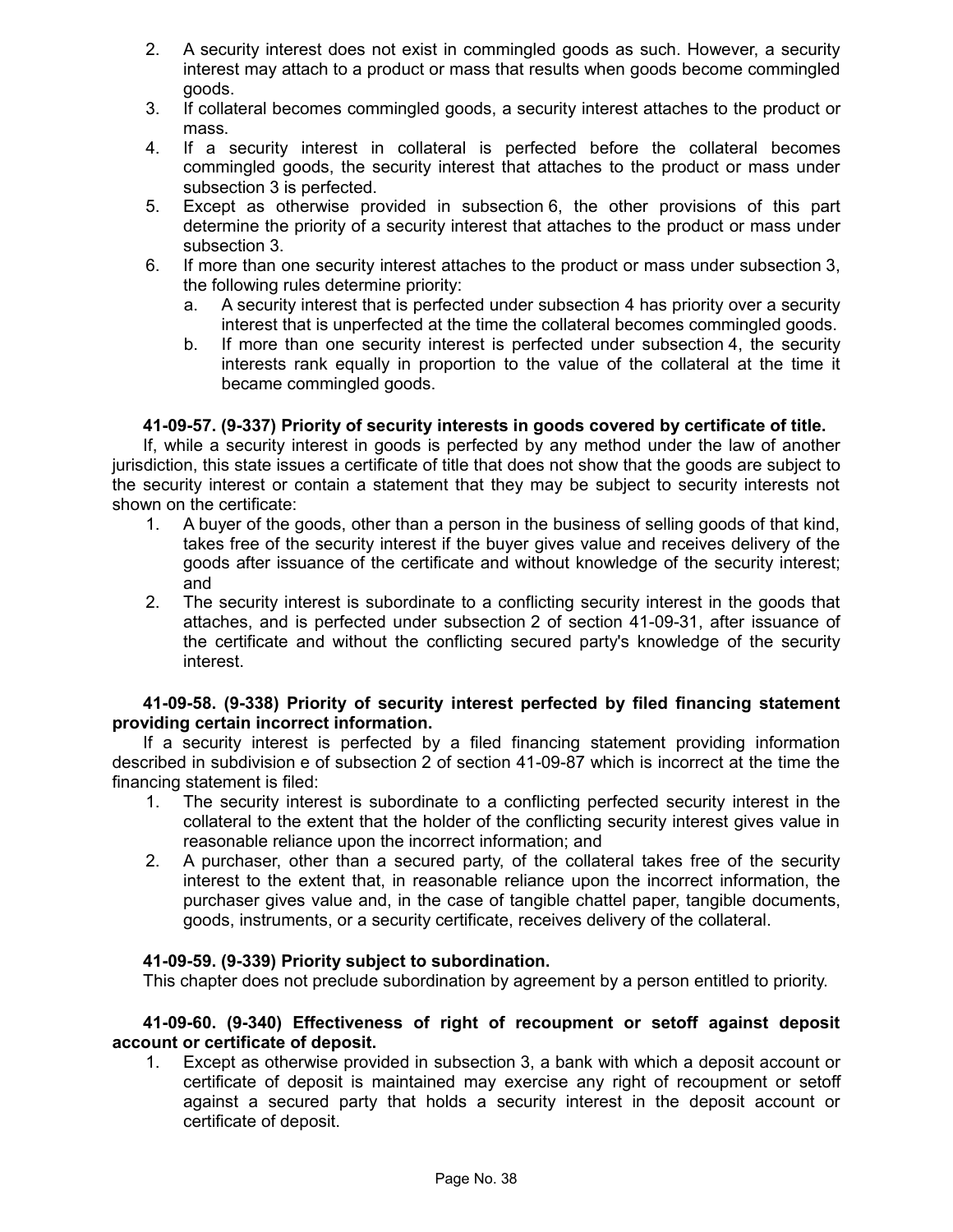2. A security interest does not exist in commingled goods as such. However, a security interest may attach to a product or mass that results when goods become commingled goods.
3. If collateral becomes commingled goods, a security interest attaches to the product or mass.
4. If a security interest in collateral is perfected before the collateral becomes commingled goods, the security interest that attaches to the product or mass under subsection 3 is perfected.
5. Except as otherwise provided in subsection 6, the other provisions of this part determine the priority of a security interest that attaches to the product or mass under subsection 3.
6. If more than one security interest attaches to the product or mass under subsection 3, the following rules determine priority:
   a. A security interest that is perfected under subsection 4 has priority over a security interest that is unperfected at the time the collateral becomes commingled goods.
   b. If more than one security interest is perfected under subsection 4, the security interests rank equally in proportion to the value of the collateral at the time it became commingled goods.

**41-09-57. (9-337) Priority of security interests in goods covered by certificate of title.**

If, while a security interest in goods is perfected by any method under the law of another jurisdiction, this state issues a certificate of title that does not show that the goods are subject to the security interest or contain a statement that they may be subject to security interests not shown on the certificate:

1. A buyer of the goods, other than a person in the business of selling goods of that kind, takes free of the security interest if the buyer gives value and receives delivery of the goods after issuance of the certificate and without knowledge of the security interest; and
2. The security interest is subordinate to a conflicting security interest in the goods that attaches, and is perfected under subsection 2 of section 41-09-31, after issuance of the certificate and without the conflicting secured party's knowledge of the security interest.

**41-09-58. (9-338) Priority of security interest perfected by filed financing statement providing certain incorrect information.**

If a security interest is perfected by a filed financing statement providing information described in subdivision e of subsection 2 of section 41-09-87 which is incorrect at the time the financing statement is filed:

1. The security interest is subordinate to a conflicting perfected security interest in the collateral to the extent that the holder of the conflicting security interest gives value in reasonable reliance upon the incorrect information; and
2. A purchaser, other than a secured party, of the collateral takes free of the security interest to the extent that, in reasonable reliance upon the incorrect information, the purchaser gives value and, in the case of tangible chattel paper, tangible documents, goods, instruments, or a security certificate, receives delivery of the collateral.

**41-09-59. (9-339) Priority subject to subordination.**

This chapter does not preclude subordination by agreement by a person entitled to priority.

**41-09-60. (9-340) Effectiveness of right of recoupment or setoff against deposit account or certificate of deposit.**

1. Except as otherwise provided in subsection 3, a bank with which a deposit account or certificate of deposit is maintained may exercise any right of recoupment or setoff against a secured party that holds a security interest in the deposit account or certificate of deposit.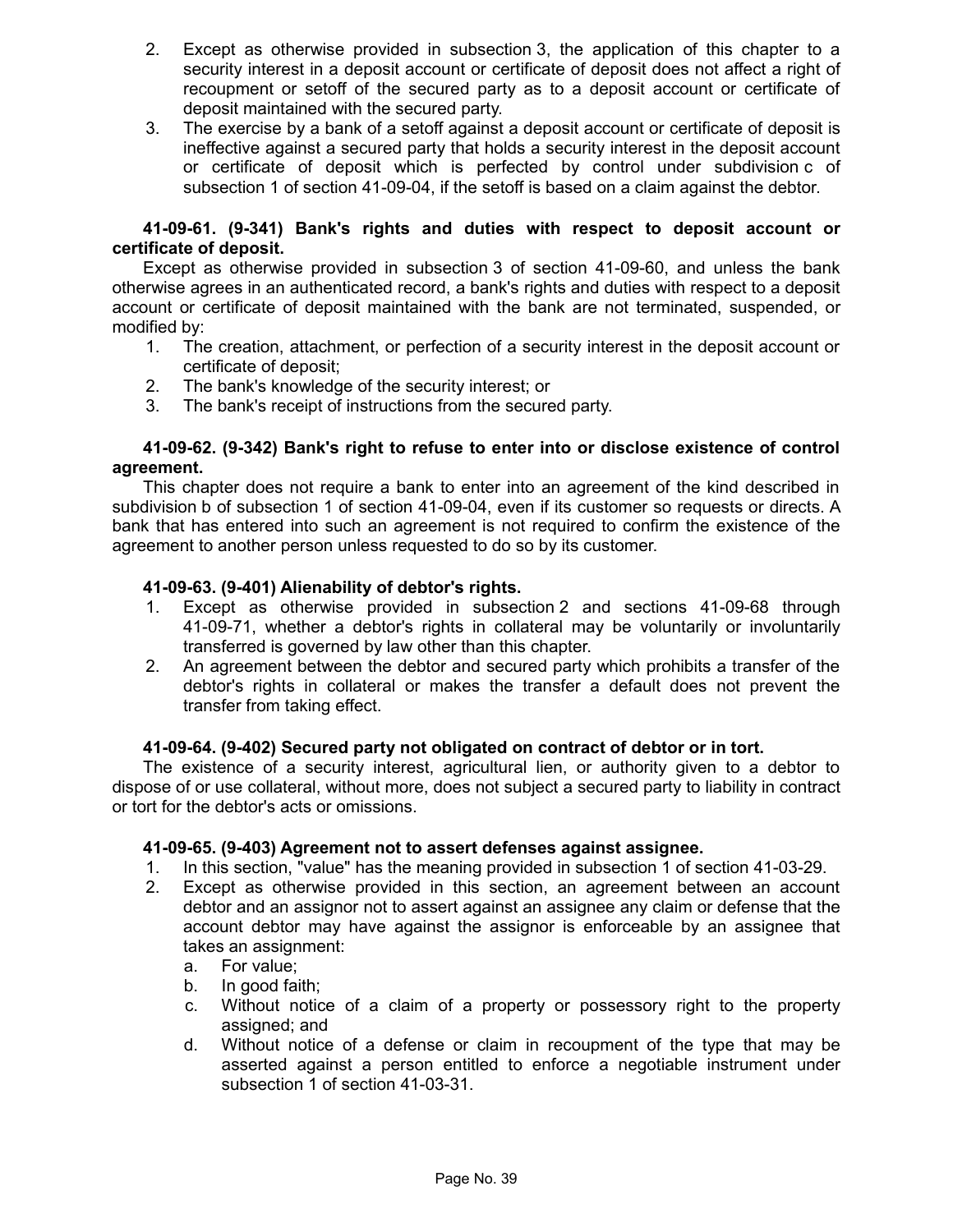2. Except as otherwise provided in subsection 3, the application of this chapter to a security interest in a deposit account or certificate of deposit does not affect a right of recoupment or setoff of the secured party as to a deposit account or certificate of deposit maintained with the secured party.
3. The exercise by a bank of a setoff against a deposit account or certificate of deposit is ineffective against a secured party that holds a security interest in the deposit account or certificate of deposit which is perfected by control under subdivision c of subsection 1 of section 41-09-04, if the setoff is based on a claim against the debtor.

**41-09-61. (9-341) Bank's rights and duties with respect to deposit account or certificate of deposit.**

Except as otherwise provided in subsection 3 of section 41-09-60, and unless the bank otherwise agrees in an authenticated record, a bank's rights and duties with respect to a deposit account or certificate of deposit maintained with the bank are not terminated, suspended, or modified by:

1. The creation, attachment, or perfection of a security interest in the deposit account or certificate of deposit;
2. The bank's knowledge of the security interest; or
3. The bank's receipt of instructions from the secured party.

**41-09-62. (9-342) Bank's right to refuse to enter into or disclose existence of control agreement.**

This chapter does not require a bank to enter into an agreement of the kind described in subdivision b of subsection 1 of section 41-09-04, even if its customer so requests or directs. A bank that has entered into such an agreement is not required to confirm the existence of the agreement to another person unless requested to do so by its customer.

**41-09-63. (9-401) Alienability of debtor's rights.**

1. Except as otherwise provided in subsection 2 and sections 41-09-68 through 41-09-71, whether a debtor's rights in collateral may be voluntarily or involuntarily transferred is governed by law other than this chapter.
2. An agreement between the debtor and secured party which prohibits a transfer of the debtor's rights in collateral or makes the transfer a default does not prevent the transfer from taking effect.

**41-09-64. (9-402) Secured party not obligated on contract of debtor or in tort.**

The existence of a security interest, agricultural lien, or authority given to a debtor to dispose of or use collateral, without more, does not subject a secured party to liability in contract or tort for the debtor's acts or omissions.

**41-09-65. (9-403) Agreement not to assert defenses against assignee.**

1. In this section, "value" has the meaning provided in subsection 1 of section 41-03-29.
2. Except as otherwise provided in this section, an agreement between an account debtor and an assignor not to assert against an assignee any claim or defense that the account debtor may have against the assignor is enforceable by an assignee that takes an assignment:
   a. For value;
   b. In good faith;
   c. Without notice of a claim of a property or possessory right to the property assigned; and
   d. Without notice of a defense or claim in recoupment of the type that may be asserted against a person entitled to enforce a negotiable instrument under subsection 1 of section 41-03-31.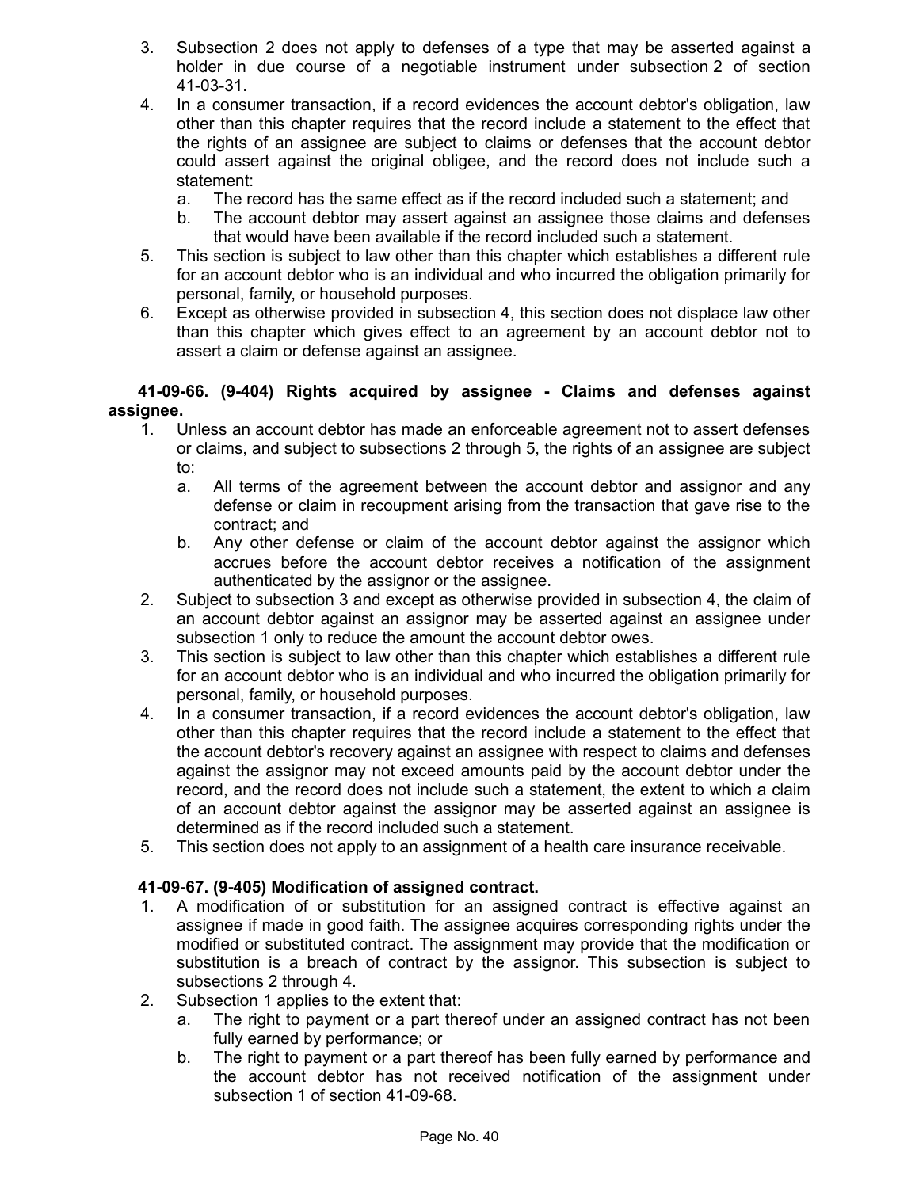3. Subsection 2 does not apply to defenses of a type that may be asserted against a holder in due course of a negotiable instrument under subsection 2 of section 41-03-31.
4. In a consumer transaction, if a record evidences the account debtor's obligation, law other than this chapter requires that the record include a statement to the effect that the rights of an assignee are subject to claims or defenses that the account debtor could assert against the original obligee, and the record does not include such a statement:
   a. The record has the same effect as if the record included such a statement; and
   b. The account debtor may assert against an assignee those claims and defenses that would have been available if the record included such a statement.
5. This section is subject to law other than this chapter which establishes a different rule for an account debtor who is an individual and who incurred the obligation primarily for personal, family, or household purposes.
6. Except as otherwise provided in subsection 4, this section does not displace law other than this chapter which gives effect to an agreement by an account debtor not to assert a claim or defense against an assignee.

**41-09-66. (9-404) Rights acquired by assignee - Claims and defenses against assignee.**

1. Unless an account debtor has made an enforceable agreement not to assert defenses or claims, and subject to subsections 2 through 5, the rights of an assignee are subject to:
   a. All terms of the agreement between the account debtor and assignor and any defense or claim in recoupment arising from the transaction that gave rise to the contract; and
   b. Any other defense or claim of the account debtor against the assignor which accrues before the account debtor receives a notification of the assignment authenticated by the assignor or the assignee.
2. Subject to subsection 3 and except as otherwise provided in subsection 4, the claim of an account debtor against an assignor may be asserted against an assignee under subsection 1 only to reduce the amount the account debtor owes.
3. This section is subject to law other than this chapter which establishes a different rule for an account debtor who is an individual and who incurred the obligation primarily for personal, family, or household purposes.
4. In a consumer transaction, if a record evidences the account debtor's obligation, law other than this chapter requires that the record include a statement to the effect that the account debtor's recovery against an assignee with respect to claims and defenses against the assignor may not exceed amounts paid by the account debtor under the record, and the record does not include such a statement, the extent to which a claim of an account debtor against the assignor may be asserted against an assignee is determined as if the record included such a statement.
5. This section does not apply to an assignment of a health care insurance receivable.

**41-09-67. (9-405) Modification of assigned contract.**

1. A modification of or substitution for an assigned contract is effective against an assignee if made in good faith. The assignee acquires corresponding rights under the modified or substituted contract. The assignment may provide that the modification or substitution is a breach of contract by the assignor. This subsection is subject to subsections 2 through 4.
2. Subsection 1 applies to the extent that:
   a. The right to payment or a part thereof under an assigned contract has not been fully earned by performance; or
   b. The right to payment or a part thereof has been fully earned by performance and the account debtor has not received notification of the assignment under subsection 1 of section 41-09-68.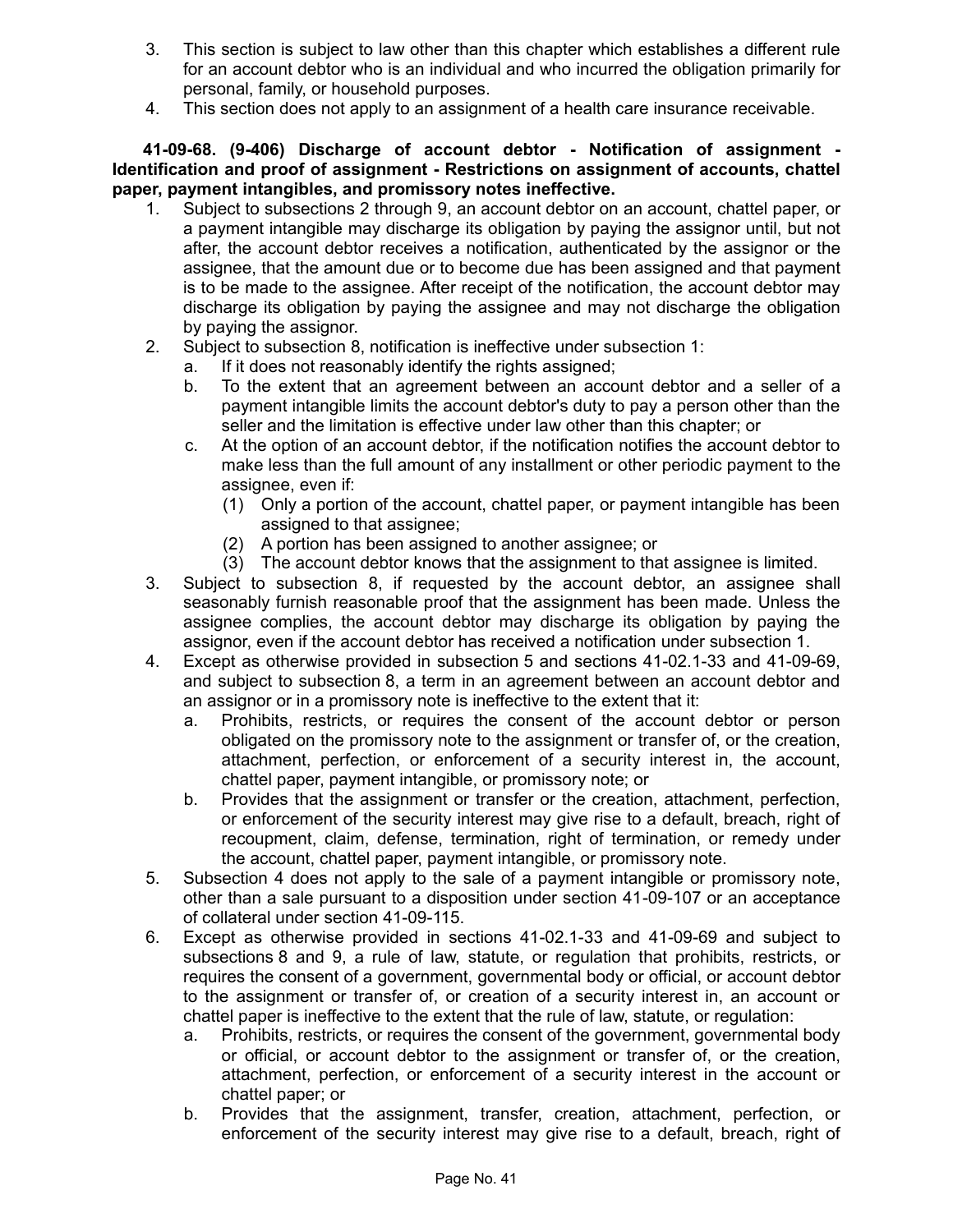3. This section is subject to law other than this chapter which establishes a different rule for an account debtor who is an individual and who incurred the obligation primarily for personal, family, or household purposes.
4. This section does not apply to an assignment of a health care insurance receivable.

**41-09-68. (9-406) Discharge of account debtor - Notification of assignment - Identification and proof of assignment - Restrictions on assignment of accounts, chattel paper, payment intangibles, and promissory notes ineffective.**

1. Subject to subsections 2 through 9, an account debtor on an account, chattel paper, or a payment intangible may discharge its obligation by paying the assignor until, but not after, the account debtor receives a notification, authenticated by the assignor or the assignee, that the amount due or to become due has been assigned and that payment is to be made to the assignee. After receipt of the notification, the account debtor may discharge its obligation by paying the assignee and may not discharge the obligation by paying the assignor.
2. Subject to subsection 8, notification is ineffective under subsection 1:
   a. If it does not reasonably identify the rights assigned;
   b. To the extent that an agreement between an account debtor and a seller of a payment intangible limits the account debtor's duty to pay a person other than the seller and the limitation is effective under law other than this chapter; or
   c. At the option of an account debtor, if the notification notifies the account debtor to make less than the full amount of any installment or other periodic payment to the assignee, even if:
      (1) Only a portion of the account, chattel paper, or payment intangible has been assigned to that assignee;
      (2) A portion has been assigned to another assignee; or
      (3) The account debtor knows that the assignment to that assignee is limited.
3. Subject to subsection 8, if requested by the account debtor, an assignee shall seasonably furnish reasonable proof that the assignment has been made. Unless the assignee complies, the account debtor may discharge its obligation by paying the assignor, even if the account debtor has received a notification under subsection 1.
4. Except as otherwise provided in subsection 5 and sections 41-02.1-33 and 41-09-69, and subject to subsection 8, a term in an agreement between an account debtor and an assignor or in a promissory note is ineffective to the extent that it:
   a. Prohibits, restricts, or requires the consent of the account debtor or person obligated on the promissory note to the assignment or transfer of, or the creation, attachment, perfection, or enforcement of a security interest in, the account, chattel paper, payment intangible, or promissory note; or
   b. Provides that the assignment or transfer or the creation, attachment, perfection, or enforcement of the security interest may give rise to a default, breach, right of recoupment, claim, defense, termination, right of termination, or remedy under the account, chattel paper, payment intangible, or promissory note.
5. Subsection 4 does not apply to the sale of a payment intangible or promissory note, other than a sale pursuant to a disposition under section 41-09-107 or an acceptance of collateral under section 41-09-115.
6. Except as otherwise provided in sections 41-02.1-33 and 41-09-69 and subject to subsections 8 and 9, a rule of law, statute, or regulation that prohibits, restricts, or requires the consent of a government, governmental body or official, or account debtor to the assignment or transfer of, or creation of a security interest in, an account or chattel paper is ineffective to the extent that the rule of law, statute, or regulation:
   a. Prohibits, restricts, or requires the consent of the government, governmental body or official, or account debtor to the assignment or transfer of, or the creation, attachment, perfection, or enforcement of a security interest in the account or chattel paper; or
   b. Provides that the assignment, transfer, creation, attachment, perfection, or enforcement of the security interest may give rise to a default, breach, right of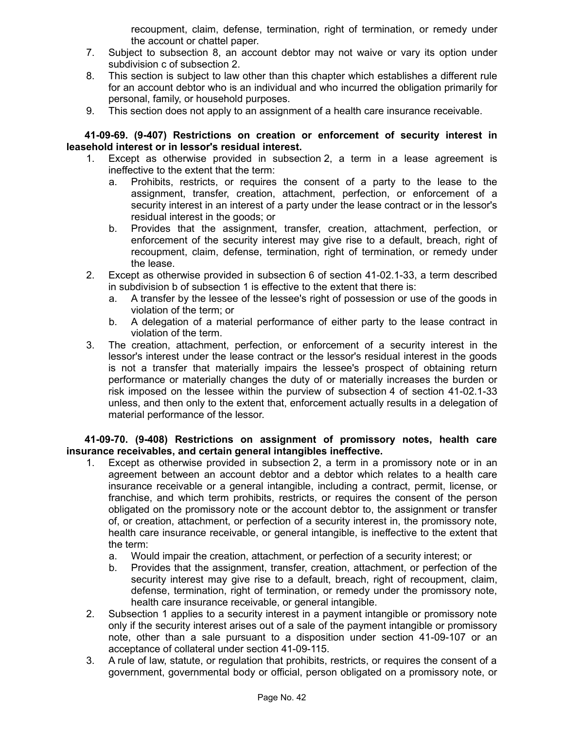recoupment, claim, defense, termination, right of termination, or remedy under the account or chattel paper.

7. Subject to subsection 8, an account debtor may not waive or vary its option under subdivision c of subsection 2.
8. This section is subject to law other than this chapter which establishes a different rule for an account debtor who is an individual and who incurred the obligation primarily for personal, family, or household purposes.
9. This section does not apply to an assignment of a health care insurance receivable.

**41-09-69. (9-407) Restrictions on creation or enforcement of security interest in leasehold interest or in lessor's residual interest.**

1. Except as otherwise provided in subsection 2, a term in a lease agreement is ineffective to the extent that the term:
   a. Prohibits, restricts, or requires the consent of a party to the lease to the assignment, transfer, creation, attachment, perfection, or enforcement of a security interest in an interest of a party under the lease contract or in the lessor's residual interest in the goods; or
   b. Provides that the assignment, transfer, creation, attachment, perfection, or enforcement of the security interest may give rise to a default, breach, right of recoupment, claim, defense, termination, right of termination, or remedy under the lease.
2. Except as otherwise provided in subsection 6 of section 41-02.1-33, a term described in subdivision b of subsection 1 is effective to the extent that there is:
   a. A transfer by the lessee of the lessee's right of possession or use of the goods in violation of the term; or
   b. A delegation of a material performance of either party to the lease contract in violation of the term.
3. The creation, attachment, perfection, or enforcement of a security interest in the lessor's interest under the lease contract or the lessor's residual interest in the goods is not a transfer that materially impairs the lessee's prospect of obtaining return performance or materially changes the duty of or materially increases the burden or risk imposed on the lessee within the purview of subsection 4 of section 41-02.1-33 unless, and then only to the extent that, enforcement actually results in a delegation of material performance of the lessor.

**41-09-70. (9-408) Restrictions on assignment of promissory notes, health care insurance receivables, and certain general intangibles ineffective.**

1. Except as otherwise provided in subsection 2, a term in a promissory note or in an agreement between an account debtor and a debtor which relates to a health care insurance receivable or a general intangible, including a contract, permit, license, or franchise, and which term prohibits, restricts, or requires the consent of the person obligated on the promissory note or the account debtor to, the assignment or transfer of, or creation, attachment, or perfection of a security interest in, the promissory note, health care insurance receivable, or general intangible, is ineffective to the extent that the term:
   a. Would impair the creation, attachment, or perfection of a security interest; or
   b. Provides that the assignment, transfer, creation, attachment, or perfection of the security interest may give rise to a default, breach, right of recoupment, claim, defense, termination, right of termination, or remedy under the promissory note, health care insurance receivable, or general intangible.
2. Subsection 1 applies to a security interest in a payment intangible or promissory note only if the security interest arises out of a sale of the payment intangible or promissory note, other than a sale pursuant to a disposition under section 41-09-107 or an acceptance of collateral under section 41-09-115.
3. A rule of law, statute, or regulation that prohibits, restricts, or requires the consent of a government, governmental body or official, person obligated on a promissory note, or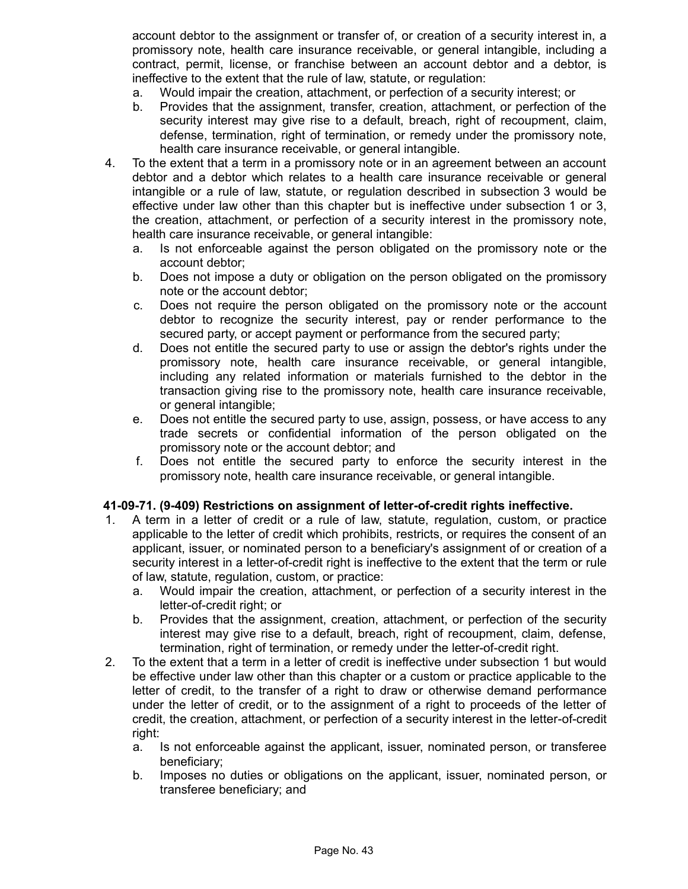account debtor to the assignment or transfer of, or creation of a security interest in, a promissory note, health care insurance receivable, or general intangible, including a contract, permit, license, or franchise between an account debtor and a debtor, is ineffective to the extent that the rule of law, statute, or regulation:

a. Would impair the creation, attachment, or perfection of a security interest; or
b. Provides that the assignment, transfer, creation, attachment, or perfection of the security interest may give rise to a default, breach, right of recoupment, claim, defense, termination, right of termination, or remedy under the promissory note, health care insurance receivable, or general intangible.

4. To the extent that a term in a promissory note or in an agreement between an account debtor and a debtor which relates to a health care insurance receivable or general intangible or a rule of law, statute, or regulation described in subsection 3 would be effective under law other than this chapter but is ineffective under subsection 1 or 3, the creation, attachment, or perfection of a security interest in the promissory note, health care insurance receivable, or general intangible:
   a. Is not enforceable against the person obligated on the promissory note or the account debtor;
   b. Does not impose a duty or obligation on the person obligated on the promissory note or the account debtor;
   c. Does not require the person obligated on the promissory note or the account debtor to recognize the security interest, pay or render performance to the secured party, or accept payment or performance from the secured party;
   d. Does not entitle the secured party to use or assign the debtor's rights under the promissory note, health care insurance receivable, or general intangible, including any related information or materials furnished to the debtor in the transaction giving rise to the promissory note, health care insurance receivable, or general intangible;
   e. Does not entitle the secured party to use, assign, possess, or have access to any trade secrets or confidential information of the person obligated on the promissory note or the account debtor; and
   f. Does not entitle the secured party to enforce the security interest in the promissory note, health care insurance receivable, or general intangible.

**41-09-71. (9-409) Restrictions on assignment of letter-of-credit rights ineffective.**

1. A term in a letter of credit or a rule of law, statute, regulation, custom, or practice applicable to the letter of credit which prohibits, restricts, or requires the consent of an applicant, issuer, or nominated person to a beneficiary's assignment of or creation of a security interest in a letter-of-credit right is ineffective to the extent that the term or rule of law, statute, regulation, custom, or practice:
   a. Would impair the creation, attachment, or perfection of a security interest in the letter-of-credit right; or
   b. Provides that the assignment, creation, attachment, or perfection of the security interest may give rise to a default, breach, right of recoupment, claim, defense, termination, right of termination, or remedy under the letter-of-credit right.
2. To the extent that a term in a letter of credit is ineffective under subsection 1 but would be effective under law other than this chapter or a custom or practice applicable to the letter of credit, to the transfer of a right to draw or otherwise demand performance under the letter of credit, or to the assignment of a right to proceeds of the letter of credit, the creation, attachment, or perfection of a security interest in the letter-of-credit right:
   a. Is not enforceable against the applicant, issuer, nominated person, or transferee beneficiary;
   b. Imposes no duties or obligations on the applicant, issuer, nominated person, or transferee beneficiary; and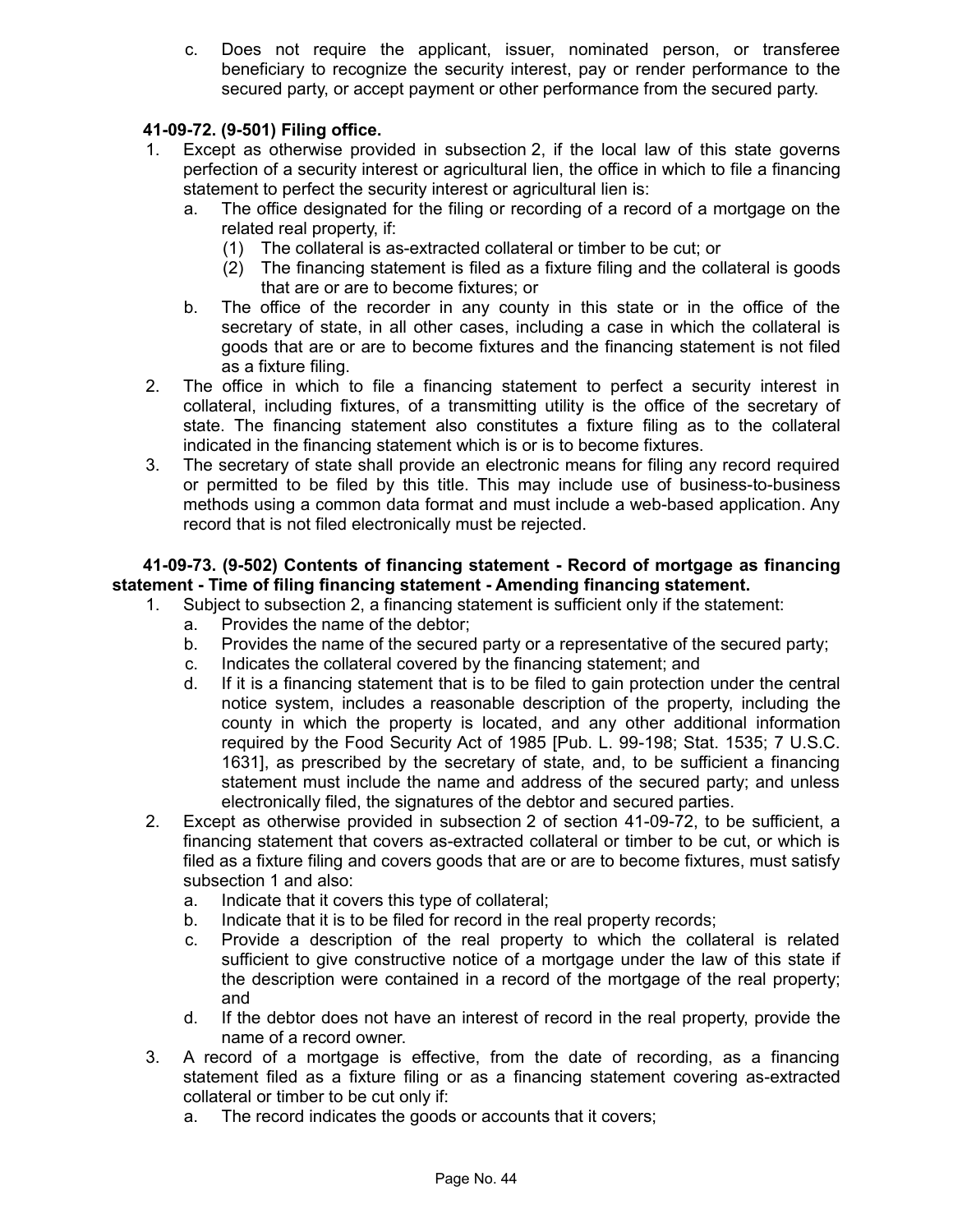c. Does not require the applicant, issuer, nominated person, or transferee beneficiary to recognize the security interest, pay or render performance to the secured party, or accept payment or other performance from the secured party.

**41-09-72. (9-501) Filing office.**

1. Except as otherwise provided in subsection 2, if the local law of this state governs perfection of a security interest or agricultural lien, the office in which to file a financing statement to perfect the security interest or agricultural lien is:
   a. The office designated for the filing or recording of a record of a mortgage on the related real property, if:
      (1) The collateral is as-extracted collateral or timber to be cut; or
      (2) The financing statement is filed as a fixture filing and the collateral is goods that are or are to become fixtures; or
   b. The office of the recorder in any county in this state or in the office of the secretary of state, in all other cases, including a case in which the collateral is goods that are or are to become fixtures and the financing statement is not filed as a fixture filing.
2. The office in which to file a financing statement to perfect a security interest in collateral, including fixtures, of a transmitting utility is the office of the secretary of state. The financing statement also constitutes a fixture filing as to the collateral indicated in the financing statement which is or is to become fixtures.
3. The secretary of state shall provide an electronic means for filing any record required or permitted to be filed by this title. This may include use of business-to-business methods using a common data format and must include a web-based application. Any record that is not filed electronically must be rejected.

**41-09-73. (9-502) Contents of financing statement - Record of mortgage as financing statement - Time of filing financing statement - Amending financing statement.**

1. Subject to subsection 2, a financing statement is sufficient only if the statement:
   a. Provides the name of the debtor;
   b. Provides the name of the secured party or a representative of the secured party;
   c. Indicates the collateral covered by the financing statement; and
   d. If it is a financing statement that is to be filed to gain protection under the central notice system, includes a reasonable description of the property, including the county in which the property is located, and any other additional information required by the Food Security Act of 1985 [Pub. L. 99-198; Stat. 1535; 7 U.S.C. 1631], as prescribed by the secretary of state, and, to be sufficient a financing statement must include the name and address of the secured party; and unless electronically filed, the signatures of the debtor and secured parties.
2. Except as otherwise provided in subsection 2 of section 41-09-72, to be sufficient, a financing statement that covers as-extracted collateral or timber to be cut, or which is filed as a fixture filing and covers goods that are or are to become fixtures, must satisfy subsection 1 and also:
   a. Indicate that it covers this type of collateral;
   b. Indicate that it is to be filed for record in the real property records;
   c. Provide a description of the real property to which the collateral is related sufficient to give constructive notice of a mortgage under the law of this state if the description were contained in a record of the mortgage of the real property; and
   d. If the debtor does not have an interest of record in the real property, provide the name of a record owner.
3. A record of a mortgage is effective, from the date of recording, as a financing statement filed as a fixture filing or as a financing statement covering as-extracted collateral or timber to be cut only if:
   a. The record indicates the goods or accounts that it covers;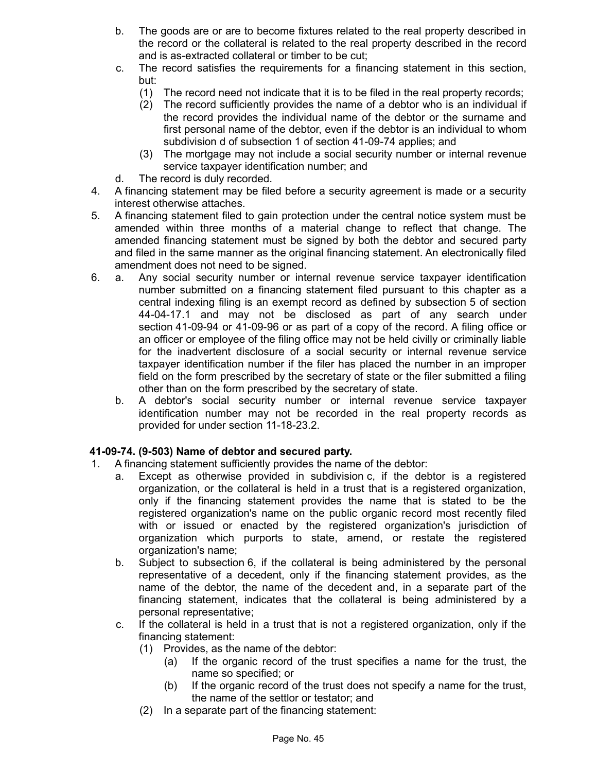b. The goods are or are to become fixtures related to the real property described in the record or the collateral is related to the real property described in the record and is as-extracted collateral or timber to be cut;
c. The record satisfies the requirements for a financing statement in this section, but:
   (1) The record need not indicate that it is to be filed in the real property records;
   (2) The record sufficiently provides the name of a debtor who is an individual if the record provides the individual name of the debtor or the surname and first personal name of the debtor, even if the debtor is an individual to whom subdivision d of subsection 1 of section 41-09-74 applies; and
   (3) The mortgage may not include a social security number or internal revenue service taxpayer identification number; and
d. The record is duly recorded.

4. A financing statement may be filed before a security agreement is made or a security interest otherwise attaches.
5. A financing statement filed to gain protection under the central notice system must be amended within three months of a material change to reflect that change. The amended financing statement must be signed by both the debtor and secured party and filed in the same manner as the original financing statement. An electronically filed amendment does not need to be signed.
6. a. Any social security number or internal revenue service taxpayer identification number submitted on a financing statement filed pursuant to this chapter as a central indexing filing is an exempt record as defined by subsection 5 of section 44-04-17.1 and may not be disclosed as part of any search under section 41-09-94 or 41-09-96 or as part of a copy of the record. A filing office or an officer or employee of the filing office may not be held civilly or criminally liable for the inadvertent disclosure of a social security or internal revenue service taxpayer identification number if the filer has placed the number in an improper field on the form prescribed by the secretary of state or the filer submitted a filing other than on the form prescribed by the secretary of state.
   b. A debtor's social security number or internal revenue service taxpayer identification number may not be recorded in the real property records as provided for under section 11-18-23.2.

**41-09-74. (9-503) Name of debtor and secured party.**

1. A financing statement sufficiently provides the name of the debtor:
   a. Except as otherwise provided in subdivision c, if the debtor is a registered organization, or the collateral is held in a trust that is a registered organization, only if the financing statement provides the name that is stated to be the registered organization's name on the public organic record most recently filed with or issued or enacted by the registered organization's jurisdiction of organization which purports to state, amend, or restate the registered organization's name;
   b. Subject to subsection 6, if the collateral is being administered by the personal representative of a decedent, only if the financing statement provides, as the name of the debtor, the name of the decedent and, in a separate part of the financing statement, indicates that the collateral is being administered by a personal representative;
   c. If the collateral is held in a trust that is not a registered organization, only if the financing statement:
      (1) Provides, as the name of the debtor:
         (a) If the organic record of the trust specifies a name for the trust, the name so specified; or
         (b) If the organic record of the trust does not specify a name for the trust, the name of the settlor or testator; and
      (2) In a separate part of the financing statement: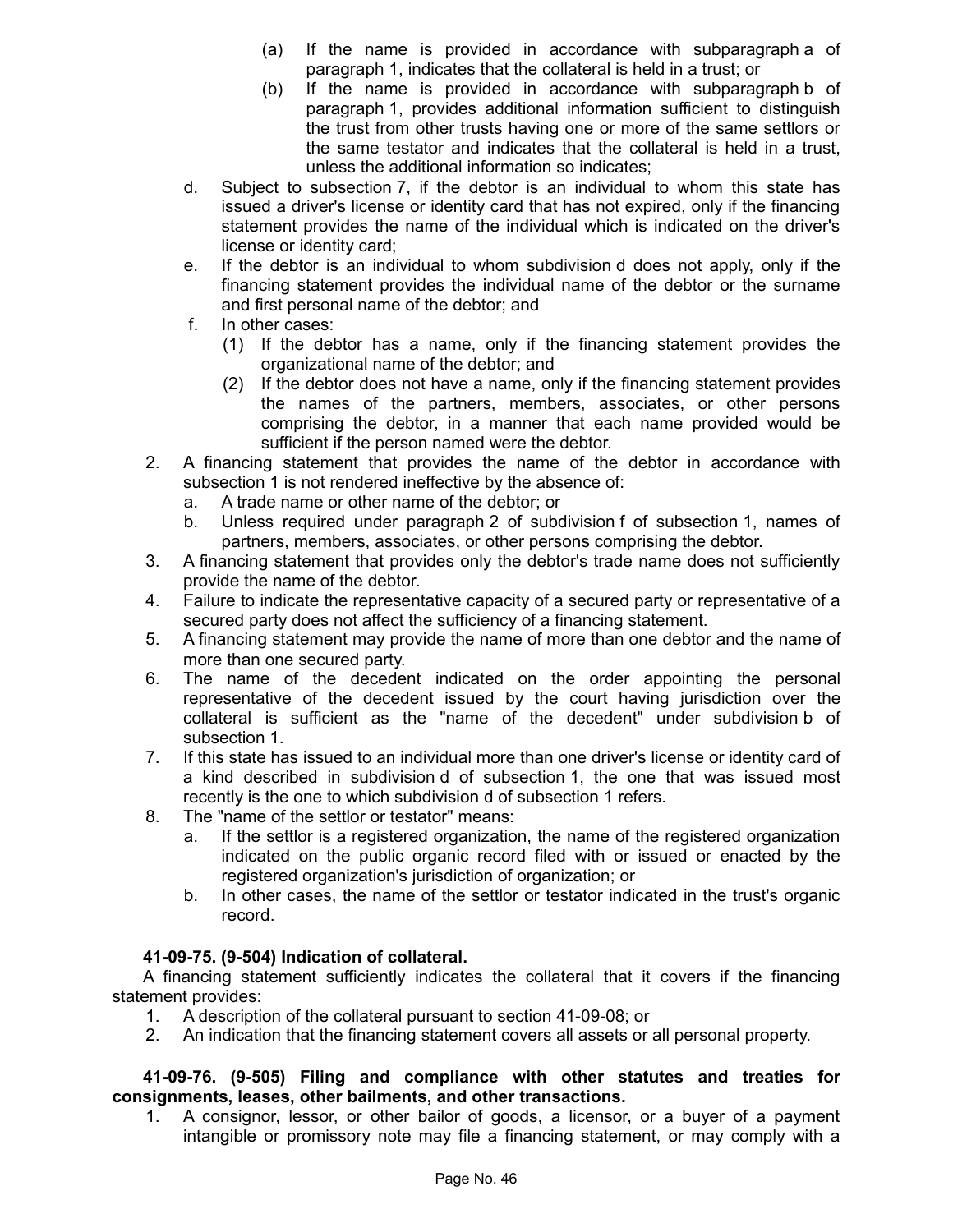(a) If the name is provided in accordance with subparagraph a of paragraph 1, indicates that the collateral is held in a trust; or
        (b) If the name is provided in accordance with subparagraph b of paragraph 1, provides additional information sufficient to distinguish the trust from other trusts having one or more of the same settlors or the same testator and indicates that the collateral is held in a trust, unless the additional information so indicates;
    d. Subject to subsection 7, if the debtor is an individual to whom this state has issued a driver's license or identity card that has not expired, only if the financing statement provides the name of the individual which is indicated on the driver's license or identity card;
    e. If the debtor is an individual to whom subdivision d does not apply, only if the financing statement provides the individual name of the debtor or the surname and first personal name of the debtor; and
    f. In other cases:
        (1) If the debtor has a name, only if the financing statement provides the organizational name of the debtor; and
        (2) If the debtor does not have a name, only if the financing statement provides the names of the partners, members, associates, or other persons comprising the debtor, in a manner that each name provided would be sufficient if the person named were the debtor.
2. A financing statement that provides the name of the debtor in accordance with subsection 1 is not rendered ineffective by the absence of:
    a. A trade name or other name of the debtor; or
    b. Unless required under paragraph 2 of subdivision f of subsection 1, names of partners, members, associates, or other persons comprising the debtor.
3. A financing statement that provides only the debtor's trade name does not sufficiently provide the name of the debtor.
4. Failure to indicate the representative capacity of a secured party or representative of a secured party does not affect the sufficiency of a financing statement.
5. A financing statement may provide the name of more than one debtor and the name of more than one secured party.
6. The name of the decedent indicated on the order appointing the personal representative of the decedent issued by the court having jurisdiction over the collateral is sufficient as the "name of the decedent" under subdivision b of subsection 1.
7. If this state has issued to an individual more than one driver's license or identity card of a kind described in subdivision d of subsection 1, the one that was issued most recently is the one to which subdivision d of subsection 1 refers.
8. The "name of the settlor or testator" means:
    a. If the settlor is a registered organization, the name of the registered organization indicated on the public organic record filed with or issued or enacted by the registered organization's jurisdiction of organization; or
    b. In other cases, the name of the settlor or testator indicated in the trust's organic record.

**41-09-75. (9-504) Indication of collateral.**

A financing statement sufficiently indicates the collateral that it covers if the financing statement provides:

1. A description of the collateral pursuant to section 41-09-08; or
2. An indication that the financing statement covers all assets or all personal property.

**41-09-76. (9-505) Filing and compliance with other statutes and treaties for consignments, leases, other bailments, and other transactions.**

1. A consignor, lessor, or other bailor of goods, a licensor, or a buyer of a payment intangible or promissory note may file a financing statement, or may comply with a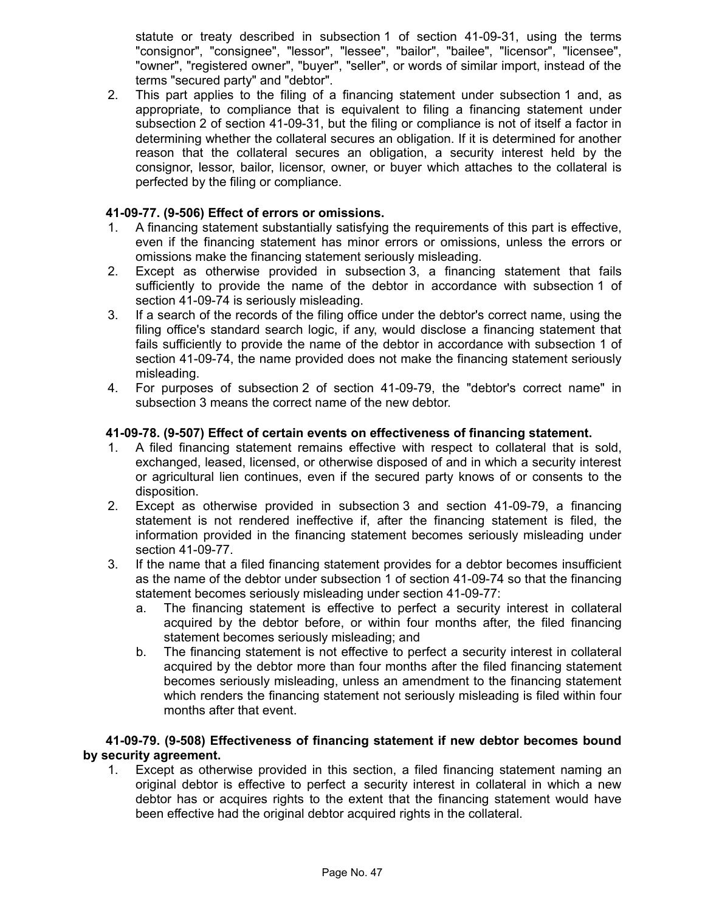statute or treaty described in subsection 1 of section 41-09-31, using the terms "consignor", "consignee", "lessor", "lessee", "bailor", "bailee", "licensor", "licensee", "owner", "registered owner", "buyer", "seller", or words of similar import, instead of the terms "secured party" and "debtor".

2. This part applies to the filing of a financing statement under subsection 1 and, as appropriate, to compliance that is equivalent to filing a financing statement under subsection 2 of section 41-09-31, but the filing or compliance is not of itself a factor in determining whether the collateral secures an obligation. If it is determined for another reason that the collateral secures an obligation, a security interest held by the consignor, lessor, bailor, licensor, owner, or buyer which attaches to the collateral is perfected by the filing or compliance.

**41-09-77. (9-506) Effect of errors or omissions.**

1. A financing statement substantially satisfying the requirements of this part is effective, even if the financing statement has minor errors or omissions, unless the errors or omissions make the financing statement seriously misleading.
2. Except as otherwise provided in subsection 3, a financing statement that fails sufficiently to provide the name of the debtor in accordance with subsection 1 of section 41-09-74 is seriously misleading.
3. If a search of the records of the filing office under the debtor's correct name, using the filing office's standard search logic, if any, would disclose a financing statement that fails sufficiently to provide the name of the debtor in accordance with subsection 1 of section 41-09-74, the name provided does not make the financing statement seriously misleading.
4. For purposes of subsection 2 of section 41-09-79, the "debtor's correct name" in subsection 3 means the correct name of the new debtor.

**41-09-78. (9-507) Effect of certain events on effectiveness of financing statement.**

1. A filed financing statement remains effective with respect to collateral that is sold, exchanged, leased, licensed, or otherwise disposed of and in which a security interest or agricultural lien continues, even if the secured party knows of or consents to the disposition.
2. Except as otherwise provided in subsection 3 and section 41-09-79, a financing statement is not rendered ineffective if, after the financing statement is filed, the information provided in the financing statement becomes seriously misleading under section 41-09-77.
3. If the name that a filed financing statement provides for a debtor becomes insufficient as the name of the debtor under subsection 1 of section 41-09-74 so that the financing statement becomes seriously misleading under section 41-09-77:
   a. The financing statement is effective to perfect a security interest in collateral acquired by the debtor before, or within four months after, the filed financing statement becomes seriously misleading; and
   b. The financing statement is not effective to perfect a security interest in collateral acquired by the debtor more than four months after the filed financing statement becomes seriously misleading, unless an amendment to the financing statement which renders the financing statement not seriously misleading is filed within four months after that event.

**41-09-79. (9-508) Effectiveness of financing statement if new debtor becomes bound by security agreement.**

1. Except as otherwise provided in this section, a filed financing statement naming an original debtor is effective to perfect a security interest in collateral in which a new debtor has or acquires rights to the extent that the financing statement would have been effective had the original debtor acquired rights in the collateral.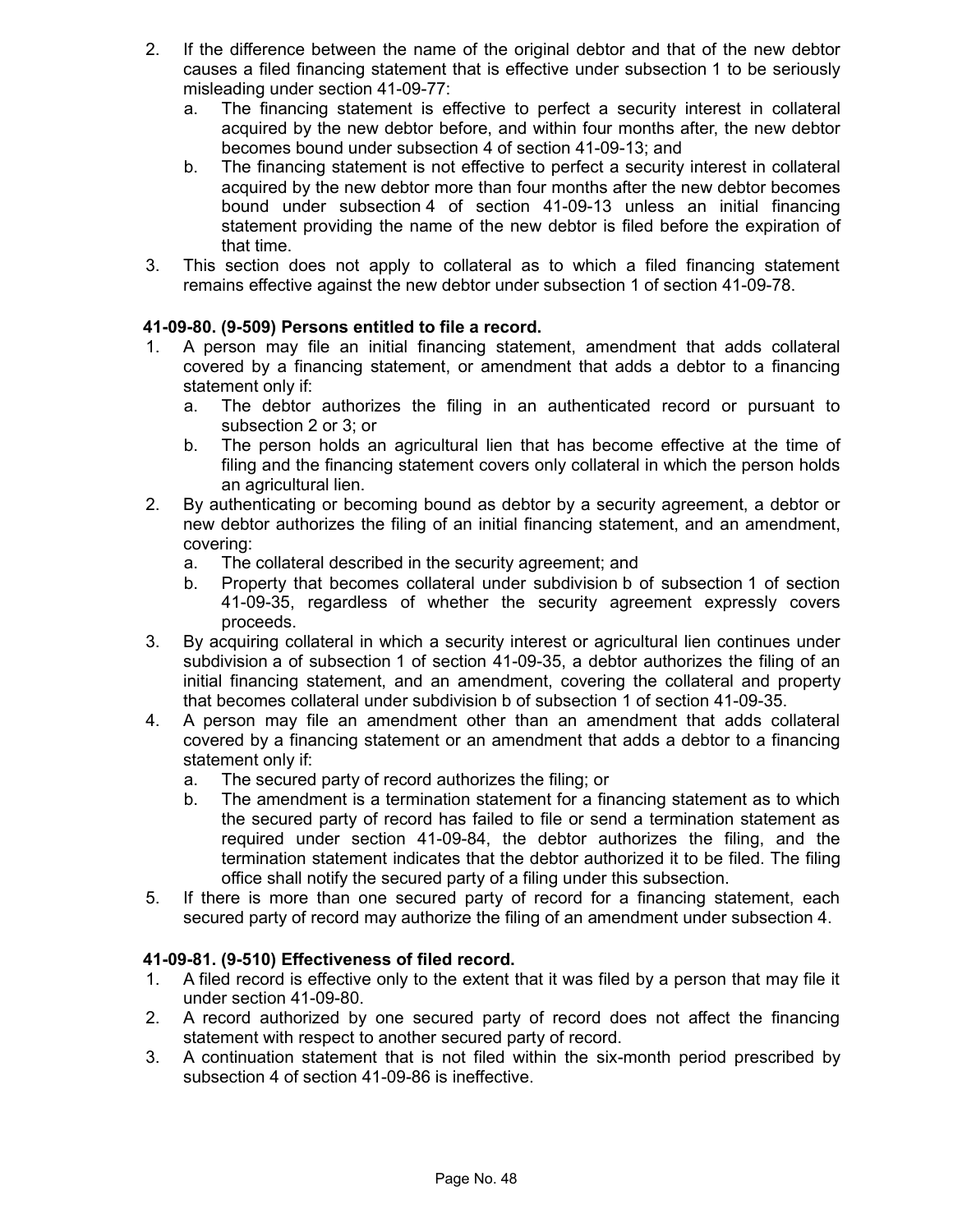2. If the difference between the name of the original debtor and that of the new debtor causes a filed financing statement that is effective under subsection 1 to be seriously misleading under section 41-09-77:
   a. The financing statement is effective to perfect a security interest in collateral acquired by the new debtor before, and within four months after, the new debtor becomes bound under subsection 4 of section 41-09-13; and
   b. The financing statement is not effective to perfect a security interest in collateral acquired by the new debtor more than four months after the new debtor becomes bound under subsection 4 of section 41-09-13 unless an initial financing statement providing the name of the new debtor is filed before the expiration of that time.
3. This section does not apply to collateral as to which a filed financing statement remains effective against the new debtor under subsection 1 of section 41-09-78.

**41-09-80. (9-509) Persons entitled to file a record.**

1. A person may file an initial financing statement, amendment that adds collateral covered by a financing statement, or amendment that adds a debtor to a financing statement only if:
   a. The debtor authorizes the filing in an authenticated record or pursuant to subsection 2 or 3; or
   b. The person holds an agricultural lien that has become effective at the time of filing and the financing statement covers only collateral in which the person holds an agricultural lien.
2. By authenticating or becoming bound as debtor by a security agreement, a debtor or new debtor authorizes the filing of an initial financing statement, and an amendment, covering:
   a. The collateral described in the security agreement; and
   b. Property that becomes collateral under subdivision b of subsection 1 of section 41-09-35, regardless of whether the security agreement expressly covers proceeds.
3. By acquiring collateral in which a security interest or agricultural lien continues under subdivision a of subsection 1 of section 41-09-35, a debtor authorizes the filing of an initial financing statement, and an amendment, covering the collateral and property that becomes collateral under subdivision b of subsection 1 of section 41-09-35.
4. A person may file an amendment other than an amendment that adds collateral covered by a financing statement or an amendment that adds a debtor to a financing statement only if:
   a. The secured party of record authorizes the filing; or
   b. The amendment is a termination statement for a financing statement as to which the secured party of record has failed to file or send a termination statement as required under section 41-09-84, the debtor authorizes the filing, and the termination statement indicates that the debtor authorized it to be filed. The filing office shall notify the secured party of a filing under this subsection.
5. If there is more than one secured party of record for a financing statement, each secured party of record may authorize the filing of an amendment under subsection 4.

**41-09-81. (9-510) Effectiveness of filed record.**

1. A filed record is effective only to the extent that it was filed by a person that may file it under section 41-09-80.
2. A record authorized by one secured party of record does not affect the financing statement with respect to another secured party of record.
3. A continuation statement that is not filed within the six-month period prescribed by subsection 4 of section 41-09-86 is ineffective.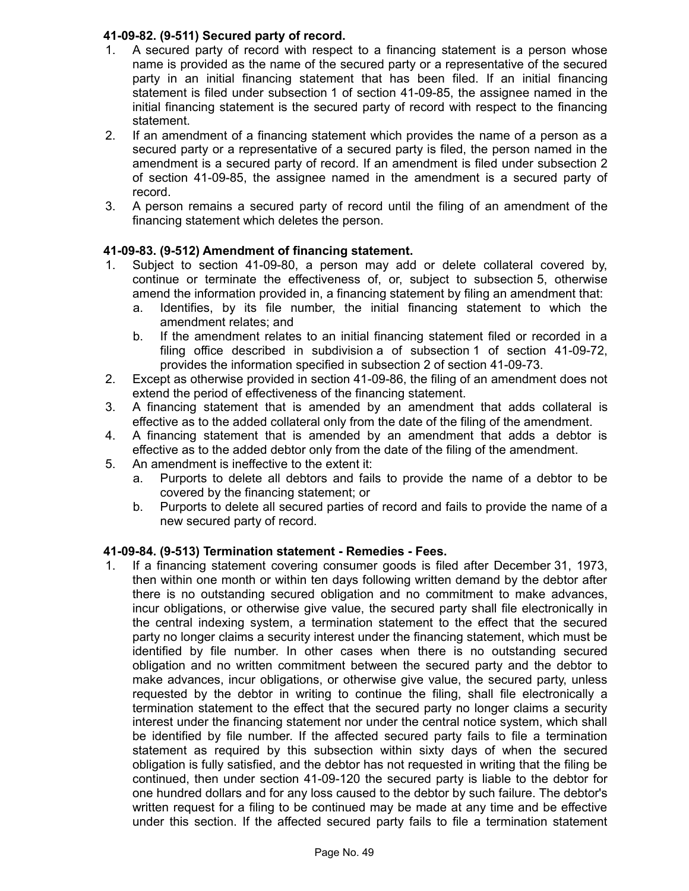**41-09-82. (9-511) Secured party of record.**

1. A secured party of record with respect to a financing statement is a person whose name is provided as the name of the secured party or a representative of the secured party in an initial financing statement that has been filed. If an initial financing statement is filed under subsection 1 of section 41-09-85, the assignee named in the initial financing statement is the secured party of record with respect to the financing statement.
2. If an amendment of a financing statement which provides the name of a person as a secured party or a representative of a secured party is filed, the person named in the amendment is a secured party of record. If an amendment is filed under subsection 2 of section 41-09-85, the assignee named in the amendment is a secured party of record.
3. A person remains a secured party of record until the filing of an amendment of the financing statement which deletes the person.

**41-09-83. (9-512) Amendment of financing statement.**

1. Subject to section 41-09-80, a person may add or delete collateral covered by, continue or terminate the effectiveness of, or, subject to subsection 5, otherwise amend the information provided in, a financing statement by filing an amendment that:
   a. Identifies, by its file number, the initial financing statement to which the amendment relates; and
   b. If the amendment relates to an initial financing statement filed or recorded in a filing office described in subdivision a of subsection 1 of section 41-09-72, provides the information specified in subsection 2 of section 41-09-73.
2. Except as otherwise provided in section 41-09-86, the filing of an amendment does not extend the period of effectiveness of the financing statement.
3. A financing statement that is amended by an amendment that adds collateral is effective as to the added collateral only from the date of the filing of the amendment.
4. A financing statement that is amended by an amendment that adds a debtor is effective as to the added debtor only from the date of the filing of the amendment.
5. An amendment is ineffective to the extent it:
   a. Purports to delete all debtors and fails to provide the name of a debtor to be covered by the financing statement; or
   b. Purports to delete all secured parties of record and fails to provide the name of a new secured party of record.

**41-09-84. (9-513) Termination statement - Remedies - Fees.**

1. If a financing statement covering consumer goods is filed after December 31, 1973, then within one month or within ten days following written demand by the debtor after there is no outstanding secured obligation and no commitment to make advances, incur obligations, or otherwise give value, the secured party shall file electronically in the central indexing system, a termination statement to the effect that the secured party no longer claims a security interest under the financing statement, which must be identified by file number. In other cases when there is no outstanding secured obligation and no written commitment between the secured party and the debtor to make advances, incur obligations, or otherwise give value, the secured party, unless requested by the debtor in writing to continue the filing, shall file electronically a termination statement to the effect that the secured party no longer claims a security interest under the financing statement nor under the central notice system, which shall be identified by file number. If the affected secured party fails to file a termination statement as required by this subsection within sixty days of when the secured obligation is fully satisfied, and the debtor has not requested in writing that the filing be continued, then under section 41-09-120 the secured party is liable to the debtor for one hundred dollars and for any loss caused to the debtor by such failure. The debtor's written request for a filing to be continued may be made at any time and be effective under this section. If the affected secured party fails to file a termination statement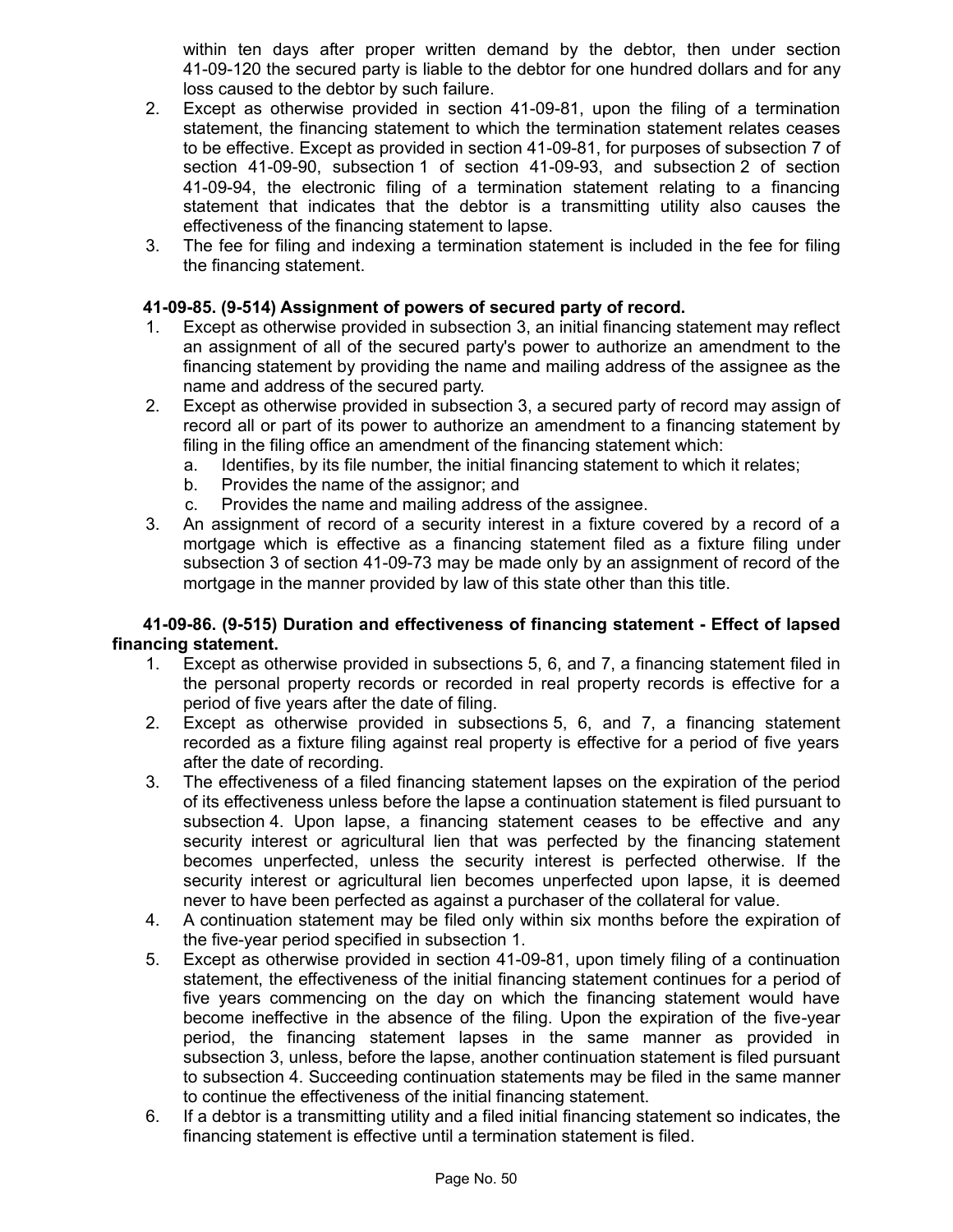within ten days after proper written demand by the debtor, then under section 41-09-120 the secured party is liable to the debtor for one hundred dollars and for any loss caused to the debtor by such failure.

2. Except as otherwise provided in section 41-09-81, upon the filing of a termination statement, the financing statement to which the termination statement relates ceases to be effective. Except as provided in section 41-09-81, for purposes of subsection 7 of section 41-09-90, subsection 1 of section 41-09-93, and subsection 2 of section 41-09-94, the electronic filing of a termination statement relating to a financing statement that indicates that the debtor is a transmitting utility also causes the effectiveness of the financing statement to lapse.
3. The fee for filing and indexing a termination statement is included in the fee for filing the financing statement.

**41-09-85. (9-514) Assignment of powers of secured party of record.**

1. Except as otherwise provided in subsection 3, an initial financing statement may reflect an assignment of all of the secured party's power to authorize an amendment to the financing statement by providing the name and mailing address of the assignee as the name and address of the secured party.
2. Except as otherwise provided in subsection 3, a secured party of record may assign of record all or part of its power to authorize an amendment to a financing statement by filing in the filing office an amendment of the financing statement which:
   a. Identifies, by its file number, the initial financing statement to which it relates;
   b. Provides the name of the assignor; and
   c. Provides the name and mailing address of the assignee.
3. An assignment of record of a security interest in a fixture covered by a record of a mortgage which is effective as a financing statement filed as a fixture filing under subsection 3 of section 41-09-73 may be made only by an assignment of record of the mortgage in the manner provided by law of this state other than this title.

**41-09-86. (9-515) Duration and effectiveness of financing statement - Effect of lapsed financing statement.**

1. Except as otherwise provided in subsections 5, 6, and 7, a financing statement filed in the personal property records or recorded in real property records is effective for a period of five years after the date of filing.
2. Except as otherwise provided in subsections 5, 6, and 7, a financing statement recorded as a fixture filing against real property is effective for a period of five years after the date of recording.
3. The effectiveness of a filed financing statement lapses on the expiration of the period of its effectiveness unless before the lapse a continuation statement is filed pursuant to subsection 4. Upon lapse, a financing statement ceases to be effective and any security interest or agricultural lien that was perfected by the financing statement becomes unperfected, unless the security interest is perfected otherwise. If the security interest or agricultural lien becomes unperfected upon lapse, it is deemed never to have been perfected as against a purchaser of the collateral for value.
4. A continuation statement may be filed only within six months before the expiration of the five-year period specified in subsection 1.
5. Except as otherwise provided in section 41-09-81, upon timely filing of a continuation statement, the effectiveness of the initial financing statement continues for a period of five years commencing on the day on which the financing statement would have become ineffective in the absence of the filing. Upon the expiration of the five-year period, the financing statement lapses in the same manner as provided in subsection 3, unless, before the lapse, another continuation statement is filed pursuant to subsection 4. Succeeding continuation statements may be filed in the same manner to continue the effectiveness of the initial financing statement.
6. If a debtor is a transmitting utility and a filed initial financing statement so indicates, the financing statement is effective until a termination statement is filed.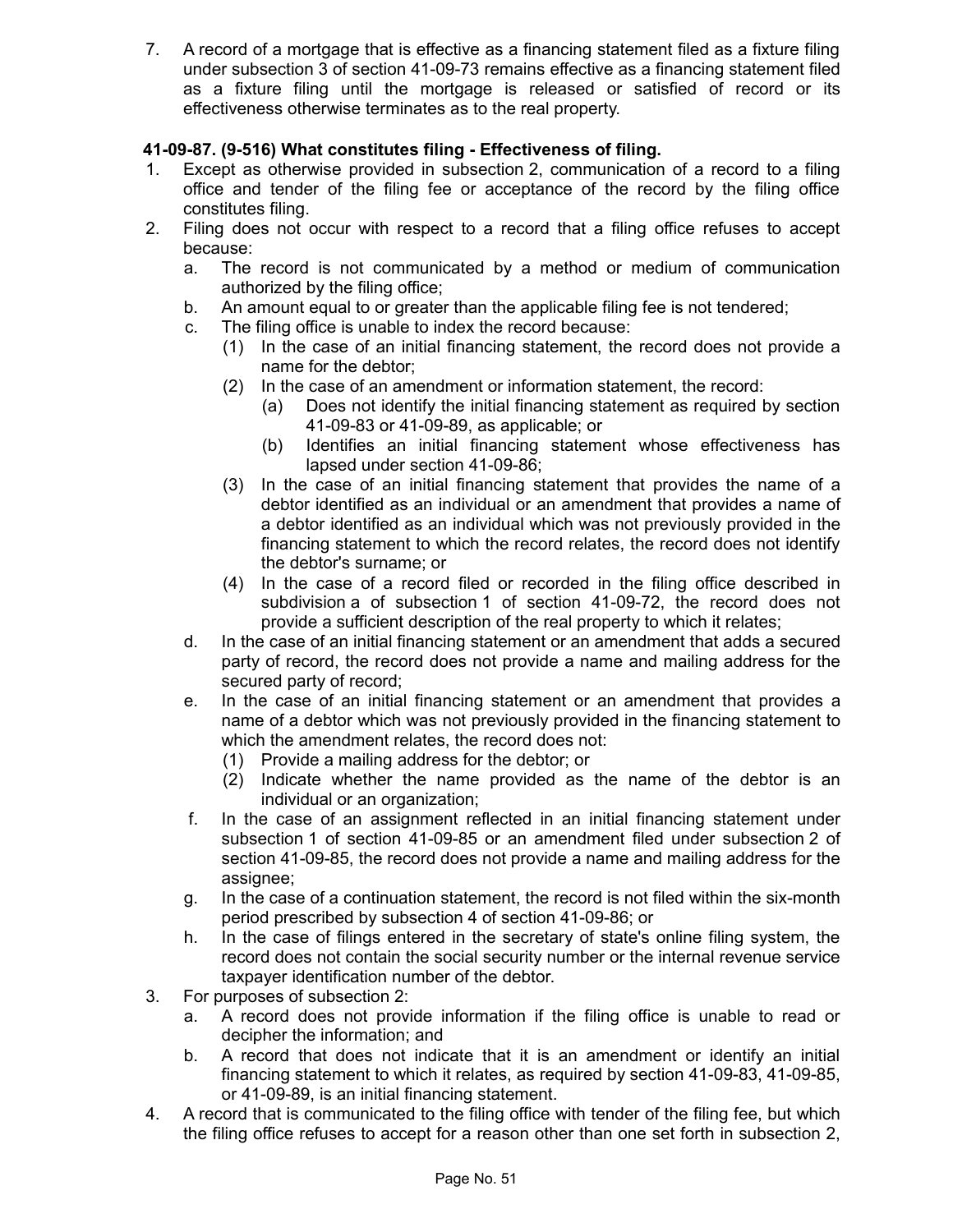7. A record of a mortgage that is effective as a financing statement filed as a fixture filing under subsection 3 of section 41-09-73 remains effective as a financing statement filed as a fixture filing until the mortgage is released or satisfied of record or its effectiveness otherwise terminates as to the real property.

**41-09-87. (9-516) What constitutes filing - Effectiveness of filing.**

1. Except as otherwise provided in subsection 2, communication of a record to a filing office and tender of the filing fee or acceptance of the record by the filing office constitutes filing.
2. Filing does not occur with respect to a record that a filing office refuses to accept because:
   a. The record is not communicated by a method or medium of communication authorized by the filing office;
   b. An amount equal to or greater than the applicable filing fee is not tendered;
   c. The filing office is unable to index the record because:
      (1) In the case of an initial financing statement, the record does not provide a name for the debtor;
      (2) In the case of an amendment or information statement, the record:
         (a) Does not identify the initial financing statement as required by section 41-09-83 or 41-09-89, as applicable; or
         (b) Identifies an initial financing statement whose effectiveness has lapsed under section 41-09-86;
      (3) In the case of an initial financing statement that provides the name of a debtor identified as an individual or an amendment that provides a name of a debtor identified as an individual which was not previously provided in the financing statement to which the record relates, the record does not identify the debtor's surname; or
      (4) In the case of a record filed or recorded in the filing office described in subdivision a of subsection 1 of section 41-09-72, the record does not provide a sufficient description of the real property to which it relates;
   d. In the case of an initial financing statement or an amendment that adds a secured party of record, the record does not provide a name and mailing address for the secured party of record;
   e. In the case of an initial financing statement or an amendment that provides a name of a debtor which was not previously provided in the financing statement to which the amendment relates, the record does not:
      (1) Provide a mailing address for the debtor; or
      (2) Indicate whether the name provided as the name of the debtor is an individual or an organization;
   f. In the case of an assignment reflected in an initial financing statement under subsection 1 of section 41-09-85 or an amendment filed under subsection 2 of section 41-09-85, the record does not provide a name and mailing address for the assignee;
   g. In the case of a continuation statement, the record is not filed within the six-month period prescribed by subsection 4 of section 41-09-86; or
   h. In the case of filings entered in the secretary of state's online filing system, the record does not contain the social security number or the internal revenue service taxpayer identification number of the debtor.
3. For purposes of subsection 2:
   a. A record does not provide information if the filing office is unable to read or decipher the information; and
   b. A record that does not indicate that it is an amendment or identify an initial financing statement to which it relates, as required by section 41-09-83, 41-09-85, or 41-09-89, is an initial financing statement.
4. A record that is communicated to the filing office with tender of the filing fee, but which the filing office refuses to accept for a reason other than one set forth in subsection 2,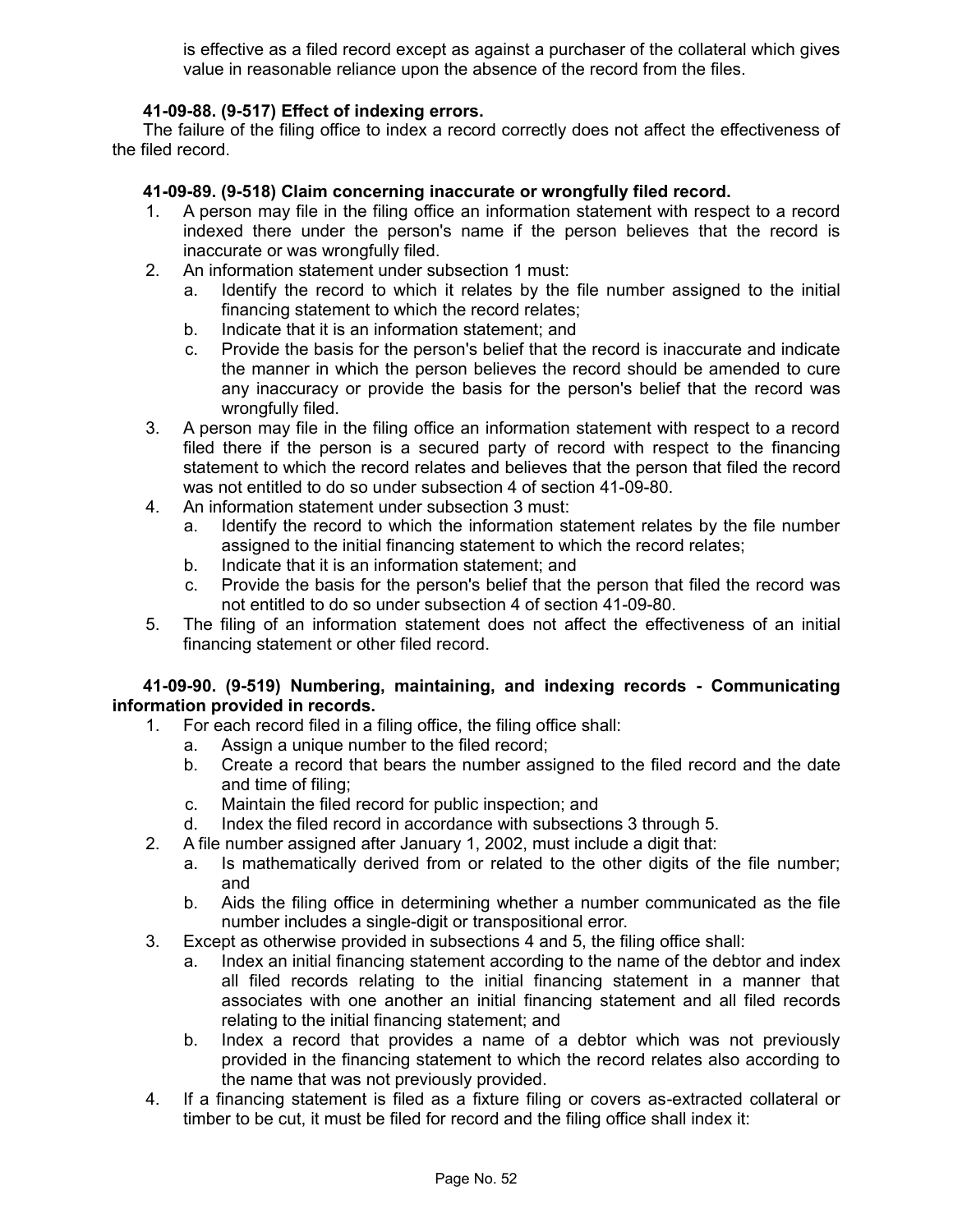is effective as a filed record except as against a purchaser of the collateral which gives value in reasonable reliance upon the absence of the record from the files.

**41-09-88. (9-517) Effect of indexing errors.**

The failure of the filing office to index a record correctly does not affect the effectiveness of the filed record.

**41-09-89. (9-518) Claim concerning inaccurate or wrongfully filed record.**

1. A person may file in the filing office an information statement with respect to a record indexed there under the person's name if the person believes that the record is inaccurate or was wrongfully filed.
2. An information statement under subsection 1 must:
   a. Identify the record to which it relates by the file number assigned to the initial financing statement to which the record relates;
   b. Indicate that it is an information statement; and
   c. Provide the basis for the person's belief that the record is inaccurate and indicate the manner in which the person believes the record should be amended to cure any inaccuracy or provide the basis for the person's belief that the record was wrongfully filed.
3. A person may file in the filing office an information statement with respect to a record filed there if the person is a secured party of record with respect to the financing statement to which the record relates and believes that the person that filed the record was not entitled to do so under subsection 4 of section 41-09-80.
4. An information statement under subsection 3 must:
   a. Identify the record to which the information statement relates by the file number assigned to the initial financing statement to which the record relates;
   b. Indicate that it is an information statement; and
   c. Provide the basis for the person's belief that the person that filed the record was not entitled to do so under subsection 4 of section 41-09-80.
5. The filing of an information statement does not affect the effectiveness of an initial financing statement or other filed record.

**41-09-90. (9-519) Numbering, maintaining, and indexing records - Communicating information provided in records.**

1. For each record filed in a filing office, the filing office shall:
   a. Assign a unique number to the filed record;
   b. Create a record that bears the number assigned to the filed record and the date and time of filing;
   c. Maintain the filed record for public inspection; and
   d. Index the filed record in accordance with subsections 3 through 5.
2. A file number assigned after January 1, 2002, must include a digit that:
   a. Is mathematically derived from or related to the other digits of the file number; and
   b. Aids the filing office in determining whether a number communicated as the file number includes a single-digit or transpositional error.
3. Except as otherwise provided in subsections 4 and 5, the filing office shall:
   a. Index an initial financing statement according to the name of the debtor and index all filed records relating to the initial financing statement in a manner that associates with one another an initial financing statement and all filed records relating to the initial financing statement; and
   b. Index a record that provides a name of a debtor which was not previously provided in the financing statement to which the record relates also according to the name that was not previously provided.
4. If a financing statement is filed as a fixture filing or covers as-extracted collateral or timber to be cut, it must be filed for record and the filing office shall index it: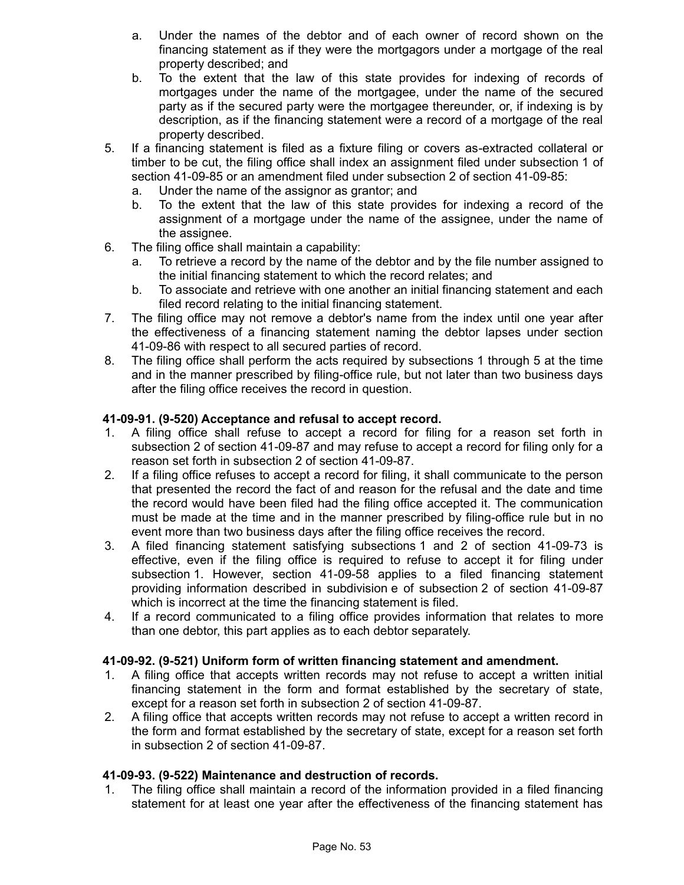a. Under the names of the debtor and of each owner of record shown on the financing statement as if they were the mortgagors under a mortgage of the real property described; and
b. To the extent that the law of this state provides for indexing of records of mortgages under the name of the mortgagee, under the name of the secured party as if the secured party were the mortgagee thereunder, or, if indexing is by description, as if the financing statement were a record of a mortgage of the real property described.

5. If a financing statement is filed as a fixture filing or covers as-extracted collateral or timber to be cut, the filing office shall index an assignment filed under subsection 1 of section 41-09-85 or an amendment filed under subsection 2 of section 41-09-85:
   a. Under the name of the assignor as grantor; and
   b. To the extent that the law of this state provides for indexing a record of the assignment of a mortgage under the name of the assignee, under the name of the assignee.
6. The filing office shall maintain a capability:
   a. To retrieve a record by the name of the debtor and by the file number assigned to the initial financing statement to which the record relates; and
   b. To associate and retrieve with one another an initial financing statement and each filed record relating to the initial financing statement.
7. The filing office may not remove a debtor's name from the index until one year after the effectiveness of a financing statement naming the debtor lapses under section 41-09-86 with respect to all secured parties of record.
8. The filing office shall perform the acts required by subsections 1 through 5 at the time and in the manner prescribed by filing-office rule, but not later than two business days after the filing office receives the record in question.

**41-09-91. (9-520) Acceptance and refusal to accept record.**

1. A filing office shall refuse to accept a record for filing for a reason set forth in subsection 2 of section 41-09-87 and may refuse to accept a record for filing only for a reason set forth in subsection 2 of section 41-09-87.
2. If a filing office refuses to accept a record for filing, it shall communicate to the person that presented the record the fact of and reason for the refusal and the date and time the record would have been filed had the filing office accepted it. The communication must be made at the time and in the manner prescribed by filing-office rule but in no event more than two business days after the filing office receives the record.
3. A filed financing statement satisfying subsections 1 and 2 of section 41-09-73 is effective, even if the filing office is required to refuse to accept it for filing under subsection 1. However, section 41-09-58 applies to a filed financing statement providing information described in subdivision e of subsection 2 of section 41-09-87 which is incorrect at the time the financing statement is filed.
4. If a record communicated to a filing office provides information that relates to more than one debtor, this part applies as to each debtor separately.

**41-09-92. (9-521) Uniform form of written financing statement and amendment.**

1. A filing office that accepts written records may not refuse to accept a written initial financing statement in the form and format established by the secretary of state, except for a reason set forth in subsection 2 of section 41-09-87.
2. A filing office that accepts written records may not refuse to accept a written record in the form and format established by the secretary of state, except for a reason set forth in subsection 2 of section 41-09-87.

**41-09-93. (9-522) Maintenance and destruction of records.**

1. The filing office shall maintain a record of the information provided in a filed financing statement for at least one year after the effectiveness of the financing statement has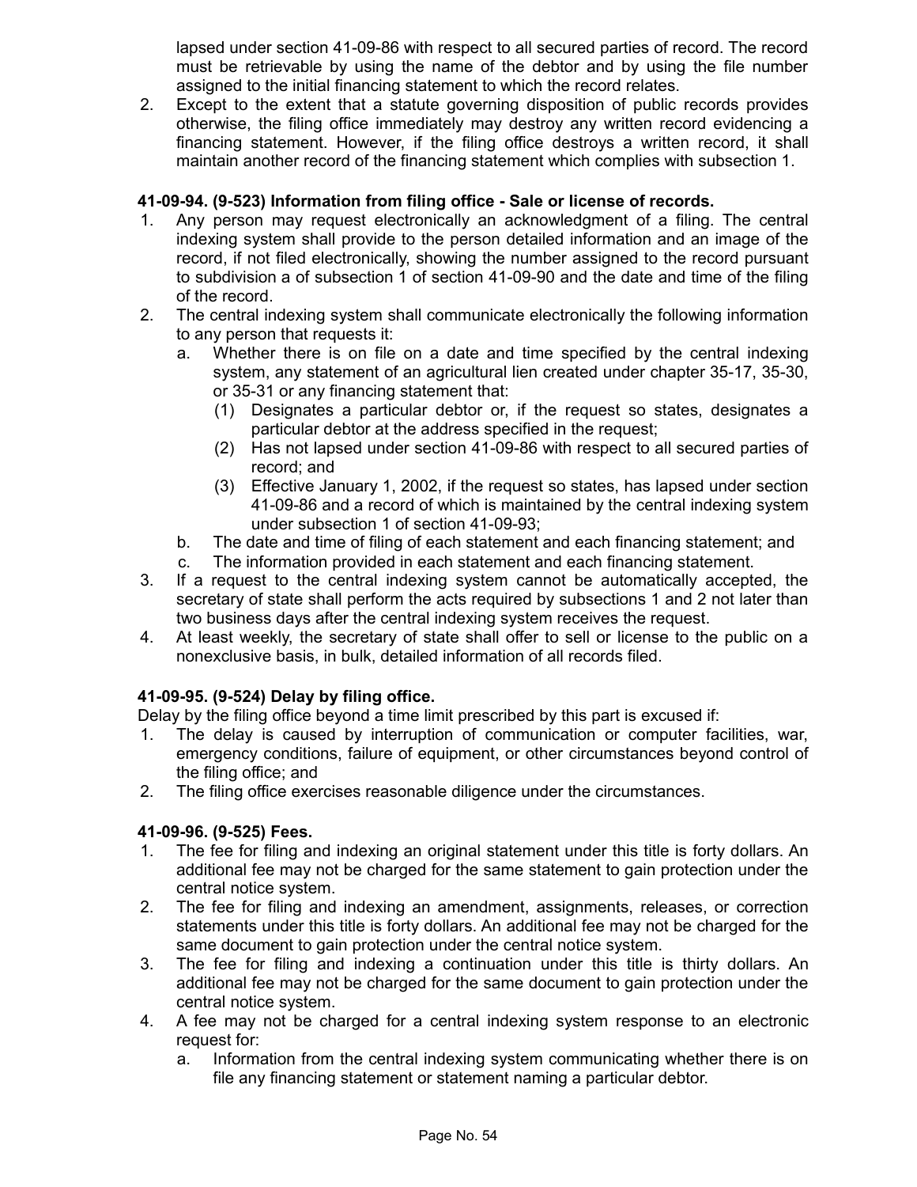lapsed under section 41-09-86 with respect to all secured parties of record. The record must be retrievable by using the name of the debtor and by using the file number assigned to the initial financing statement to which the record relates.

2. Except to the extent that a statute governing disposition of public records provides otherwise, the filing office immediately may destroy any written record evidencing a financing statement. However, if the filing office destroys a written record, it shall maintain another record of the financing statement which complies with subsection 1.

**41-09-94. (9-523) Information from filing office - Sale or license of records.**

1. Any person may request electronically an acknowledgment of a filing. The central indexing system shall provide to the person detailed information and an image of the record, if not filed electronically, showing the number assigned to the record pursuant to subdivision a of subsection 1 of section 41-09-90 and the date and time of the filing of the record.
2. The central indexing system shall communicate electronically the following information to any person that requests it:
   a. Whether there is on file on a date and time specified by the central indexing system, any statement of an agricultural lien created under chapter 35-17, 35-30, or 35-31 or any financing statement that:
      (1) Designates a particular debtor or, if the request so states, designates a particular debtor at the address specified in the request;
      (2) Has not lapsed under section 41-09-86 with respect to all secured parties of record; and
      (3) Effective January 1, 2002, if the request so states, has lapsed under section 41-09-86 and a record of which is maintained by the central indexing system under subsection 1 of section 41-09-93;
   b. The date and time of filing of each statement and each financing statement; and
   c. The information provided in each statement and each financing statement.
3. If a request to the central indexing system cannot be automatically accepted, the secretary of state shall perform the acts required by subsections 1 and 2 not later than two business days after the central indexing system receives the request.
4. At least weekly, the secretary of state shall offer to sell or license to the public on a nonexclusive basis, in bulk, detailed information of all records filed.

**41-09-95. (9-524) Delay by filing office.**

Delay by the filing office beyond a time limit prescribed by this part is excused if:

1. The delay is caused by interruption of communication or computer facilities, war, emergency conditions, failure of equipment, or other circumstances beyond control of the filing office; and
2. The filing office exercises reasonable diligence under the circumstances.

**41-09-96. (9-525) Fees.**

1. The fee for filing and indexing an original statement under this title is forty dollars. An additional fee may not be charged for the same statement to gain protection under the central notice system.
2. The fee for filing and indexing an amendment, assignments, releases, or correction statements under this title is forty dollars. An additional fee may not be charged for the same document to gain protection under the central notice system.
3. The fee for filing and indexing a continuation under this title is thirty dollars. An additional fee may not be charged for the same document to gain protection under the central notice system.
4. A fee may not be charged for a central indexing system response to an electronic request for:
   a. Information from the central indexing system communicating whether there is on file any financing statement or statement naming a particular debtor.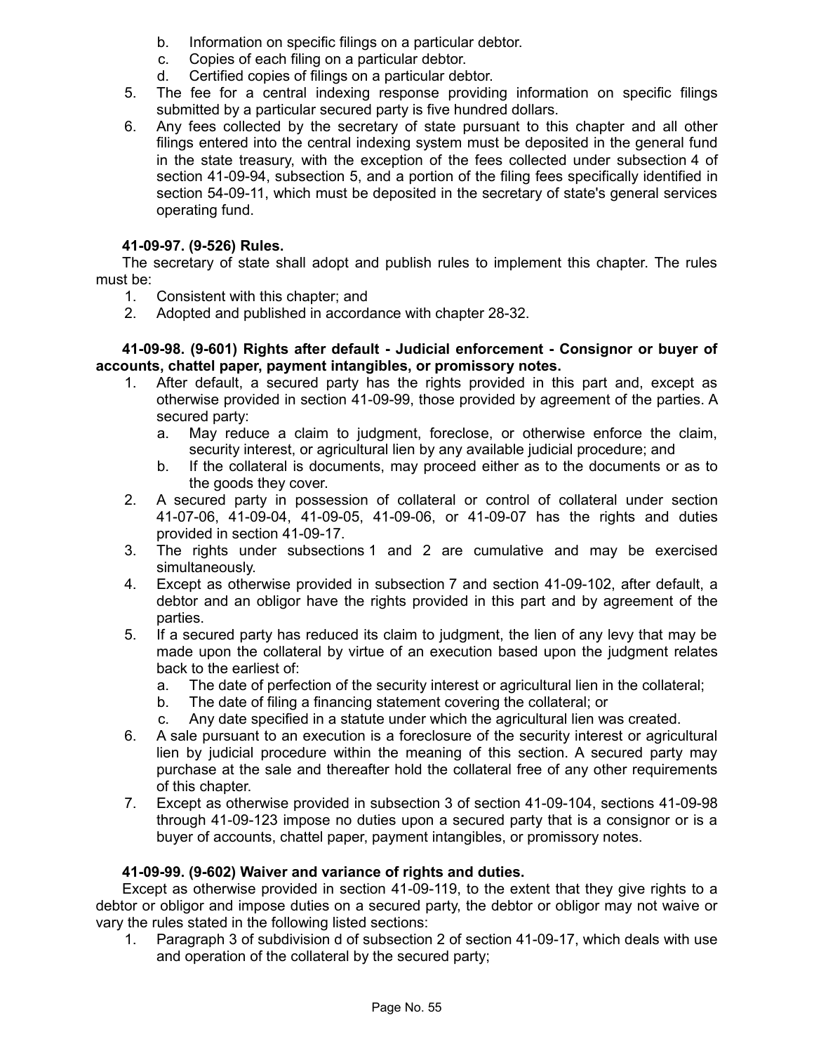b. Information on specific filings on a particular debtor.
c. Copies of each filing on a particular debtor.
d. Certified copies of filings on a particular debtor.

5. The fee for a central indexing response providing information on specific filings submitted by a particular secured party is five hundred dollars.
6. Any fees collected by the secretary of state pursuant to this chapter and all other filings entered into the central indexing system must be deposited in the general fund in the state treasury, with the exception of the fees collected under subsection 4 of section 41-09-94, subsection 5, and a portion of the filing fees specifically identified in section 54-09-11, which must be deposited in the secretary of state's general services operating fund.

**41-09-97. (9-526) Rules.**

The secretary of state shall adopt and publish rules to implement this chapter. The rules must be:

1. Consistent with this chapter; and
2. Adopted and published in accordance with chapter 28-32.

**41-09-98. (9-601) Rights after default - Judicial enforcement - Consignor or buyer of accounts, chattel paper, payment intangibles, or promissory notes.**

1. After default, a secured party has the rights provided in this part and, except as otherwise provided in section 41-09-99, those provided by agreement of the parties. A secured party:
   a. May reduce a claim to judgment, foreclose, or otherwise enforce the claim, security interest, or agricultural lien by any available judicial procedure; and
   b. If the collateral is documents, may proceed either as to the documents or as to the goods they cover.
2. A secured party in possession of collateral or control of collateral under section 41-07-06, 41-09-04, 41-09-05, 41-09-06, or 41-09-07 has the rights and duties provided in section 41-09-17.
3. The rights under subsections 1 and 2 are cumulative and may be exercised simultaneously.
4. Except as otherwise provided in subsection 7 and section 41-09-102, after default, a debtor and an obligor have the rights provided in this part and by agreement of the parties.
5. If a secured party has reduced its claim to judgment, the lien of any levy that may be made upon the collateral by virtue of an execution based upon the judgment relates back to the earliest of:
   a. The date of perfection of the security interest or agricultural lien in the collateral;
   b. The date of filing a financing statement covering the collateral; or
   c. Any date specified in a statute under which the agricultural lien was created.
6. A sale pursuant to an execution is a foreclosure of the security interest or agricultural lien by judicial procedure within the meaning of this section. A secured party may purchase at the sale and thereafter hold the collateral free of any other requirements of this chapter.
7. Except as otherwise provided in subsection 3 of section 41-09-104, sections 41-09-98 through 41-09-123 impose no duties upon a secured party that is a consignor or is a buyer of accounts, chattel paper, payment intangibles, or promissory notes.

**41-09-99. (9-602) Waiver and variance of rights and duties.**

Except as otherwise provided in section 41-09-119, to the extent that they give rights to a debtor or obligor and impose duties on a secured party, the debtor or obligor may not waive or vary the rules stated in the following listed sections:

1. Paragraph 3 of subdivision d of subsection 2 of section 41-09-17, which deals with use and operation of the collateral by the secured party;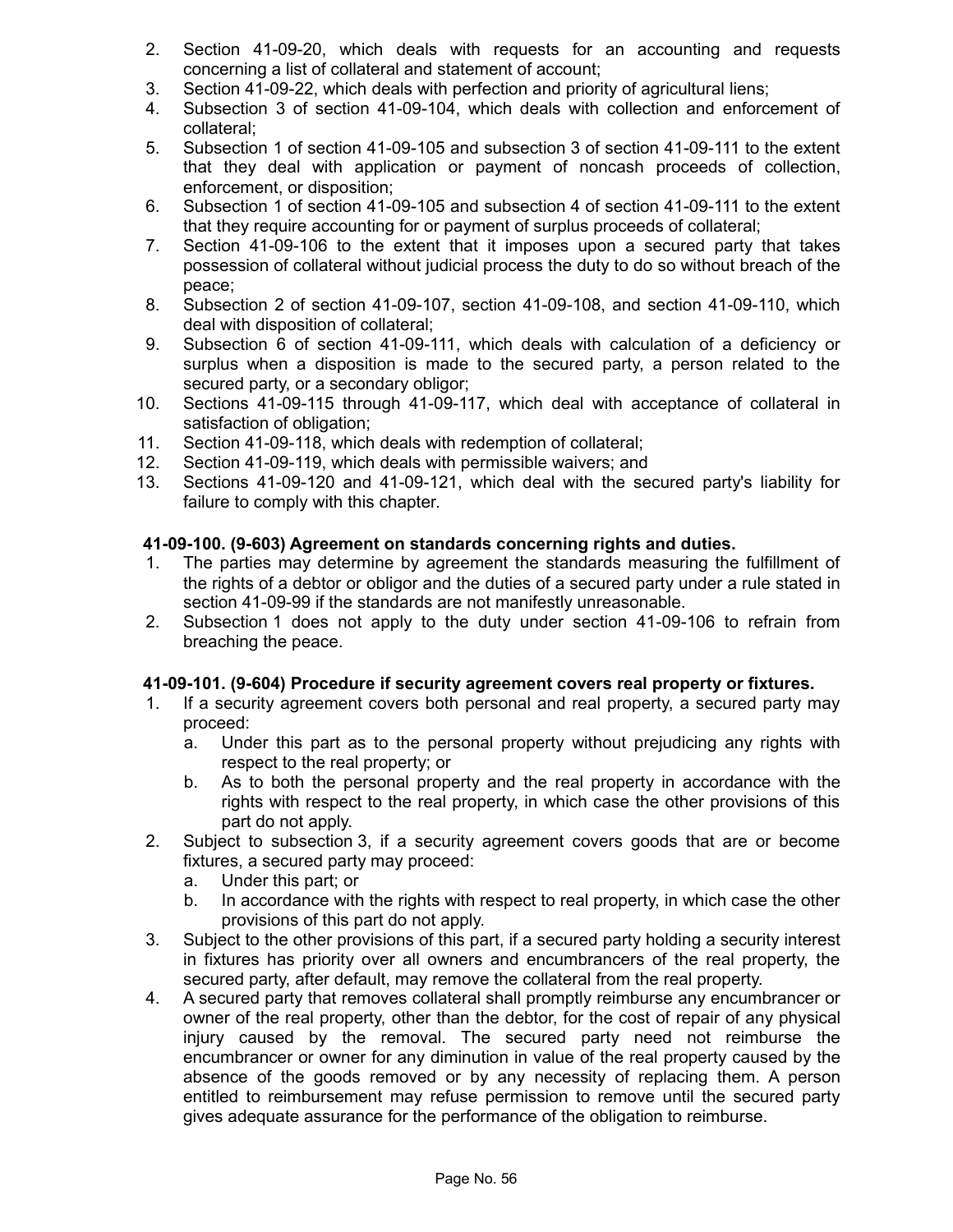2. Section 41-09-20, which deals with requests for an accounting and requests concerning a list of collateral and statement of account;
3. Section 41-09-22, which deals with perfection and priority of agricultural liens;
4. Subsection 3 of section 41-09-104, which deals with collection and enforcement of collateral;
5. Subsection 1 of section 41-09-105 and subsection 3 of section 41-09-111 to the extent that they deal with application or payment of noncash proceeds of collection, enforcement, or disposition;
6. Subsection 1 of section 41-09-105 and subsection 4 of section 41-09-111 to the extent that they require accounting for or payment of surplus proceeds of collateral;
7. Section 41-09-106 to the extent that it imposes upon a secured party that takes possession of collateral without judicial process the duty to do so without breach of the peace;
8. Subsection 2 of section 41-09-107, section 41-09-108, and section 41-09-110, which deal with disposition of collateral;
9. Subsection 6 of section 41-09-111, which deals with calculation of a deficiency or surplus when a disposition is made to the secured party, a person related to the secured party, or a secondary obligor;
10. Sections 41-09-115 through 41-09-117, which deal with acceptance of collateral in satisfaction of obligation;
11. Section 41-09-118, which deals with redemption of collateral;
12. Section 41-09-119, which deals with permissible waivers; and
13. Sections 41-09-120 and 41-09-121, which deal with the secured party's liability for failure to comply with this chapter.

**41-09-100. (9-603) Agreement on standards concerning rights and duties.**

1. The parties may determine by agreement the standards measuring the fulfillment of the rights of a debtor or obligor and the duties of a secured party under a rule stated in section 41-09-99 if the standards are not manifestly unreasonable.
2. Subsection 1 does not apply to the duty under section 41-09-106 to refrain from breaching the peace.

**41-09-101. (9-604) Procedure if security agreement covers real property or fixtures.**

1. If a security agreement covers both personal and real property, a secured party may proceed:
   a. Under this part as to the personal property without prejudicing any rights with respect to the real property; or
   b. As to both the personal property and the real property in accordance with the rights with respect to the real property, in which case the other provisions of this part do not apply.
2. Subject to subsection 3, if a security agreement covers goods that are or become fixtures, a secured party may proceed:
   a. Under this part; or
   b. In accordance with the rights with respect to real property, in which case the other provisions of this part do not apply.
3. Subject to the other provisions of this part, if a secured party holding a security interest in fixtures has priority over all owners and encumbrancers of the real property, the secured party, after default, may remove the collateral from the real property.
4. A secured party that removes collateral shall promptly reimburse any encumbrancer or owner of the real property, other than the debtor, for the cost of repair of any physical injury caused by the removal. The secured party need not reimburse the encumbrancer or owner for any diminution in value of the real property caused by the absence of the goods removed or by any necessity of replacing them. A person entitled to reimbursement may refuse permission to remove until the secured party gives adequate assurance for the performance of the obligation to reimburse.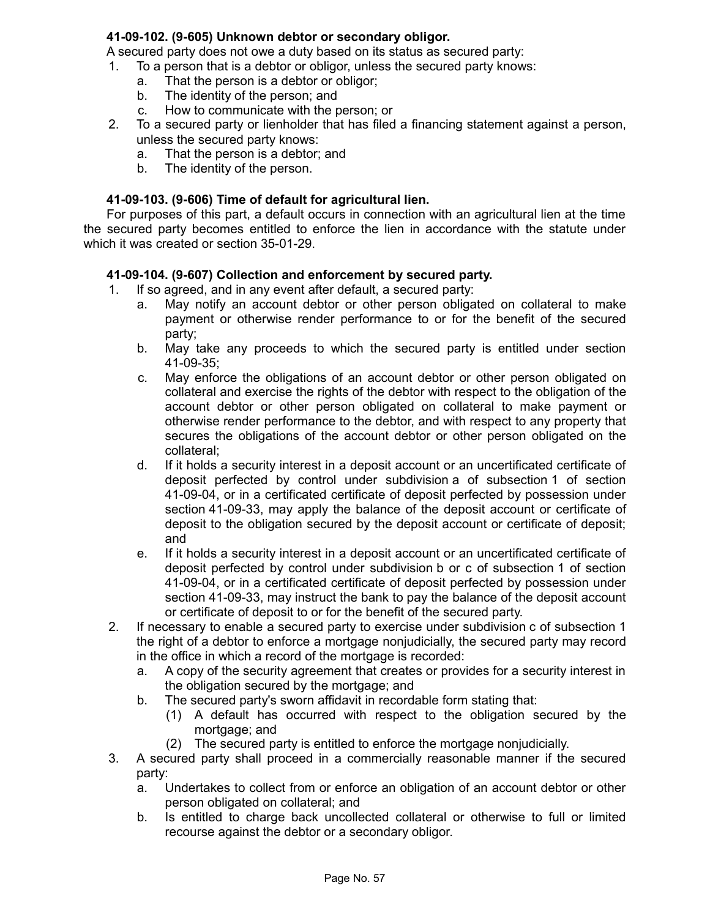**41-09-102. (9-605) Unknown debtor or secondary obligor.**

A secured party does not owe a duty based on its status as secured party:

1. To a person that is a debtor or obligor, unless the secured party knows:
   a. That the person is a debtor or obligor;
   b. The identity of the person; and
   c. How to communicate with the person; or
2. To a secured party or lienholder that has filed a financing statement against a person, unless the secured party knows:
   a. That the person is a debtor; and
   b. The identity of the person.

**41-09-103. (9-606) Time of default for agricultural lien.**

For purposes of this part, a default occurs in connection with an agricultural lien at the time the secured party becomes entitled to enforce the lien in accordance with the statute under which it was created or section 35-01-29.

**41-09-104. (9-607) Collection and enforcement by secured party.**

1. If so agreed, and in any event after default, a secured party:
   a. May notify an account debtor or other person obligated on collateral to make payment or otherwise render performance to or for the benefit of the secured party;
   b. May take any proceeds to which the secured party is entitled under section 41-09-35;
   c. May enforce the obligations of an account debtor or other person obligated on collateral and exercise the rights of the debtor with respect to the obligation of the account debtor or other person obligated on collateral to make payment or otherwise render performance to the debtor, and with respect to any property that secures the obligations of the account debtor or other person obligated on the collateral;
   d. If it holds a security interest in a deposit account or an uncertificated certificate of deposit perfected by control under subdivision a of subsection 1 of section 41-09-04, or in a certificated certificate of deposit perfected by possession under section 41-09-33, may apply the balance of the deposit account or certificate of deposit to the obligation secured by the deposit account or certificate of deposit; and
   e. If it holds a security interest in a deposit account or an uncertificated certificate of deposit perfected by control under subdivision b or c of subsection 1 of section 41-09-04, or in a certificated certificate of deposit perfected by possession under section 41-09-33, may instruct the bank to pay the balance of the deposit account or certificate of deposit to or for the benefit of the secured party.
2. If necessary to enable a secured party to exercise under subdivision c of subsection 1 the right of a debtor to enforce a mortgage nonjudicially, the secured party may record in the office in which a record of the mortgage is recorded:
   a. A copy of the security agreement that creates or provides for a security interest in the obligation secured by the mortgage; and
   b. The secured party's sworn affidavit in recordable form stating that:
      (1) A default has occurred with respect to the obligation secured by the mortgage; and
      (2) The secured party is entitled to enforce the mortgage nonjudicially.
3. A secured party shall proceed in a commercially reasonable manner if the secured party:
   a. Undertakes to collect from or enforce an obligation of an account debtor or other person obligated on collateral; and
   b. Is entitled to charge back uncollected collateral or otherwise to full or limited recourse against the debtor or a secondary obligor.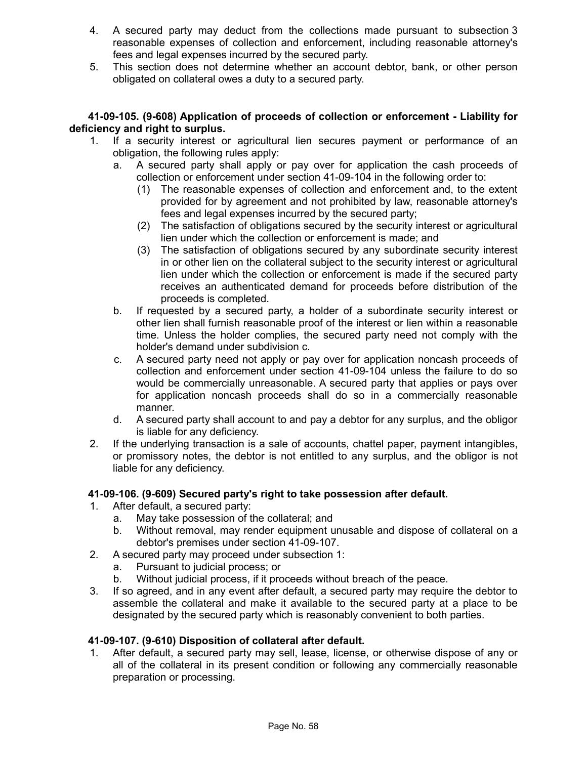4. A secured party may deduct from the collections made pursuant to subsection 3 reasonable expenses of collection and enforcement, including reasonable attorney's fees and legal expenses incurred by the secured party.
5. This section does not determine whether an account debtor, bank, or other person obligated on collateral owes a duty to a secured party.

**41-09-105. (9-608) Application of proceeds of collection or enforcement - Liability for deficiency and right to surplus.**

1. If a security interest or agricultural lien secures payment or performance of an obligation, the following rules apply:
   a. A secured party shall apply or pay over for application the cash proceeds of collection or enforcement under section 41-09-104 in the following order to:
      (1) The reasonable expenses of collection and enforcement and, to the extent provided for by agreement and not prohibited by law, reasonable attorney's fees and legal expenses incurred by the secured party;
      (2) The satisfaction of obligations secured by the security interest or agricultural lien under which the collection or enforcement is made; and
      (3) The satisfaction of obligations secured by any subordinate security interest in or other lien on the collateral subject to the security interest or agricultural lien under which the collection or enforcement is made if the secured party receives an authenticated demand for proceeds before distribution of the proceeds is completed.
   b. If requested by a secured party, a holder of a subordinate security interest or other lien shall furnish reasonable proof of the interest or lien within a reasonable time. Unless the holder complies, the secured party need not comply with the holder's demand under subdivision c.
   c. A secured party need not apply or pay over for application noncash proceeds of collection and enforcement under section 41-09-104 unless the failure to do so would be commercially unreasonable. A secured party that applies or pays over for application noncash proceeds shall do so in a commercially reasonable manner.
   d. A secured party shall account to and pay a debtor for any surplus, and the obligor is liable for any deficiency.
2. If the underlying transaction is a sale of accounts, chattel paper, payment intangibles, or promissory notes, the debtor is not entitled to any surplus, and the obligor is not liable for any deficiency.

**41-09-106. (9-609) Secured party's right to take possession after default.**

1. After default, a secured party:
   a. May take possession of the collateral; and
   b. Without removal, may render equipment unusable and dispose of collateral on a debtor's premises under section 41-09-107.
2. A secured party may proceed under subsection 1:
   a. Pursuant to judicial process; or
   b. Without judicial process, if it proceeds without breach of the peace.
3. If so agreed, and in any event after default, a secured party may require the debtor to assemble the collateral and make it available to the secured party at a place to be designated by the secured party which is reasonably convenient to both parties.

**41-09-107. (9-610) Disposition of collateral after default.**

1. After default, a secured party may sell, lease, license, or otherwise dispose of any or all of the collateral in its present condition or following any commercially reasonable preparation or processing.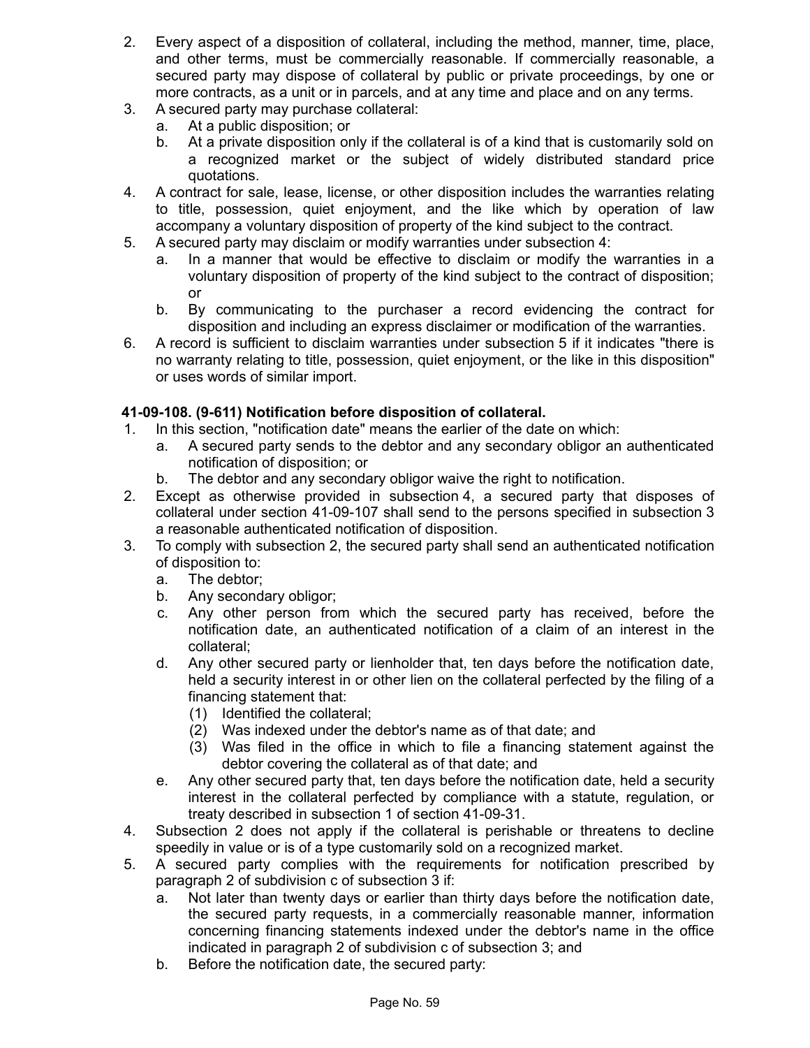2. Every aspect of a disposition of collateral, including the method, manner, time, place, and other terms, must be commercially reasonable. If commercially reasonable, a secured party may dispose of collateral by public or private proceedings, by one or more contracts, as a unit or in parcels, and at any time and place and on any terms.
3. A secured party may purchase collateral:
   a. At a public disposition; or
   b. At a private disposition only if the collateral is of a kind that is customarily sold on a recognized market or the subject of widely distributed standard price quotations.
4. A contract for sale, lease, license, or other disposition includes the warranties relating to title, possession, quiet enjoyment, and the like which by operation of law accompany a voluntary disposition of property of the kind subject to the contract.
5. A secured party may disclaim or modify warranties under subsection 4:
   a. In a manner that would be effective to disclaim or modify the warranties in a voluntary disposition of property of the kind subject to the contract of disposition; or
   b. By communicating to the purchaser a record evidencing the contract for disposition and including an express disclaimer or modification of the warranties.
6. A record is sufficient to disclaim warranties under subsection 5 if it indicates "there is no warranty relating to title, possession, quiet enjoyment, or the like in this disposition" or uses words of similar import.

**41-09-108. (9-611) Notification before disposition of collateral.**

1. In this section, "notification date" means the earlier of the date on which:
   a. A secured party sends to the debtor and any secondary obligor an authenticated notification of disposition; or
   b. The debtor and any secondary obligor waive the right to notification.
2. Except as otherwise provided in subsection 4, a secured party that disposes of collateral under section 41-09-107 shall send to the persons specified in subsection 3 a reasonable authenticated notification of disposition.
3. To comply with subsection 2, the secured party shall send an authenticated notification of disposition to:
   a. The debtor;
   b. Any secondary obligor;
   c. Any other person from which the secured party has received, before the notification date, an authenticated notification of a claim of an interest in the collateral;
   d. Any other secured party or lienholder that, ten days before the notification date, held a security interest in or other lien on the collateral perfected by the filing of a financing statement that:
      (1) Identified the collateral;
      (2) Was indexed under the debtor's name as of that date; and
      (3) Was filed in the office in which to file a financing statement against the debtor covering the collateral as of that date; and
   e. Any other secured party that, ten days before the notification date, held a security interest in the collateral perfected by compliance with a statute, regulation, or treaty described in subsection 1 of section 41-09-31.
4. Subsection 2 does not apply if the collateral is perishable or threatens to decline speedily in value or is of a type customarily sold on a recognized market.
5. A secured party complies with the requirements for notification prescribed by paragraph 2 of subdivision c of subsection 3 if:
   a. Not later than twenty days or earlier than thirty days before the notification date, the secured party requests, in a commercially reasonable manner, information concerning financing statements indexed under the debtor's name in the office indicated in paragraph 2 of subdivision c of subsection 3; and
   b. Before the notification date, the secured party: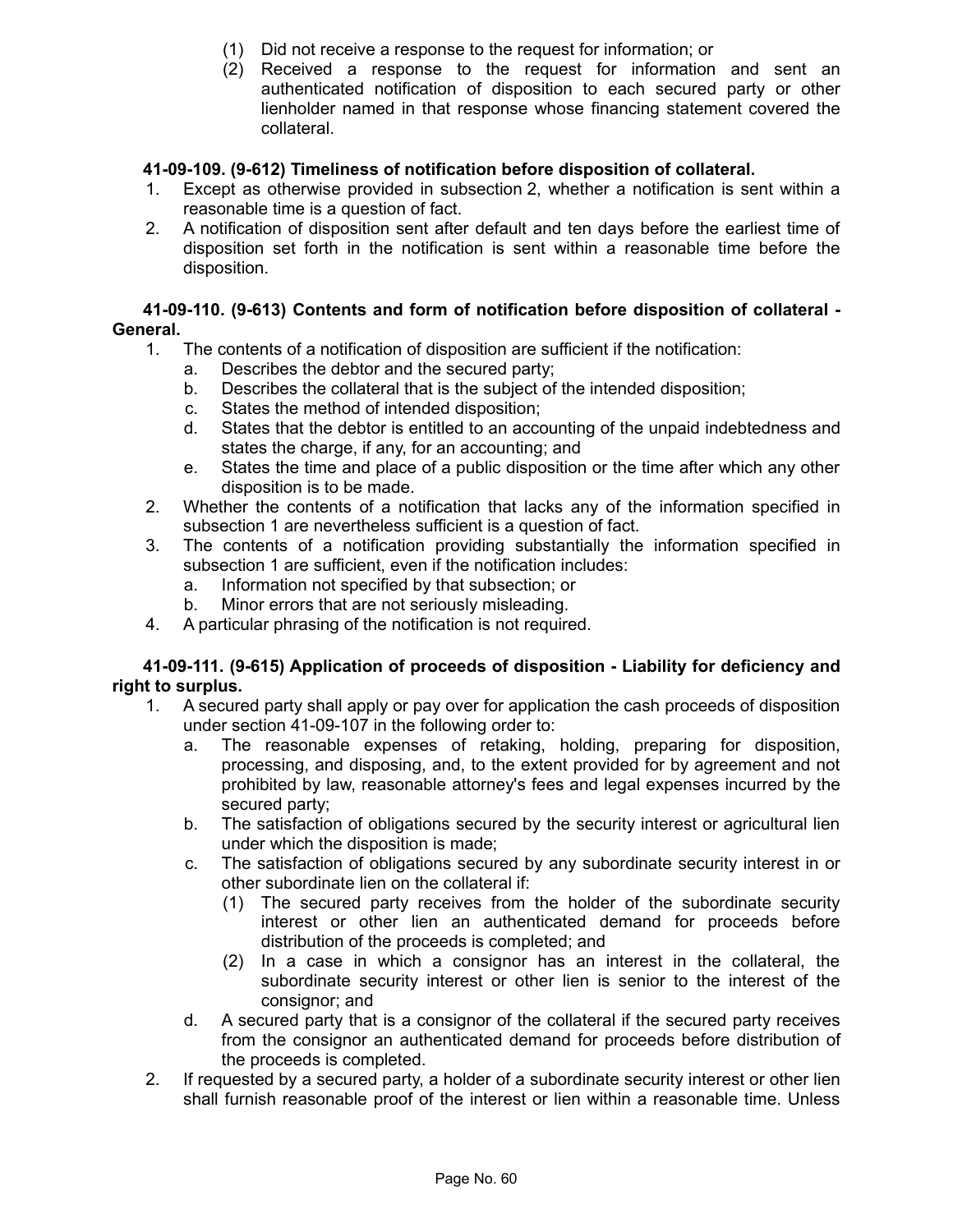(1) Did not receive a response to the request for information; or

(2) Received a response to the request for information and sent an authenticated notification of disposition to each secured party or other lienholder named in that response whose financing statement covered the collateral.

**41-09-109. (9-612) Timeliness of notification before disposition of collateral.**

1. Except as otherwise provided in subsection 2, whether a notification is sent within a reasonable time is a question of fact.
2. A notification of disposition sent after default and ten days before the earliest time of disposition set forth in the notification is sent within a reasonable time before the disposition.

**41-09-110. (9-613) Contents and form of notification before disposition of collateral - General.**

1. The contents of a notification of disposition are sufficient if the notification:
   a. Describes the debtor and the secured party;
   b. Describes the collateral that is the subject of the intended disposition;
   c. States the method of intended disposition;
   d. States that the debtor is entitled to an accounting of the unpaid indebtedness and states the charge, if any, for an accounting; and
   e. States the time and place of a public disposition or the time after which any other disposition is to be made.
2. Whether the contents of a notification that lacks any of the information specified in subsection 1 are nevertheless sufficient is a question of fact.
3. The contents of a notification providing substantially the information specified in subsection 1 are sufficient, even if the notification includes:
   a. Information not specified by that subsection; or
   b. Minor errors that are not seriously misleading.
4. A particular phrasing of the notification is not required.

**41-09-111. (9-615) Application of proceeds of disposition - Liability for deficiency and right to surplus.**

1. A secured party shall apply or pay over for application the cash proceeds of disposition under section 41-09-107 in the following order to:
   a. The reasonable expenses of retaking, holding, preparing for disposition, processing, and disposing, and, to the extent provided for by agreement and not prohibited by law, reasonable attorney's fees and legal expenses incurred by the secured party;
   b. The satisfaction of obligations secured by the security interest or agricultural lien under which the disposition is made;
   c. The satisfaction of obligations secured by any subordinate security interest in or other subordinate lien on the collateral if:
      (1) The secured party receives from the holder of the subordinate security interest or other lien an authenticated demand for proceeds before distribution of the proceeds is completed; and
      (2) In a case in which a consignor has an interest in the collateral, the subordinate security interest or other lien is senior to the interest of the consignor; and
   d. A secured party that is a consignor of the collateral if the secured party receives from the consignor an authenticated demand for proceeds before distribution of the proceeds is completed.
2. If requested by a secured party, a holder of a subordinate security interest or other lien shall furnish reasonable proof of the interest or lien within a reasonable time. Unless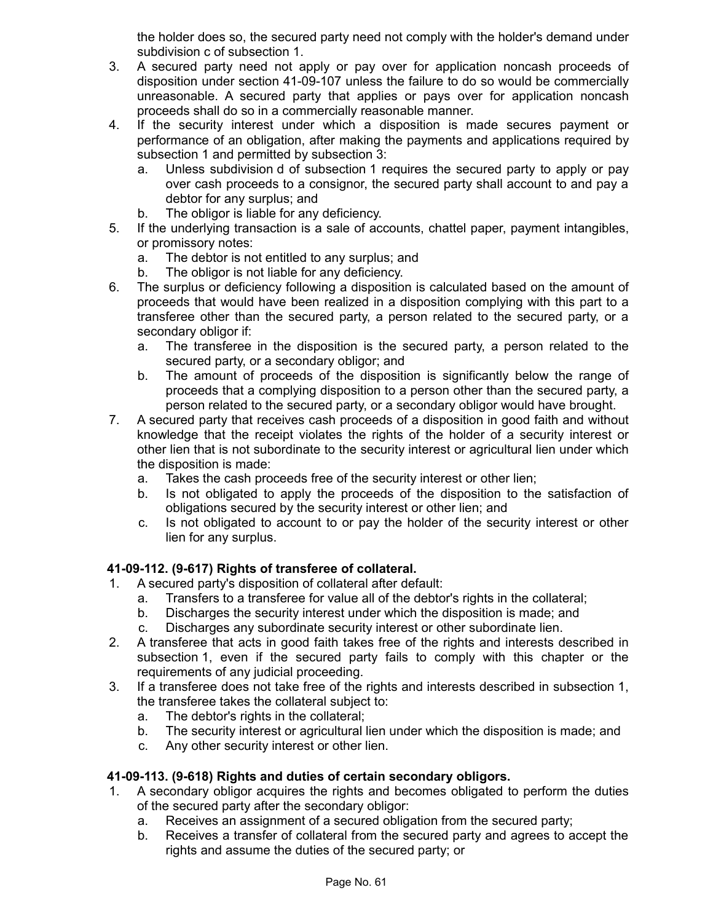the holder does so, the secured party need not comply with the holder's demand under subdivision c of subsection 1.

3. A secured party need not apply or pay over for application noncash proceeds of disposition under section 41-09-107 unless the failure to do so would be commercially unreasonable. A secured party that applies or pays over for application noncash proceeds shall do so in a commercially reasonable manner.
4. If the security interest under which a disposition is made secures payment or performance of an obligation, after making the payments and applications required by subsection 1 and permitted by subsection 3:
   a. Unless subdivision d of subsection 1 requires the secured party to apply or pay over cash proceeds to a consignor, the secured party shall account to and pay a debtor for any surplus; and
   b. The obligor is liable for any deficiency.
5. If the underlying transaction is a sale of accounts, chattel paper, payment intangibles, or promissory notes:
   a. The debtor is not entitled to any surplus; and
   b. The obligor is not liable for any deficiency.
6. The surplus or deficiency following a disposition is calculated based on the amount of proceeds that would have been realized in a disposition complying with this part to a transferee other than the secured party, a person related to the secured party, or a secondary obligor if:
   a. The transferee in the disposition is the secured party, a person related to the secured party, or a secondary obligor; and
   b. The amount of proceeds of the disposition is significantly below the range of proceeds that a complying disposition to a person other than the secured party, a person related to the secured party, or a secondary obligor would have brought.
7. A secured party that receives cash proceeds of a disposition in good faith and without knowledge that the receipt violates the rights of the holder of a security interest or other lien that is not subordinate to the security interest or agricultural lien under which the disposition is made:
   a. Takes the cash proceeds free of the security interest or other lien;
   b. Is not obligated to apply the proceeds of the disposition to the satisfaction of obligations secured by the security interest or other lien; and
   c. Is not obligated to account to or pay the holder of the security interest or other lien for any surplus.

**41-09-112. (9-617) Rights of transferee of collateral.**

1. A secured party's disposition of collateral after default:
   a. Transfers to a transferee for value all of the debtor's rights in the collateral;
   b. Discharges the security interest under which the disposition is made; and
   c. Discharges any subordinate security interest or other subordinate lien.
2. A transferee that acts in good faith takes free of the rights and interests described in subsection 1, even if the secured party fails to comply with this chapter or the requirements of any judicial proceeding.
3. If a transferee does not take free of the rights and interests described in subsection 1, the transferee takes the collateral subject to:
   a. The debtor's rights in the collateral;
   b. The security interest or agricultural lien under which the disposition is made; and
   c. Any other security interest or other lien.

**41-09-113. (9-618) Rights and duties of certain secondary obligors.**

1. A secondary obligor acquires the rights and becomes obligated to perform the duties of the secured party after the secondary obligor:
   a. Receives an assignment of a secured obligation from the secured party;
   b. Receives a transfer of collateral from the secured party and agrees to accept the rights and assume the duties of the secured party; or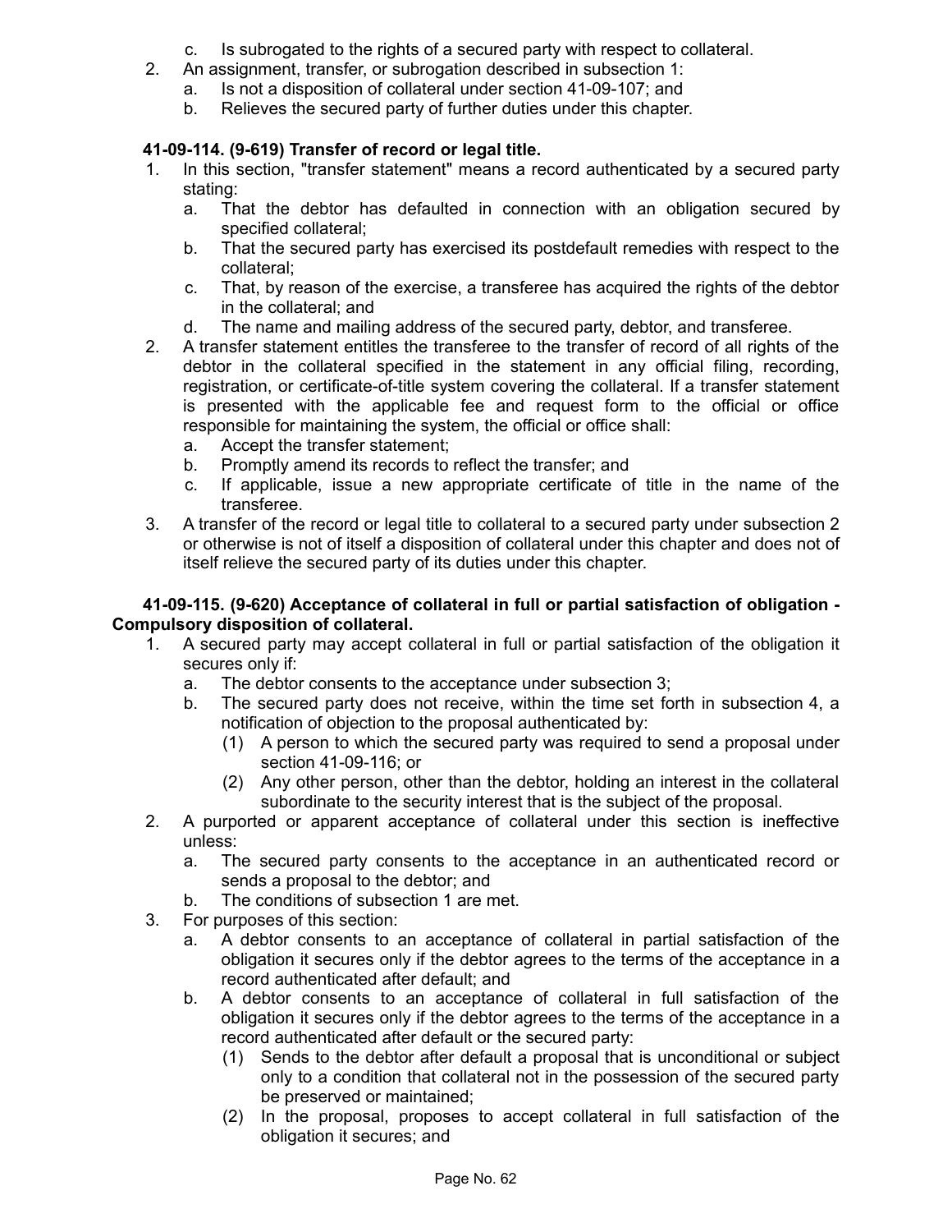c. Is subrogated to the rights of a secured party with respect to collateral.

2. An assignment, transfer, or subrogation described in subsection 1:
   a. Is not a disposition of collateral under section 41-09-107; and
   b. Relieves the secured party of further duties under this chapter.

**41-09-114. (9-619) Transfer of record or legal title.**

1. In this section, "transfer statement" means a record authenticated by a secured party stating:
   a. That the debtor has defaulted in connection with an obligation secured by specified collateral;
   b. That the secured party has exercised its postdefault remedies with respect to the collateral;
   c. That, by reason of the exercise, a transferee has acquired the rights of the debtor in the collateral; and
   d. The name and mailing address of the secured party, debtor, and transferee.
2. A transfer statement entitles the transferee to the transfer of record of all rights of the debtor in the collateral specified in the statement in any official filing, recording, registration, or certificate-of-title system covering the collateral. If a transfer statement is presented with the applicable fee and request form to the official or office responsible for maintaining the system, the official or office shall:
   a. Accept the transfer statement;
   b. Promptly amend its records to reflect the transfer; and
   c. If applicable, issue a new appropriate certificate of title in the name of the transferee.
3. A transfer of the record or legal title to collateral to a secured party under subsection 2 or otherwise is not of itself a disposition of collateral under this chapter and does not of itself relieve the secured party of its duties under this chapter.

**41-09-115. (9-620) Acceptance of collateral in full or partial satisfaction of obligation - Compulsory disposition of collateral.**

1. A secured party may accept collateral in full or partial satisfaction of the obligation it secures only if:
   a. The debtor consents to the acceptance under subsection 3;
   b. The secured party does not receive, within the time set forth in subsection 4, a notification of objection to the proposal authenticated by:
      (1) A person to which the secured party was required to send a proposal under section 41-09-116; or
      (2) Any other person, other than the debtor, holding an interest in the collateral subordinate to the security interest that is the subject of the proposal.
2. A purported or apparent acceptance of collateral under this section is ineffective unless:
   a. The secured party consents to the acceptance in an authenticated record or sends a proposal to the debtor; and
   b. The conditions of subsection 1 are met.
3. For purposes of this section:
   a. A debtor consents to an acceptance of collateral in partial satisfaction of the obligation it secures only if the debtor agrees to the terms of the acceptance in a record authenticated after default; and
   b. A debtor consents to an acceptance of collateral in full satisfaction of the obligation it secures only if the debtor agrees to the terms of the acceptance in a record authenticated after default or the secured party:
      (1) Sends to the debtor after default a proposal that is unconditional or subject only to a condition that collateral not in the possession of the secured party be preserved or maintained;
      (2) In the proposal, proposes to accept collateral in full satisfaction of the obligation it secures; and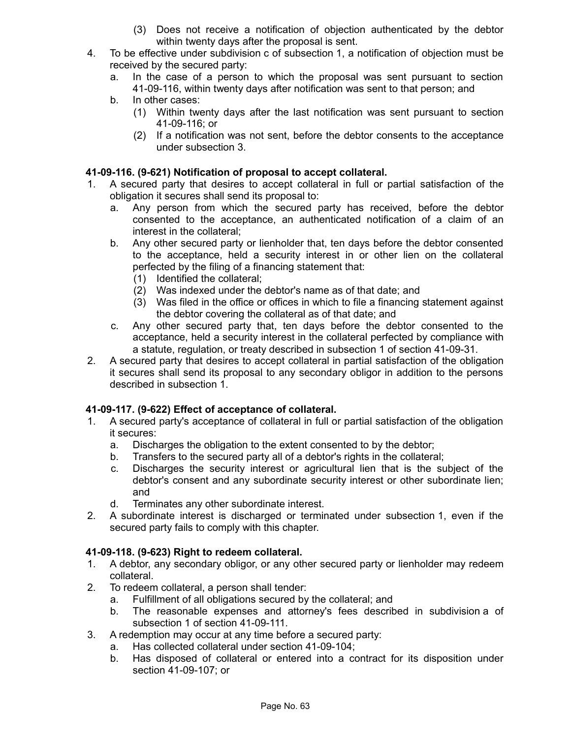(3) Does not receive a notification of objection authenticated by the debtor within twenty days after the proposal is sent.

4. To be effective under subdivision c of subsection 1, a notification of objection must be received by the secured party:
   a. In the case of a person to which the proposal was sent pursuant to section 41-09-116, within twenty days after notification was sent to that person; and
   b. In other cases:
      (1) Within twenty days after the last notification was sent pursuant to section 41-09-116; or
      (2) If a notification was not sent, before the debtor consents to the acceptance under subsection 3.

**41-09-116. (9-621) Notification of proposal to accept collateral.**

1. A secured party that desires to accept collateral in full or partial satisfaction of the obligation it secures shall send its proposal to:
   a. Any person from which the secured party has received, before the debtor consented to the acceptance, an authenticated notification of a claim of an interest in the collateral;
   b. Any other secured party or lienholder that, ten days before the debtor consented to the acceptance, held a security interest in or other lien on the collateral perfected by the filing of a financing statement that:
      (1) Identified the collateral;
      (2) Was indexed under the debtor's name as of that date; and
      (3) Was filed in the office or offices in which to file a financing statement against the debtor covering the collateral as of that date; and
   c. Any other secured party that, ten days before the debtor consented to the acceptance, held a security interest in the collateral perfected by compliance with a statute, regulation, or treaty described in subsection 1 of section 41-09-31.
2. A secured party that desires to accept collateral in partial satisfaction of the obligation it secures shall send its proposal to any secondary obligor in addition to the persons described in subsection 1.

**41-09-117. (9-622) Effect of acceptance of collateral.**

1. A secured party's acceptance of collateral in full or partial satisfaction of the obligation it secures:
   a. Discharges the obligation to the extent consented to by the debtor;
   b. Transfers to the secured party all of a debtor's rights in the collateral;
   c. Discharges the security interest or agricultural lien that is the subject of the debtor's consent and any subordinate security interest or other subordinate lien; and
   d. Terminates any other subordinate interest.
2. A subordinate interest is discharged or terminated under subsection 1, even if the secured party fails to comply with this chapter.

**41-09-118. (9-623) Right to redeem collateral.**

1. A debtor, any secondary obligor, or any other secured party or lienholder may redeem collateral.
2. To redeem collateral, a person shall tender:
   a. Fulfillment of all obligations secured by the collateral; and
   b. The reasonable expenses and attorney's fees described in subdivision a of subsection 1 of section 41-09-111.
3. A redemption may occur at any time before a secured party:
   a. Has collected collateral under section 41-09-104;
   b. Has disposed of collateral or entered into a contract for its disposition under section 41-09-107; or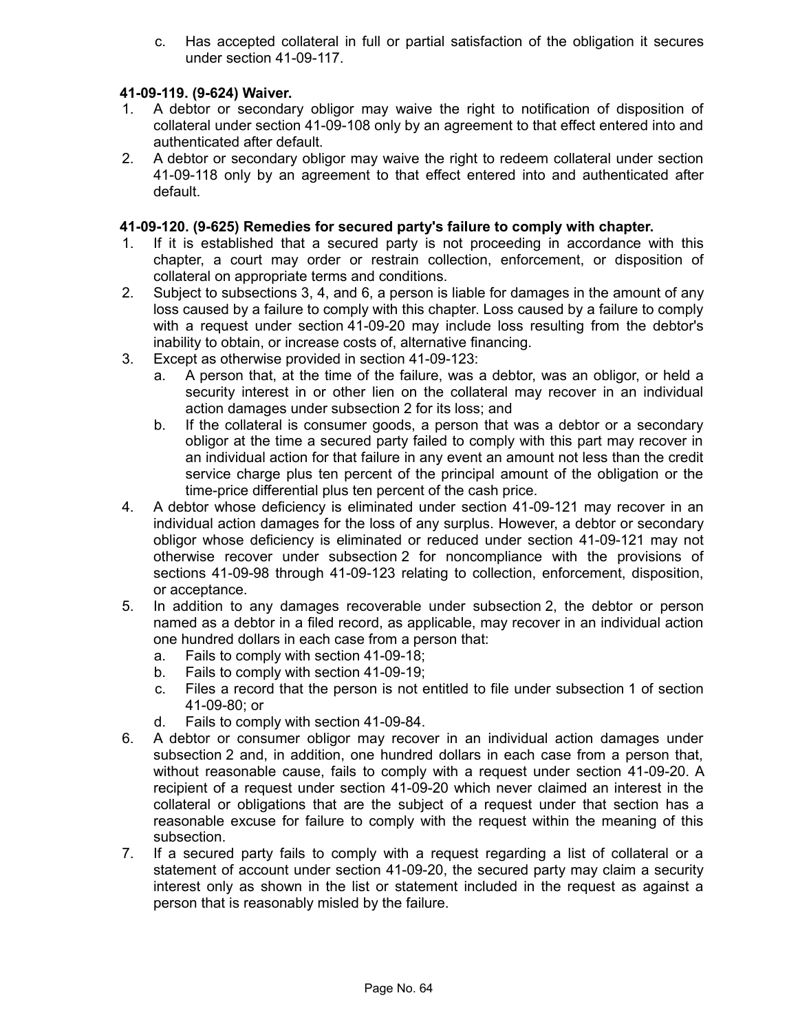c. Has accepted collateral in full or partial satisfaction of the obligation it secures under section 41-09-117.

**41-09-119. (9-624) Waiver.**

1. A debtor or secondary obligor may waive the right to notification of disposition of collateral under section 41-09-108 only by an agreement to that effect entered into and authenticated after default.
2. A debtor or secondary obligor may waive the right to redeem collateral under section 41-09-118 only by an agreement to that effect entered into and authenticated after default.

**41-09-120. (9-625) Remedies for secured party's failure to comply with chapter.**

1. If it is established that a secured party is not proceeding in accordance with this chapter, a court may order or restrain collection, enforcement, or disposition of collateral on appropriate terms and conditions.
2. Subject to subsections 3, 4, and 6, a person is liable for damages in the amount of any loss caused by a failure to comply with this chapter. Loss caused by a failure to comply with a request under section 41-09-20 may include loss resulting from the debtor's inability to obtain, or increase costs of, alternative financing.
3. Except as otherwise provided in section 41-09-123:
   a. A person that, at the time of the failure, was a debtor, was an obligor, or held a security interest in or other lien on the collateral may recover in an individual action damages under subsection 2 for its loss; and
   b. If the collateral is consumer goods, a person that was a debtor or a secondary obligor at the time a secured party failed to comply with this part may recover in an individual action for that failure in any event an amount not less than the credit service charge plus ten percent of the principal amount of the obligation or the time-price differential plus ten percent of the cash price.
4. A debtor whose deficiency is eliminated under section 41-09-121 may recover in an individual action damages for the loss of any surplus. However, a debtor or secondary obligor whose deficiency is eliminated or reduced under section 41-09-121 may not otherwise recover under subsection 2 for noncompliance with the provisions of sections 41-09-98 through 41-09-123 relating to collection, enforcement, disposition, or acceptance.
5. In addition to any damages recoverable under subsection 2, the debtor or person named as a debtor in a filed record, as applicable, may recover in an individual action one hundred dollars in each case from a person that:
   a. Fails to comply with section 41-09-18;
   b. Fails to comply with section 41-09-19;
   c. Files a record that the person is not entitled to file under subsection 1 of section 41-09-80; or
   d. Fails to comply with section 41-09-84.
6. A debtor or consumer obligor may recover in an individual action damages under subsection 2 and, in addition, one hundred dollars in each case from a person that, without reasonable cause, fails to comply with a request under section 41-09-20. A recipient of a request under section 41-09-20 which never claimed an interest in the collateral or obligations that are the subject of a request under that section has a reasonable excuse for failure to comply with the request within the meaning of this subsection.
7. If a secured party fails to comply with a request regarding a list of collateral or a statement of account under section 41-09-20, the secured party may claim a security interest only as shown in the list or statement included in the request as against a person that is reasonably misled by the failure.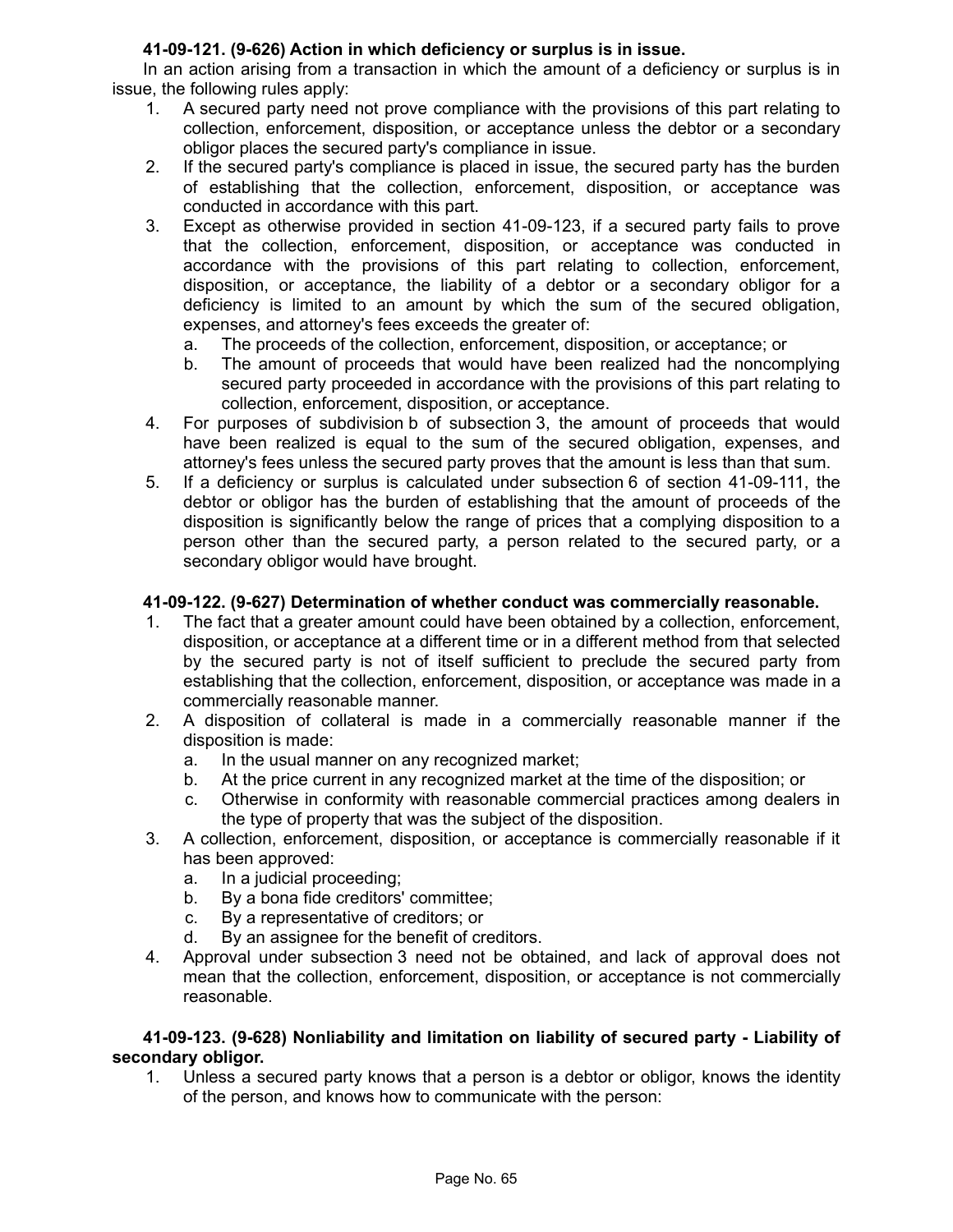**41-09-121. (9-626) Action in which deficiency or surplus is in issue.**

In an action arising from a transaction in which the amount of a deficiency or surplus is in issue, the following rules apply:

1. A secured party need not prove compliance with the provisions of this part relating to collection, enforcement, disposition, or acceptance unless the debtor or a secondary obligor places the secured party's compliance in issue.
2. If the secured party's compliance is placed in issue, the secured party has the burden of establishing that the collection, enforcement, disposition, or acceptance was conducted in accordance with this part.
3. Except as otherwise provided in section 41-09-123, if a secured party fails to prove that the collection, enforcement, disposition, or acceptance was conducted in accordance with the provisions of this part relating to collection, enforcement, disposition, or acceptance, the liability of a debtor or a secondary obligor for a deficiency is limited to an amount by which the sum of the secured obligation, expenses, and attorney's fees exceeds the greater of:
   a. The proceeds of the collection, enforcement, disposition, or acceptance; or
   b. The amount of proceeds that would have been realized had the noncomplying secured party proceeded in accordance with the provisions of this part relating to collection, enforcement, disposition, or acceptance.
4. For purposes of subdivision b of subsection 3, the amount of proceeds that would have been realized is equal to the sum of the secured obligation, expenses, and attorney's fees unless the secured party proves that the amount is less than that sum.
5. If a deficiency or surplus is calculated under subsection 6 of section 41-09-111, the debtor or obligor has the burden of establishing that the amount of proceeds of the disposition is significantly below the range of prices that a complying disposition to a person other than the secured party, a person related to the secured party, or a secondary obligor would have brought.

**41-09-122. (9-627) Determination of whether conduct was commercially reasonable.**

1. The fact that a greater amount could have been obtained by a collection, enforcement, disposition, or acceptance at a different time or in a different method from that selected by the secured party is not of itself sufficient to preclude the secured party from establishing that the collection, enforcement, disposition, or acceptance was made in a commercially reasonable manner.
2. A disposition of collateral is made in a commercially reasonable manner if the disposition is made:
   a. In the usual manner on any recognized market;
   b. At the price current in any recognized market at the time of the disposition; or
   c. Otherwise in conformity with reasonable commercial practices among dealers in the type of property that was the subject of the disposition.
3. A collection, enforcement, disposition, or acceptance is commercially reasonable if it has been approved:
   a. In a judicial proceeding;
   b. By a bona fide creditors' committee;
   c. By a representative of creditors; or
   d. By an assignee for the benefit of creditors.
4. Approval under subsection 3 need not be obtained, and lack of approval does not mean that the collection, enforcement, disposition, or acceptance is not commercially reasonable.

**41-09-123. (9-628) Nonliability and limitation on liability of secured party - Liability of secondary obligor.**

1. Unless a secured party knows that a person is a debtor or obligor, knows the identity of the person, and knows how to communicate with the person: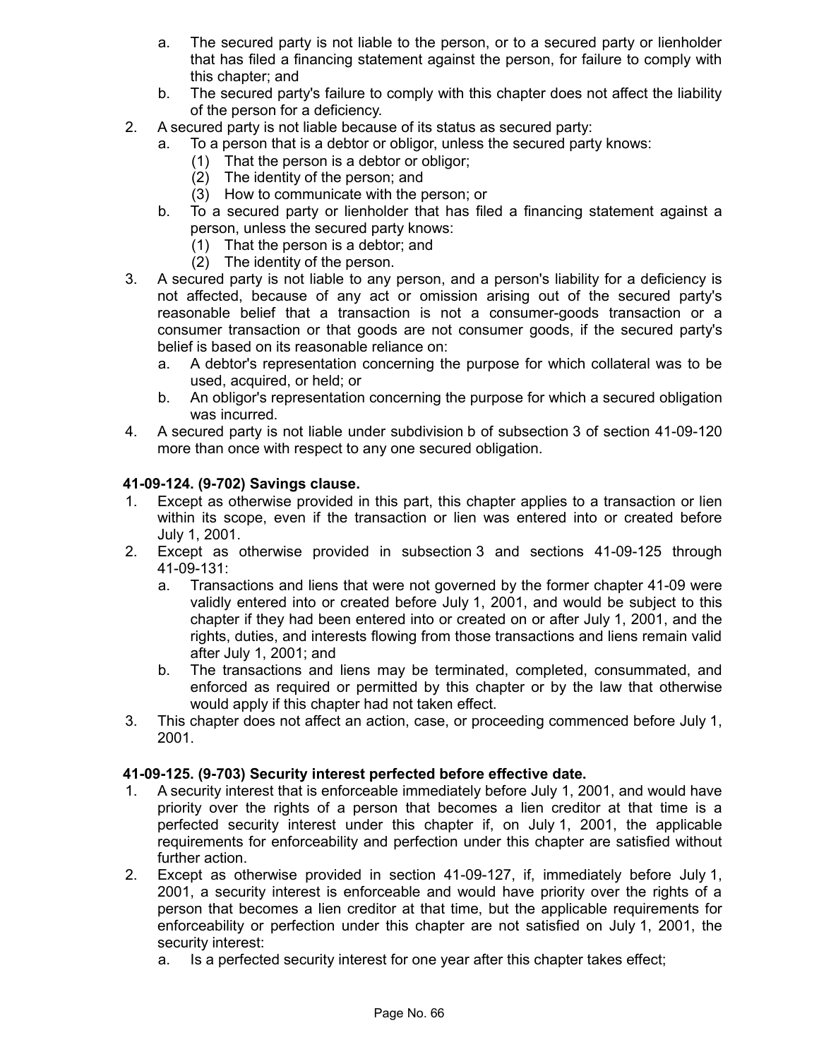a. The secured party is not liable to the person, or to a secured party or lienholder that has filed a financing statement against the person, for failure to comply with this chapter; and
b. The secured party's failure to comply with this chapter does not affect the liability of the person for a deficiency.

2. A secured party is not liable because of its status as secured party:
   a. To a person that is a debtor or obligor, unless the secured party knows:
      (1) That the person is a debtor or obligor;
      (2) The identity of the person; and
      (3) How to communicate with the person; or
   b. To a secured party or lienholder that has filed a financing statement against a person, unless the secured party knows:
      (1) That the person is a debtor; and
      (2) The identity of the person.
3. A secured party is not liable to any person, and a person's liability for a deficiency is not affected, because of any act or omission arising out of the secured party's reasonable belief that a transaction is not a consumer-goods transaction or a consumer transaction or that goods are not consumer goods, if the secured party's belief is based on its reasonable reliance on:
   a. A debtor's representation concerning the purpose for which collateral was to be used, acquired, or held; or
   b. An obligor's representation concerning the purpose for which a secured obligation was incurred.
4. A secured party is not liable under subdivision b of subsection 3 of section 41-09-120 more than once with respect to any one secured obligation.

**41-09-124. (9-702) Savings clause.**

1. Except as otherwise provided in this part, this chapter applies to a transaction or lien within its scope, even if the transaction or lien was entered into or created before July 1, 2001.
2. Except as otherwise provided in subsection 3 and sections 41-09-125 through 41-09-131:
   a. Transactions and liens that were not governed by the former chapter 41-09 were validly entered into or created before July 1, 2001, and would be subject to this chapter if they had been entered into or created on or after July 1, 2001, and the rights, duties, and interests flowing from those transactions and liens remain valid after July 1, 2001; and
   b. The transactions and liens may be terminated, completed, consummated, and enforced as required or permitted by this chapter or by the law that otherwise would apply if this chapter had not taken effect.
3. This chapter does not affect an action, case, or proceeding commenced before July 1, 2001.

**41-09-125. (9-703) Security interest perfected before effective date.**

1. A security interest that is enforceable immediately before July 1, 2001, and would have priority over the rights of a person that becomes a lien creditor at that time is a perfected security interest under this chapter if, on July 1, 2001, the applicable requirements for enforceability and perfection under this chapter are satisfied without further action.
2. Except as otherwise provided in section 41-09-127, if, immediately before July 1, 2001, a security interest is enforceable and would have priority over the rights of a person that becomes a lien creditor at that time, but the applicable requirements for enforceability or perfection under this chapter are not satisfied on July 1, 2001, the security interest:
   a. Is a perfected security interest for one year after this chapter takes effect;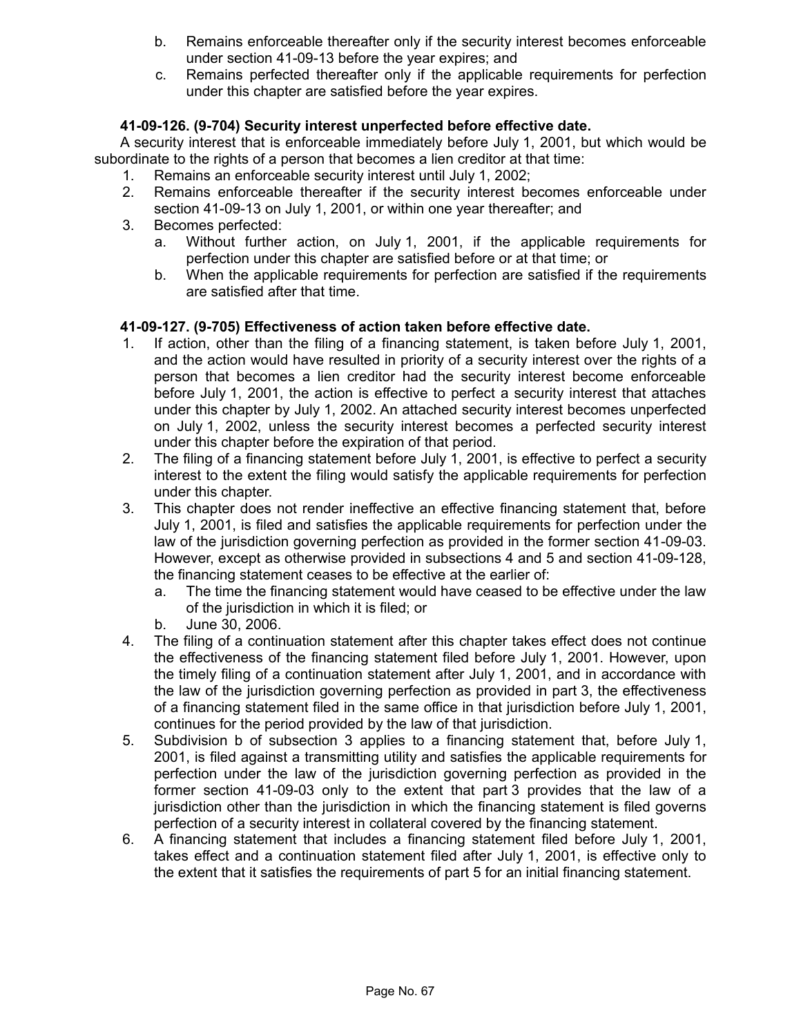b. Remains enforceable thereafter only if the security interest becomes enforceable under section 41-09-13 before the year expires; and

c. Remains perfected thereafter only if the applicable requirements for perfection under this chapter are satisfied before the year expires.

**41-09-126. (9-704) Security interest unperfected before effective date.**

A security interest that is enforceable immediately before July 1, 2001, but which would be subordinate to the rights of a person that becomes a lien creditor at that time:

1. Remains an enforceable security interest until July 1, 2002;
2. Remains enforceable thereafter if the security interest becomes enforceable under section 41-09-13 on July 1, 2001, or within one year thereafter; and
3. Becomes perfected:
   a. Without further action, on July 1, 2001, if the applicable requirements for perfection under this chapter are satisfied before or at that time; or
   b. When the applicable requirements for perfection are satisfied if the requirements are satisfied after that time.

**41-09-127. (9-705) Effectiveness of action taken before effective date.**

1. If action, other than the filing of a financing statement, is taken before July 1, 2001, and the action would have resulted in priority of a security interest over the rights of a person that becomes a lien creditor had the security interest become enforceable before July 1, 2001, the action is effective to perfect a security interest that attaches under this chapter by July 1, 2002. An attached security interest becomes unperfected on July 1, 2002, unless the security interest becomes a perfected security interest under this chapter before the expiration of that period.
2. The filing of a financing statement before July 1, 2001, is effective to perfect a security interest to the extent the filing would satisfy the applicable requirements for perfection under this chapter.
3. This chapter does not render ineffective an effective financing statement that, before July 1, 2001, is filed and satisfies the applicable requirements for perfection under the law of the jurisdiction governing perfection as provided in the former section 41-09-03. However, except as otherwise provided in subsections 4 and 5 and section 41-09-128, the financing statement ceases to be effective at the earlier of:
   a. The time the financing statement would have ceased to be effective under the law of the jurisdiction in which it is filed; or
   b. June 30, 2006.
4. The filing of a continuation statement after this chapter takes effect does not continue the effectiveness of the financing statement filed before July 1, 2001. However, upon the timely filing of a continuation statement after July 1, 2001, and in accordance with the law of the jurisdiction governing perfection as provided in part 3, the effectiveness of a financing statement filed in the same office in that jurisdiction before July 1, 2001, continues for the period provided by the law of that jurisdiction.
5. Subdivision b of subsection 3 applies to a financing statement that, before July 1, 2001, is filed against a transmitting utility and satisfies the applicable requirements for perfection under the law of the jurisdiction governing perfection as provided in the former section 41-09-03 only to the extent that part 3 provides that the law of a jurisdiction other than the jurisdiction in which the financing statement is filed governs perfection of a security interest in collateral covered by the financing statement.
6. A financing statement that includes a financing statement filed before July 1, 2001, takes effect and a continuation statement filed after July 1, 2001, is effective only to the extent that it satisfies the requirements of part 5 for an initial financing statement.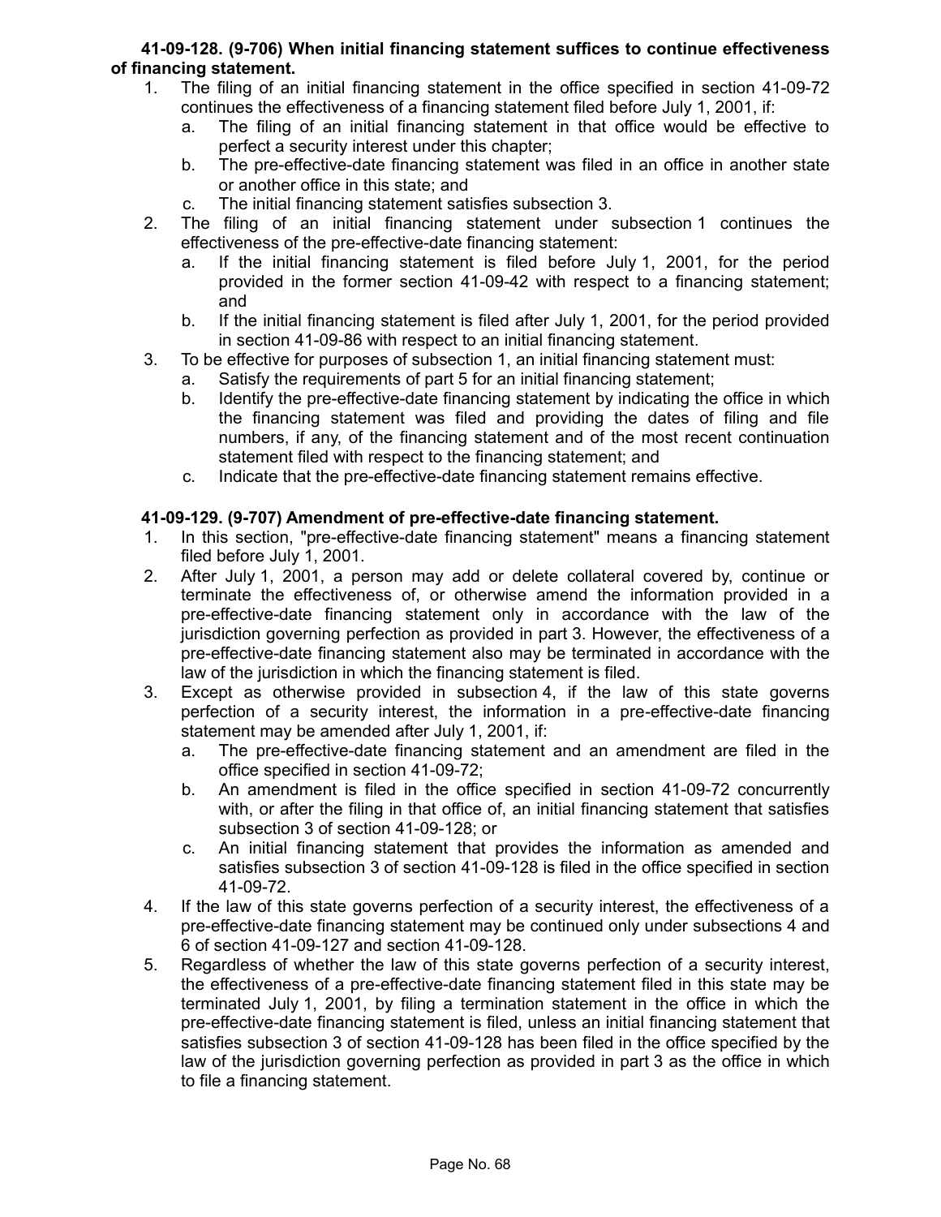**41-09-128. (9-706) When initial financing statement suffices to continue effectiveness of financing statement.**

1. The filing of an initial financing statement in the office specified in section 41-09-72 continues the effectiveness of a financing statement filed before July 1, 2001, if:
   a. The filing of an initial financing statement in that office would be effective to perfect a security interest under this chapter;
   b. The pre-effective-date financing statement was filed in an office in another state or another office in this state; and
   c. The initial financing statement satisfies subsection 3.
2. The filing of an initial financing statement under subsection 1 continues the effectiveness of the pre-effective-date financing statement:
   a. If the initial financing statement is filed before July 1, 2001, for the period provided in the former section 41-09-42 with respect to a financing statement; and
   b. If the initial financing statement is filed after July 1, 2001, for the period provided in section 41-09-86 with respect to an initial financing statement.
3. To be effective for purposes of subsection 1, an initial financing statement must:
   a. Satisfy the requirements of part 5 for an initial financing statement;
   b. Identify the pre-effective-date financing statement by indicating the office in which the financing statement was filed and providing the dates of filing and file numbers, if any, of the financing statement and of the most recent continuation statement filed with respect to the financing statement; and
   c. Indicate that the pre-effective-date financing statement remains effective.

**41-09-129. (9-707) Amendment of pre-effective-date financing statement.**

1. In this section, "pre-effective-date financing statement" means a financing statement filed before July 1, 2001.
2. After July 1, 2001, a person may add or delete collateral covered by, continue or terminate the effectiveness of, or otherwise amend the information provided in a pre-effective-date financing statement only in accordance with the law of the jurisdiction governing perfection as provided in part 3. However, the effectiveness of a pre-effective-date financing statement also may be terminated in accordance with the law of the jurisdiction in which the financing statement is filed.
3. Except as otherwise provided in subsection 4, if the law of this state governs perfection of a security interest, the information in a pre-effective-date financing statement may be amended after July 1, 2001, if:
   a. The pre-effective-date financing statement and an amendment are filed in the office specified in section 41-09-72;
   b. An amendment is filed in the office specified in section 41-09-72 concurrently with, or after the filing in that office of, an initial financing statement that satisfies subsection 3 of section 41-09-128; or
   c. An initial financing statement that provides the information as amended and satisfies subsection 3 of section 41-09-128 is filed in the office specified in section 41-09-72.
4. If the law of this state governs perfection of a security interest, the effectiveness of a pre-effective-date financing statement may be continued only under subsections 4 and 6 of section 41-09-127 and section 41-09-128.
5. Regardless of whether the law of this state governs perfection of a security interest, the effectiveness of a pre-effective-date financing statement filed in this state may be terminated July 1, 2001, by filing a termination statement in the office in which the pre-effective-date financing statement is filed, unless an initial financing statement that satisfies subsection 3 of section 41-09-128 has been filed in the office specified by the law of the jurisdiction governing perfection as provided in part 3 as the office in which to file a financing statement.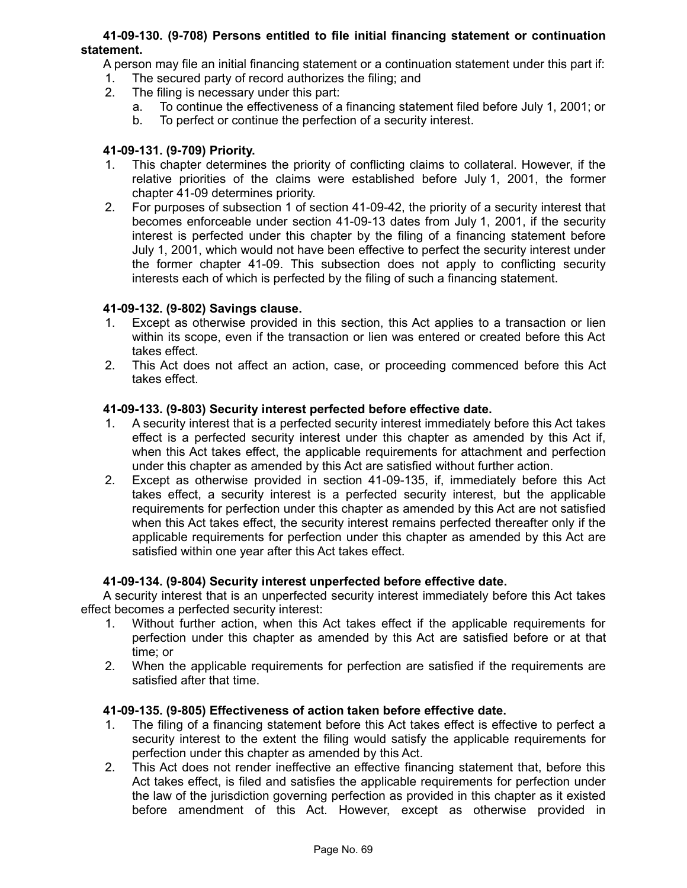**41-09-130. (9-708) Persons entitled to file initial financing statement or continuation statement.**

A person may file an initial financing statement or a continuation statement under this part if:

1. The secured party of record authorizes the filing; and
2. The filing is necessary under this part:
   a. To continue the effectiveness of a financing statement filed before July 1, 2001; or
   b. To perfect or continue the perfection of a security interest.

**41-09-131. (9-709) Priority.**

1. This chapter determines the priority of conflicting claims to collateral. However, if the relative priorities of the claims were established before July 1, 2001, the former chapter 41-09 determines priority.
2. For purposes of subsection 1 of section 41-09-42, the priority of a security interest that becomes enforceable under section 41-09-13 dates from July 1, 2001, if the security interest is perfected under this chapter by the filing of a financing statement before July 1, 2001, which would not have been effective to perfect the security interest under the former chapter 41-09. This subsection does not apply to conflicting security interests each of which is perfected by the filing of such a financing statement.

**41-09-132. (9-802) Savings clause.**

1. Except as otherwise provided in this section, this Act applies to a transaction or lien within its scope, even if the transaction or lien was entered or created before this Act takes effect.
2. This Act does not affect an action, case, or proceeding commenced before this Act takes effect.

**41-09-133. (9-803) Security interest perfected before effective date.**

1. A security interest that is a perfected security interest immediately before this Act takes effect is a perfected security interest under this chapter as amended by this Act if, when this Act takes effect, the applicable requirements for attachment and perfection under this chapter as amended by this Act are satisfied without further action.
2. Except as otherwise provided in section 41-09-135, if, immediately before this Act takes effect, a security interest is a perfected security interest, but the applicable requirements for perfection under this chapter as amended by this Act are not satisfied when this Act takes effect, the security interest remains perfected thereafter only if the applicable requirements for perfection under this chapter as amended by this Act are satisfied within one year after this Act takes effect.

**41-09-134. (9-804) Security interest unperfected before effective date.**

A security interest that is an unperfected security interest immediately before this Act takes effect becomes a perfected security interest:

1. Without further action, when this Act takes effect if the applicable requirements for perfection under this chapter as amended by this Act are satisfied before or at that time; or
2. When the applicable requirements for perfection are satisfied if the requirements are satisfied after that time.

**41-09-135. (9-805) Effectiveness of action taken before effective date.**

1. The filing of a financing statement before this Act takes effect is effective to perfect a security interest to the extent the filing would satisfy the applicable requirements for perfection under this chapter as amended by this Act.
2. This Act does not render ineffective an effective financing statement that, before this Act takes effect, is filed and satisfies the applicable requirements for perfection under the law of the jurisdiction governing perfection as provided in this chapter as it existed before amendment of this Act. However, except as otherwise provided in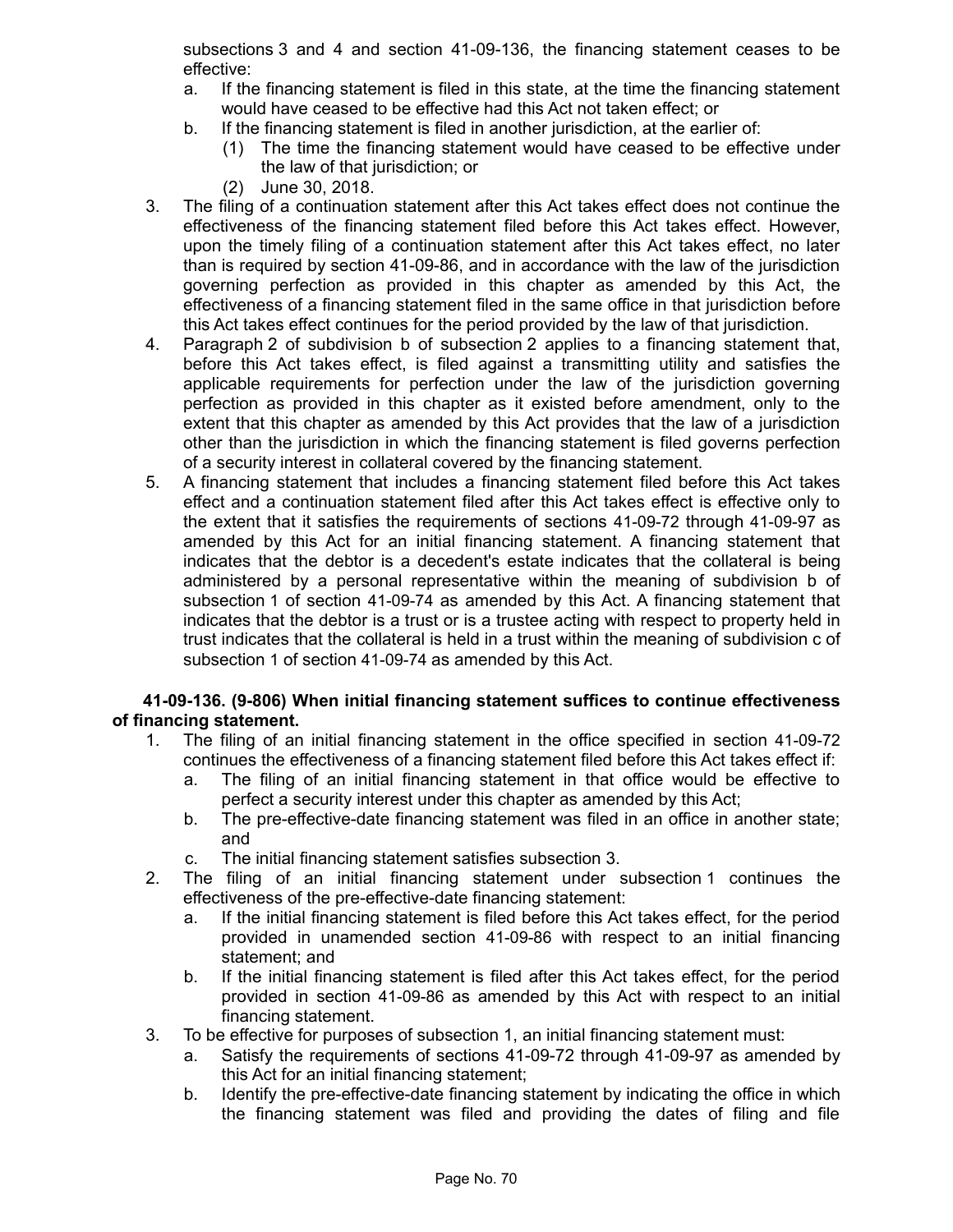subsections 3 and 4 and section 41-09-136, the financing statement ceases to be effective:

a. If the financing statement is filed in this state, at the time the financing statement would have ceased to be effective had this Act not taken effect; or
b. If the financing statement is filed in another jurisdiction, at the earlier of:
   (1) The time the financing statement would have ceased to be effective under the law of that jurisdiction; or
   (2) June 30, 2018.

3. The filing of a continuation statement after this Act takes effect does not continue the effectiveness of the financing statement filed before this Act takes effect. However, upon the timely filing of a continuation statement after this Act takes effect, no later than is required by section 41-09-86, and in accordance with the law of the jurisdiction governing perfection as provided in this chapter as amended by this Act, the effectiveness of a financing statement filed in the same office in that jurisdiction before this Act takes effect continues for the period provided by the law of that jurisdiction.
4. Paragraph 2 of subdivision b of subsection 2 applies to a financing statement that, before this Act takes effect, is filed against a transmitting utility and satisfies the applicable requirements for perfection under the law of the jurisdiction governing perfection as provided in this chapter as it existed before amendment, only to the extent that this chapter as amended by this Act provides that the law of a jurisdiction other than the jurisdiction in which the financing statement is filed governs perfection of a security interest in collateral covered by the financing statement.
5. A financing statement that includes a financing statement filed before this Act takes effect and a continuation statement filed after this Act takes effect is effective only to the extent that it satisfies the requirements of sections 41-09-72 through 41-09-97 as amended by this Act for an initial financing statement. A financing statement that indicates that the debtor is a decedent's estate indicates that the collateral is being administered by a personal representative within the meaning of subdivision b of subsection 1 of section 41-09-74 as amended by this Act. A financing statement that indicates that the debtor is a trust or is a trustee acting with respect to property held in trust indicates that the collateral is held in a trust within the meaning of subdivision c of subsection 1 of section 41-09-74 as amended by this Act.

**41-09-136. (9-806) When initial financing statement suffices to continue effectiveness of financing statement.**

1. The filing of an initial financing statement in the office specified in section 41-09-72 continues the effectiveness of a financing statement filed before this Act takes effect if:
   a. The filing of an initial financing statement in that office would be effective to perfect a security interest under this chapter as amended by this Act;
   b. The pre-effective-date financing statement was filed in an office in another state; and
   c. The initial financing statement satisfies subsection 3.
2. The filing of an initial financing statement under subsection 1 continues the effectiveness of the pre-effective-date financing statement:
   a. If the initial financing statement is filed before this Act takes effect, for the period provided in unamended section 41-09-86 with respect to an initial financing statement; and
   b. If the initial financing statement is filed after this Act takes effect, for the period provided in section 41-09-86 as amended by this Act with respect to an initial financing statement.
3. To be effective for purposes of subsection 1, an initial financing statement must:
   a. Satisfy the requirements of sections 41-09-72 through 41-09-97 as amended by this Act for an initial financing statement;
   b. Identify the pre-effective-date financing statement by indicating the office in which the financing statement was filed and providing the dates of filing and file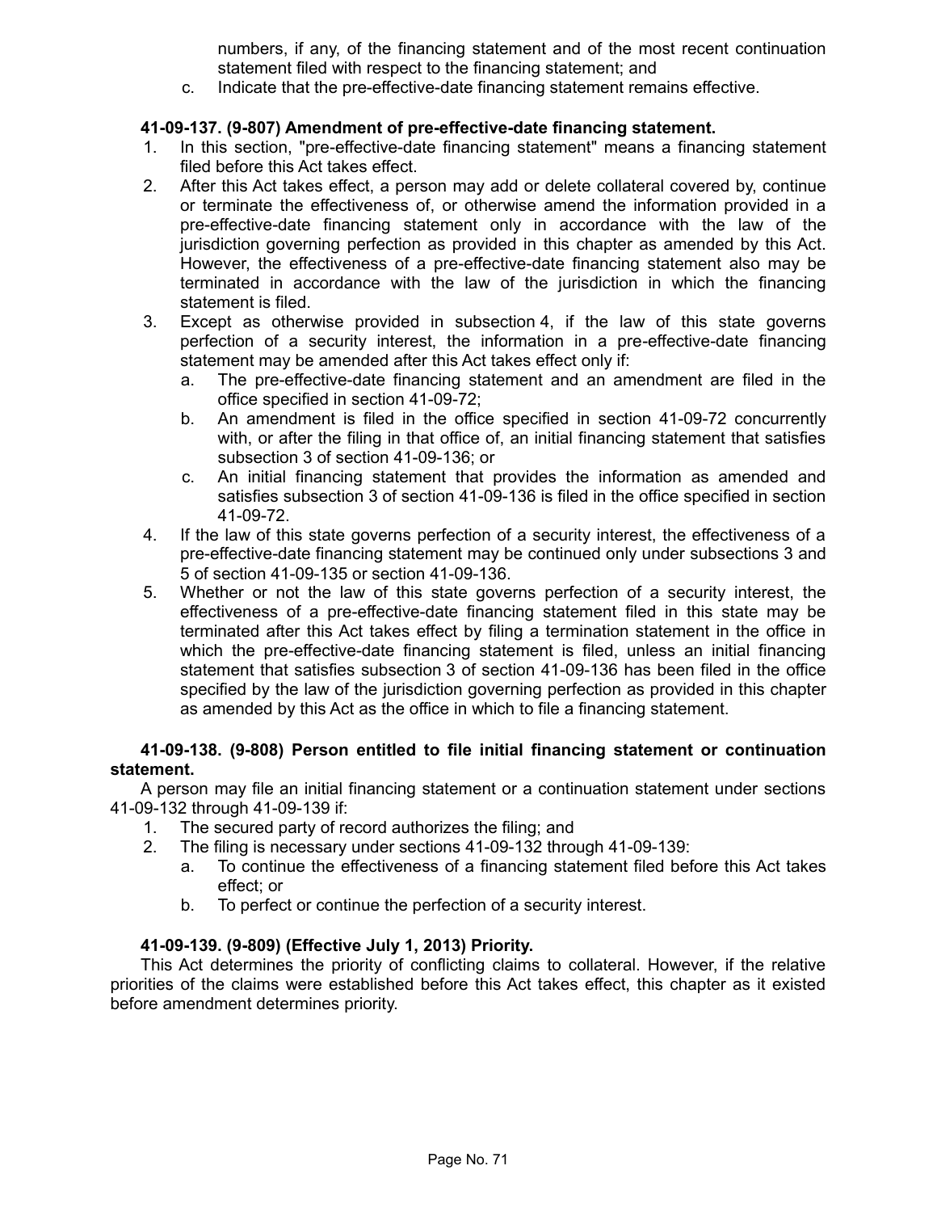numbers, if any, of the financing statement and of the most recent continuation statement filed with respect to the financing statement; and

c. Indicate that the pre-effective-date financing statement remains effective.

**41-09-137. (9-807) Amendment of pre-effective-date financing statement.**

1. In this section, "pre-effective-date financing statement" means a financing statement filed before this Act takes effect.
2. After this Act takes effect, a person may add or delete collateral covered by, continue or terminate the effectiveness of, or otherwise amend the information provided in a pre-effective-date financing statement only in accordance with the law of the jurisdiction governing perfection as provided in this chapter as amended by this Act. However, the effectiveness of a pre-effective-date financing statement also may be terminated in accordance with the law of the jurisdiction in which the financing statement is filed.
3. Except as otherwise provided in subsection 4, if the law of this state governs perfection of a security interest, the information in a pre-effective-date financing statement may be amended after this Act takes effect only if:
   a. The pre-effective-date financing statement and an amendment are filed in the office specified in section 41-09-72;
   b. An amendment is filed in the office specified in section 41-09-72 concurrently with, or after the filing in that office of, an initial financing statement that satisfies subsection 3 of section 41-09-136; or
   c. An initial financing statement that provides the information as amended and satisfies subsection 3 of section 41-09-136 is filed in the office specified in section 41-09-72.
4. If the law of this state governs perfection of a security interest, the effectiveness of a pre-effective-date financing statement may be continued only under subsections 3 and 5 of section 41-09-135 or section 41-09-136.
5. Whether or not the law of this state governs perfection of a security interest, the effectiveness of a pre-effective-date financing statement filed in this state may be terminated after this Act takes effect by filing a termination statement in the office in which the pre-effective-date financing statement is filed, unless an initial financing statement that satisfies subsection 3 of section 41-09-136 has been filed in the office specified by the law of the jurisdiction governing perfection as provided in this chapter as amended by this Act as the office in which to file a financing statement.

**41-09-138. (9-808) Person entitled to file initial financing statement or continuation statement.**

A person may file an initial financing statement or a continuation statement under sections 41-09-132 through 41-09-139 if:

1. The secured party of record authorizes the filing; and
2. The filing is necessary under sections 41-09-132 through 41-09-139:
   a. To continue the effectiveness of a financing statement filed before this Act takes effect; or
   b. To perfect or continue the perfection of a security interest.

**41-09-139. (9-809) (Effective July 1, 2013) Priority.**

This Act determines the priority of conflicting claims to collateral. However, if the relative priorities of the claims were established before this Act takes effect, this chapter as it existed before amendment determines priority.